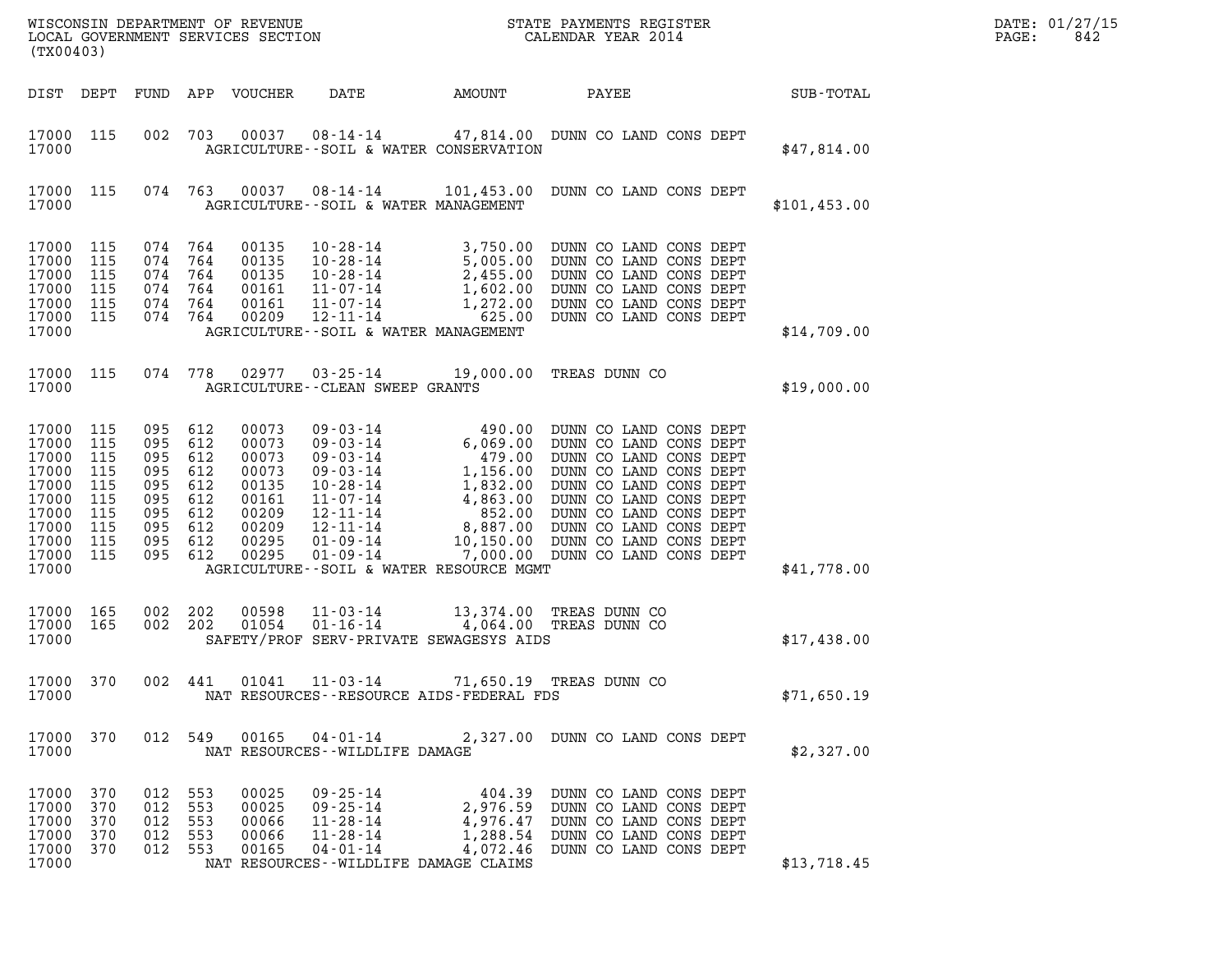WISCONSIN DEPARTMENT OF REVENUE
LOCAL GOVERNMENT SERVICES SECTION
(TX00403)

STATE PAYMENTS REGISTER
CALENDAR YEAR 2014

DATE: 01/27/15

| DIST | DEPT | FUND | APP | VOUCHER | DATE | AMOUNT | PAYEE | SUB-TOTAL |
|---|---|---|---|---|---|---|---|---|
| 17000 | 115 | 002 | 703 | 00037 | 08-14-14 | 47,814.00 | DUNN CO LAND CONS DEPT | |
| 17000 | | | | | AGRICULTURE--SOIL & WATER CONSERVATION | | | $47,814.00 |
| 17000 | 115 | 074 | 763 | 00037 | 08-14-14 | 101,453.00 | DUNN CO LAND CONS DEPT | |
| 17000 | | | | | AGRICULTURE--SOIL & WATER MANAGEMENT | | | $101,453.00 |
| 17000 | 115 | 074 | 764 | 00135 | 10-28-14 | 3,750.00 | DUNN CO LAND CONS DEPT | |
| 17000 | 115 | 074 | 764 | 00135 | 10-28-14 | 5,005.00 | DUNN CO LAND CONS DEPT | |
| 17000 | 115 | 074 | 764 | 00135 | 10-28-14 | 2,455.00 | DUNN CO LAND CONS DEPT | |
| 17000 | 115 | 074 | 764 | 00161 | 11-07-14 | 1,602.00 | DUNN CO LAND CONS DEPT | |
| 17000 | 115 | 074 | 764 | 00161 | 11-07-14 | 1,272.00 | DUNN CO LAND CONS DEPT | |
| 17000 | 115 | 074 | 764 | 00209 | 12-11-14 | 625.00 | DUNN CO LAND CONS DEPT | |
| 17000 | | | | | AGRICULTURE--SOIL & WATER MANAGEMENT | | | $14,709.00 |
| 17000 | 115 | 074 | 778 | 02977 | 03-25-14 | 19,000.00 | TREAS DUNN CO | |
| 17000 | | | | | AGRICULTURE--CLEAN SWEEP GRANTS | | | $19,000.00 |
| 17000 | 115 | 095 | 612 | 00073 | 09-03-14 | 490.00 | DUNN CO LAND CONS DEPT | |
| 17000 | 115 | 095 | 612 | 00073 | 09-03-14 | 6,069.00 | DUNN CO LAND CONS DEPT | |
| 17000 | 115 | 095 | 612 | 00073 | 09-03-14 | 479.00 | DUNN CO LAND CONS DEPT | |
| 17000 | 115 | 095 | 612 | 00073 | 09-03-14 | 1,156.00 | DUNN CO LAND CONS DEPT | |
| 17000 | 115 | 095 | 612 | 00135 | 10-28-14 | 1,832.00 | DUNN CO LAND CONS DEPT | |
| 17000 | 115 | 095 | 612 | 00161 | 11-07-14 | 4,863.00 | DUNN CO LAND CONS DEPT | |
| 17000 | 115 | 095 | 612 | 00209 | 12-11-14 | 852.00 | DUNN CO LAND CONS DEPT | |
| 17000 | 115 | 095 | 612 | 00209 | 12-11-14 | 8,887.00 | DUNN CO LAND CONS DEPT | |
| 17000 | 115 | 095 | 612 | 00295 | 01-09-14 | 10,150.00 | DUNN CO LAND CONS DEPT | |
| 17000 | 115 | 095 | 612 | 00295 | 01-09-14 | 7,000.00 | DUNN CO LAND CONS DEPT | |
| 17000 | | | | | AGRICULTURE--SOIL & WATER RESOURCE MGMT | | | $41,778.00 |
| 17000 | 165 | 002 | 202 | 00598 | 11-03-14 | 13,374.00 | TREAS DUNN CO | |
| 17000 | 165 | 002 | 202 | 01054 | 01-16-14 | 4,064.00 | TREAS DUNN CO | |
| 17000 | | | | | SAFETY/PROF SERV-PRIVATE SEWAGESYS AIDS | | | $17,438.00 |
| 17000 | 370 | 002 | 441 | 01041 | 11-03-14 | 71,650.19 | TREAS DUNN CO | |
| 17000 | | | | | NAT RESOURCES--RESOURCE AIDS-FEDERAL FDS | | | $71,650.19 |
| 17000 | 370 | 012 | 549 | 00165 | 04-01-14 | 2,327.00 | DUNN CO LAND CONS DEPT | |
| 17000 | | | | | NAT RESOURCES--WILDLIFE DAMAGE | | | $2,327.00 |
| 17000 | 370 | 012 | 553 | 00025 | 09-25-14 | 404.39 | DUNN CO LAND CONS DEPT | |
| 17000 | 370 | 012 | 553 | 00025 | 09-25-14 | 2,976.59 | DUNN CO LAND CONS DEPT | |
| 17000 | 370 | 012 | 553 | 00066 | 11-28-14 | 4,976.47 | DUNN CO LAND CONS DEPT | |
| 17000 | 370 | 012 | 553 | 00066 | 11-28-14 | 1,288.54 | DUNN CO LAND CONS DEPT | |
| 17000 | 370 | 012 | 553 | 00165 | 04-01-14 | 4,072.46 | DUNN CO LAND CONS DEPT | |
| 17000 | | | | | NAT RESOURCES--WILDLIFE DAMAGE CLAIMS | | | $13,718.45 |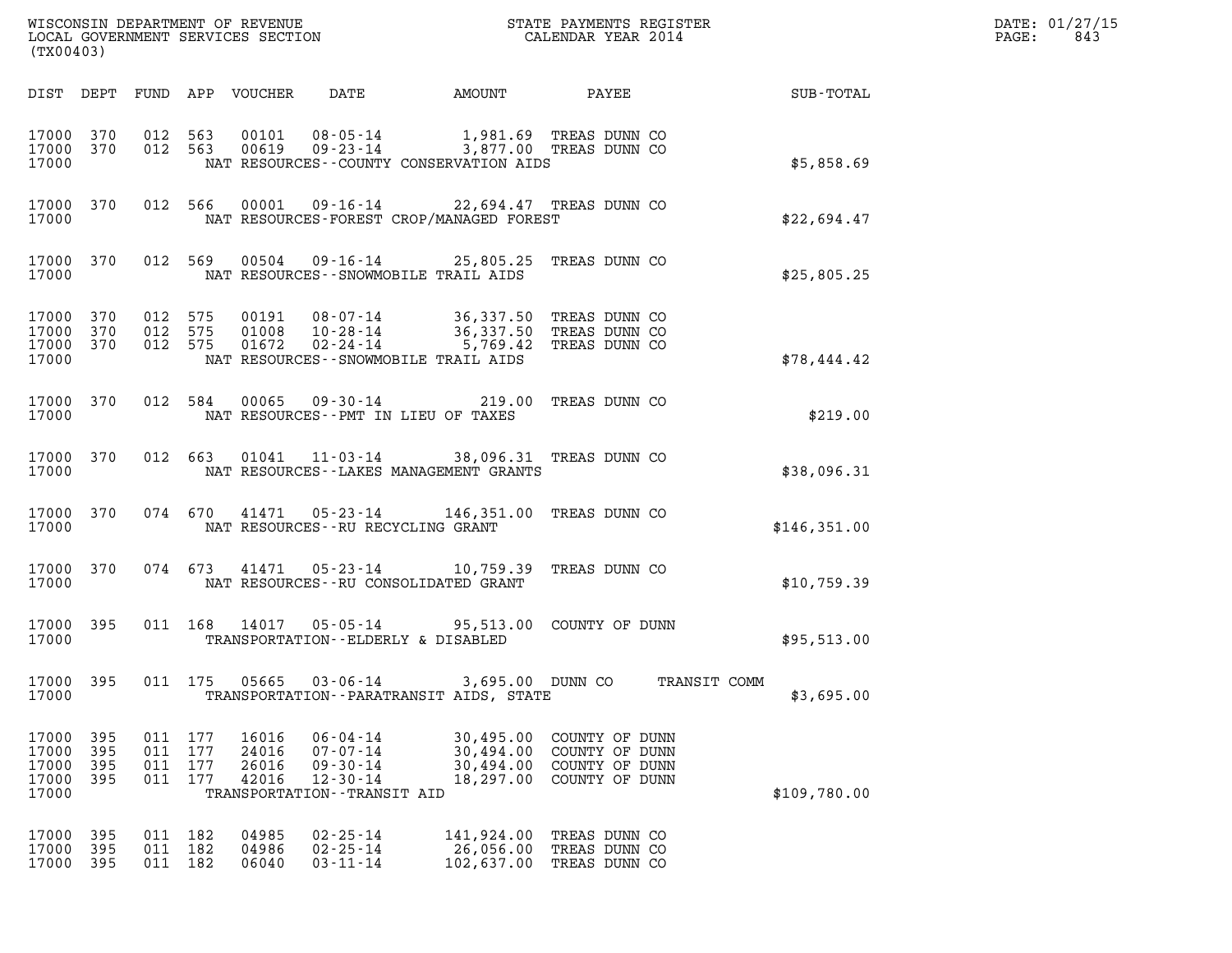WISCONSIN DEPARTMENT OF REVENUE
LOCAL GOVERNMENT SERVICES SECTION
(TX00403)

STATE PAYMENTS REGISTER
CALENDAR YEAR 2014

DATE: 01/27/15

| DIST | DEPT | FUND | APP | VOUCHER | DATE | AMOUNT | PAYEE | SUB-TOTAL |
|---|---|---|---|---|---|---|---|---|
| 17000 | 370 | 012 | 563 | 00101 | 08-05-14 | 1,981.69 | TREAS DUNN CO | |
| 17000 | 370 | 012 | 563 | 00619 | 09-23-14 | 3,877.00 | TREAS DUNN CO | |
| 17000 | | | | | NAT RESOURCES--COUNTY CONSERVATION AIDS | | | $5,858.69 |
| 17000 | 370 | 012 | 566 | 00001 | 09-16-14 | 22,694.47 | TREAS DUNN CO | |
| 17000 | | | | | NAT RESOURCES-FOREST CROP/MANAGED FOREST | | | $22,694.47 |
| 17000 | 370 | 012 | 569 | 00504 | 09-16-14 | 25,805.25 | TREAS DUNN CO | |
| 17000 | | | | | NAT RESOURCES--SNOWMOBILE TRAIL AIDS | | | $25,805.25 |
| 17000 | 370 | 012 | 575 | 00191 | 08-07-14 | 36,337.50 | TREAS DUNN CO | |
| 17000 | 370 | 012 | 575 | 01008 | 10-28-14 | 36,337.50 | TREAS DUNN CO | |
| 17000 | 370 | 012 | 575 | 01672 | 02-24-14 | 5,769.42 | TREAS DUNN CO | |
| 17000 | | | | | NAT RESOURCES--SNOWMOBILE TRAIL AIDS | | | $78,444.42 |
| 17000 | 370 | 012 | 584 | 00065 | 09-30-14 | 219.00 | TREAS DUNN CO | |
| 17000 | | | | | NAT RESOURCES--PMT IN LIEU OF TAXES | | | $219.00 |
| 17000 | 370 | 012 | 663 | 01041 | 11-03-14 | 38,096.31 | TREAS DUNN CO | |
| 17000 | | | | | NAT RESOURCES--LAKES MANAGEMENT GRANTS | | | $38,096.31 |
| 17000 | 370 | 074 | 670 | 41471 | 05-23-14 | 146,351.00 | TREAS DUNN CO | |
| 17000 | | | | | NAT RESOURCES--RU RECYCLING GRANT | | | $146,351.00 |
| 17000 | 370 | 074 | 673 | 41471 | 05-23-14 | 10,759.39 | TREAS DUNN CO | |
| 17000 | | | | | NAT RESOURCES--RU CONSOLIDATED GRANT | | | $10,759.39 |
| 17000 | 395 | 011 | 168 | 14017 | 05-05-14 | 95,513.00 | COUNTY OF DUNN | |
| 17000 | | | | | TRANSPORTATION--ELDERLY & DISABLED | | | $95,513.00 |
| 17000 | 395 | 011 | 175 | 05665 | 03-06-14 | 3,695.00 | DUNN CO TRANSIT COMM | |
| 17000 | | | | | TRANSPORTATION--PARATRANSIT AIDS, STATE | | | $3,695.00 |
| 17000 | 395 | 011 | 177 | 16016 | 06-04-14 | 30,495.00 | COUNTY OF DUNN | |
| 17000 | 395 | 011 | 177 | 24016 | 07-07-14 | 30,494.00 | COUNTY OF DUNN | |
| 17000 | 395 | 011 | 177 | 26016 | 09-30-14 | 30,494.00 | COUNTY OF DUNN | |
| 17000 | 395 | 011 | 177 | 42016 | 12-30-14 | 18,297.00 | COUNTY OF DUNN | |
| 17000 | | | | | TRANSPORTATION--TRANSIT AID | | | $109,780.00 |
| 17000 | 395 | 011 | 182 | 04985 | 02-25-14 | 141,924.00 | TREAS DUNN CO | |
| 17000 | 395 | 011 | 182 | 04986 | 02-25-14 | 26,056.00 | TREAS DUNN CO | |
| 17000 | 395 | 011 | 182 | 06040 | 03-11-14 | 102,637.00 | TREAS DUNN CO | |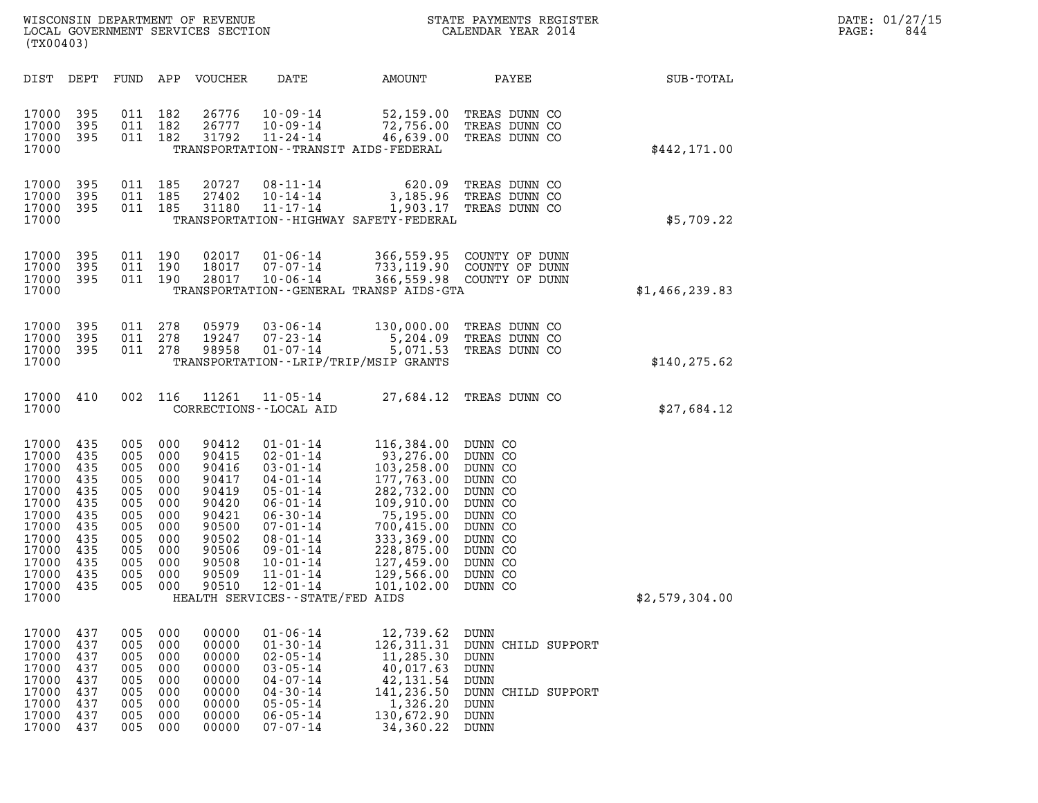| DIST | DEPT | FUND | APP | VOUCHER | DATE | AMOUNT | PAYEE | SUB-TOTAL |
|---|---|---|---|---|---|---|---|---|
| 17000 | 395 | 011 | 182 | 26776 | 10-09-14 | 52,159.00 | TREAS DUNN CO | |
| 17000 | 395 | 011 | 182 | 26777 | 10-09-14 | 72,756.00 | TREAS DUNN CO | |
| 17000 | 395 | 011 | 182 | 31792 | 11-24-14 | 46,639.00 | TREAS DUNN CO | |
| 17000 | | | | | TRANSPORTATION--TRANSIT AIDS-FEDERAL | | | $442,171.00 |
| 17000 | 395 | 011 | 185 | 20727 | 08-11-14 | 620.09 | TREAS DUNN CO | |
| 17000 | 395 | 011 | 185 | 27402 | 10-14-14 | 3,185.96 | TREAS DUNN CO | |
| 17000 | 395 | 011 | 185 | 31180 | 11-17-14 | 1,903.17 | TREAS DUNN CO | |
| 17000 | | | | | TRANSPORTATION--HIGHWAY SAFETY-FEDERAL | | | $5,709.22 |
| 17000 | 395 | 011 | 190 | 02017 | 01-06-14 | 366,559.95 | COUNTY OF DUNN | |
| 17000 | 395 | 011 | 190 | 18017 | 07-07-14 | 733,119.90 | COUNTY OF DUNN | |
| 17000 | 395 | 011 | 190 | 28017 | 10-06-14 | 366,559.98 | COUNTY OF DUNN | |
| 17000 | | | | | TRANSPORTATION--GENERAL TRANSP AIDS-GTA | | | $1,466,239.83 |
| 17000 | 395 | 011 | 278 | 05979 | 03-06-14 | 130,000.00 | TREAS DUNN CO | |
| 17000 | 395 | 011 | 278 | 19247 | 07-23-14 | 5,204.09 | TREAS DUNN CO | |
| 17000 | 395 | 011 | 278 | 98958 | 01-07-14 | 5,071.53 | TREAS DUNN CO | |
| 17000 | | | | | TRANSPORTATION--LRIP/TRIP/MSIP GRANTS | | | $140,275.62 |
| 17000 | 410 | 002 | 116 | 11261 | 11-05-14 | 27,684.12 | TREAS DUNN CO | |
| 17000 | | | | | CORRECTIONS--LOCAL AID | | | $27,684.12 |
| 17000 | 435 | 005 | 000 | 90412 | 01-01-14 | 116,384.00 | DUNN CO | |
| 17000 | 435 | 005 | 000 | 90415 | 02-01-14 | 93,276.00 | DUNN CO | |
| 17000 | 435 | 005 | 000 | 90416 | 03-01-14 | 103,258.00 | DUNN CO | |
| 17000 | 435 | 005 | 000 | 90417 | 04-01-14 | 177,763.00 | DUNN CO | |
| 17000 | 435 | 005 | 000 | 90419 | 05-01-14 | 282,732.00 | DUNN CO | |
| 17000 | 435 | 005 | 000 | 90420 | 06-01-14 | 109,910.00 | DUNN CO | |
| 17000 | 435 | 005 | 000 | 90421 | 06-30-14 | 75,195.00 | DUNN CO | |
| 17000 | 435 | 005 | 000 | 90500 | 07-01-14 | 700,415.00 | DUNN CO | |
| 17000 | 435 | 005 | 000 | 90502 | 08-01-14 | 333,369.00 | DUNN CO | |
| 17000 | 435 | 005 | 000 | 90506 | 09-01-14 | 228,875.00 | DUNN CO | |
| 17000 | 435 | 005 | 000 | 90508 | 10-01-14 | 127,459.00 | DUNN CO | |
| 17000 | 435 | 005 | 000 | 90509 | 11-01-14 | 129,566.00 | DUNN CO | |
| 17000 | 435 | 005 | 000 | 90510 | 12-01-14 | 101,102.00 | DUNN CO | |
| 17000 | | | | | HEALTH SERVICES--STATE/FED AIDS | | | $2,579,304.00 |
| 17000 | 437 | 005 | 000 | 00000 | 01-06-14 | 12,739.62 | DUNN | |
| 17000 | 437 | 005 | 000 | 00000 | 01-30-14 | 126,311.31 | DUNN CHILD SUPPORT | |
| 17000 | 437 | 005 | 000 | 00000 | 02-05-14 | 11,285.30 | DUNN | |
| 17000 | 437 | 005 | 000 | 00000 | 03-05-14 | 40,017.63 | DUNN | |
| 17000 | 437 | 005 | 000 | 00000 | 04-07-14 | 42,131.54 | DUNN | |
| 17000 | 437 | 005 | 000 | 00000 | 04-30-14 | 141,236.50 | DUNN CHILD SUPPORT | |
| 17000 | 437 | 005 | 000 | 00000 | 05-05-14 | 1,326.20 | DUNN | |
| 17000 | 437 | 005 | 000 | 00000 | 06-05-14 | 130,672.90 | DUNN | |
| 17000 | 437 | 005 | 000 | 00000 | 07-07-14 | 34,360.22 | DUNN | |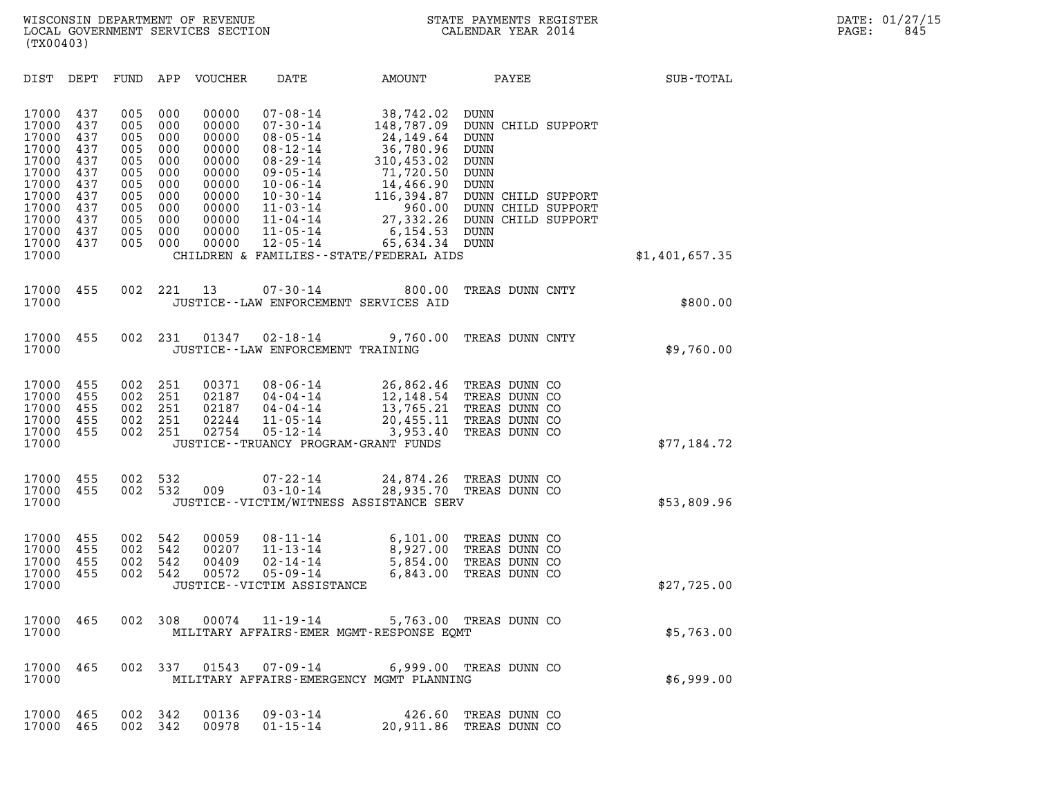WISCONSIN DEPARTMENT OF REVENUE
LOCAL GOVERNMENT SERVICES SECTION
(TX00403)

STATE PAYMENTS REGISTER
CALENDAR YEAR 2014

DATE: 01/27/15
PAGE: 845

| DIST | DEPT | FUND | APP | VOUCHER | DATE | AMOUNT | PAYEE | SUB-TOTAL |
|---|---|---|---|---|---|---|---|---|
| 17000 | 437 | 005 | 000 | 00000 | 07-08-14 | 38,742.02 | DUNN | |
| 17000 | 437 | 005 | 000 | 00000 | 07-30-14 | 148,787.09 | DUNN CHILD SUPPORT | |
| 17000 | 437 | 005 | 000 | 00000 | 08-05-14 | 24,149.64 | DUNN | |
| 17000 | 437 | 005 | 000 | 00000 | 08-12-14 | 36,780.96 | DUNN | |
| 17000 | 437 | 005 | 000 | 00000 | 08-29-14 | 310,453.02 | DUNN | |
| 17000 | 437 | 005 | 000 | 00000 | 09-05-14 | 71,720.50 | DUNN | |
| 17000 | 437 | 005 | 000 | 00000 | 10-06-14 | 14,466.90 | DUNN | |
| 17000 | 437 | 005 | 000 | 00000 | 10-30-14 | 116,394.87 | DUNN CHILD SUPPORT | |
| 17000 | 437 | 005 | 000 | 00000 | 11-03-14 | 960.00 | DUNN CHILD SUPPORT | |
| 17000 | 437 | 005 | 000 | 00000 | 11-04-14 | 27,332.26 | DUNN CHILD SUPPORT | |
| 17000 | 437 | 005 | 000 | 00000 | 11-05-14 | 6,154.53 | DUNN | |
| 17000 | 437 | 005 | 000 | 00000 | 12-05-14 | 65,634.34 | DUNN | |
| 17000 | | | | | CHILDREN & FAMILIES--STATE/FEDERAL AIDS | | | $1,401,657.35 |
| 17000 | 455 | 002 | 221 | 13 | 07-30-14 | 800.00 | TREAS DUNN CNTY | |
| 17000 | | | | | JUSTICE--LAW ENFORCEMENT SERVICES AID | | | $800.00 |
| 17000 | 455 | 002 | 231 | 01347 | 02-18-14 | 9,760.00 | TREAS DUNN CNTY | |
| 17000 | | | | | JUSTICE--LAW ENFORCEMENT TRAINING | | | $9,760.00 |
| 17000 | 455 | 002 | 251 | 00371 | 08-06-14 | 26,862.46 | TREAS DUNN CO | |
| 17000 | 455 | 002 | 251 | 02187 | 04-04-14 | 12,148.54 | TREAS DUNN CO | |
| 17000 | 455 | 002 | 251 | 02187 | 04-04-14 | 13,765.21 | TREAS DUNN CO | |
| 17000 | 455 | 002 | 251 | 02244 | 11-05-14 | 20,455.11 | TREAS DUNN CO | |
| 17000 | 455 | 002 | 251 | 02754 | 05-12-14 | 3,953.40 | TREAS DUNN CO | |
| 17000 | | | | | JUSTICE--TRUANCY PROGRAM-GRANT FUNDS | | | $77,184.72 |
| 17000 | 455 | 002 | 532 | | 07-22-14 | 24,874.26 | TREAS DUNN CO | |
| 17000 | 455 | 002 | 532 | 009 | 03-10-14 | 28,935.70 | TREAS DUNN CO | |
| 17000 | | | | | JUSTICE--VICTIM/WITNESS ASSISTANCE SERV | | | $53,809.96 |
| 17000 | 455 | 002 | 542 | 00059 | 08-11-14 | 6,101.00 | TREAS DUNN CO | |
| 17000 | 455 | 002 | 542 | 00207 | 11-13-14 | 8,927.00 | TREAS DUNN CO | |
| 17000 | 455 | 002 | 542 | 00409 | 02-14-14 | 5,854.00 | TREAS DUNN CO | |
| 17000 | 455 | 002 | 542 | 00572 | 05-09-14 | 6,843.00 | TREAS DUNN CO | |
| 17000 | | | | | JUSTICE--VICTIM ASSISTANCE | | | $27,725.00 |
| 17000 | 465 | 002 | 308 | 00074 | 11-19-14 | 5,763.00 | TREAS DUNN CO | |
| 17000 | | | | | MILITARY AFFAIRS-EMER MGMT-RESPONSE EQMT | | | $5,763.00 |
| 17000 | 465 | 002 | 337 | 01543 | 07-09-14 | 6,999.00 | TREAS DUNN CO | |
| 17000 | | | | | MILITARY AFFAIRS-EMERGENCY MGMT PLANNING | | | $6,999.00 |
| 17000 | 465 | 002 | 342 | 00136 | 09-03-14 | 426.60 | TREAS DUNN CO | |
| 17000 | 465 | 002 | 342 | 00978 | 01-15-14 | 20,911.86 | TREAS DUNN CO | |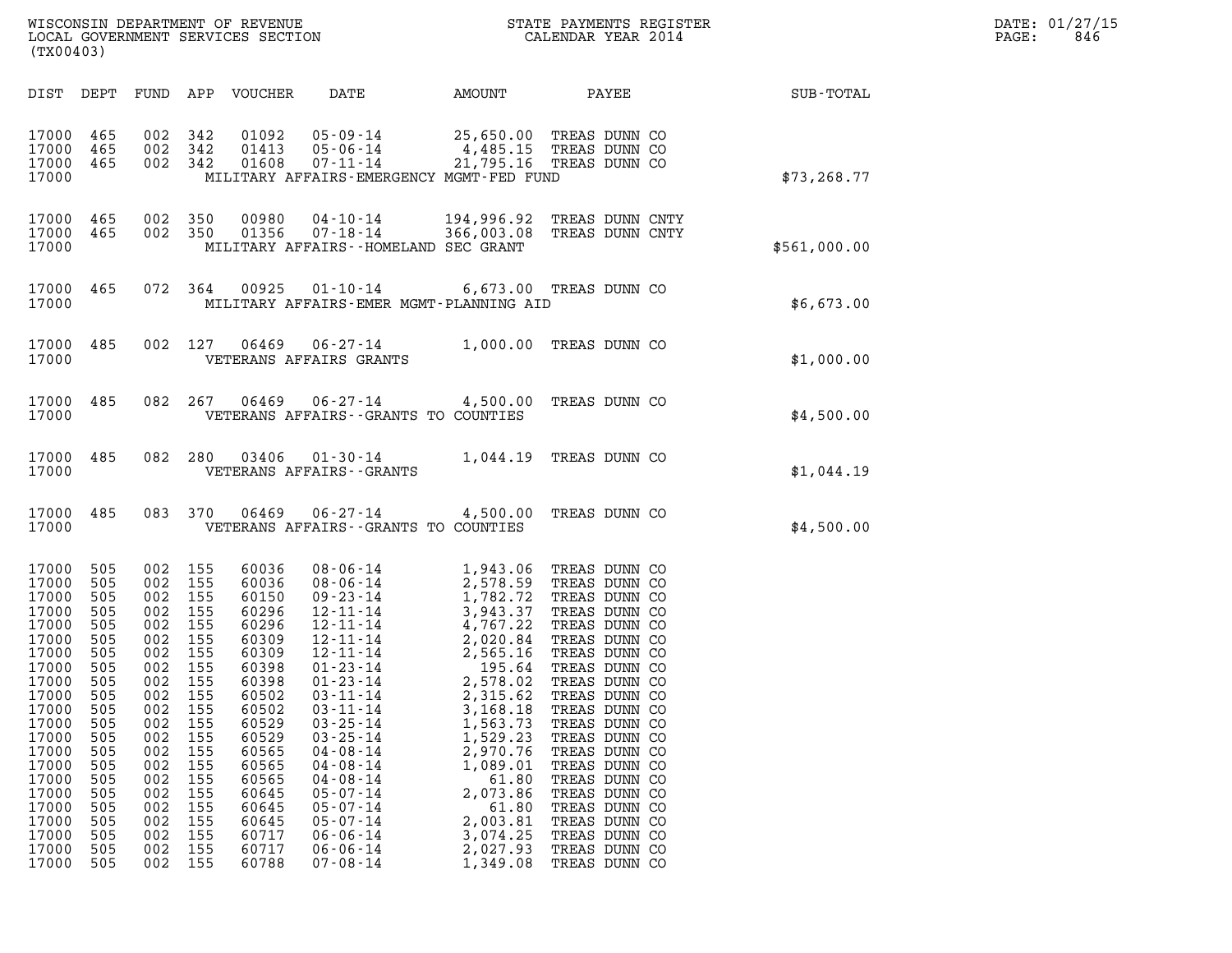WISCONSIN DEPARTMENT OF REVENUE
LOCAL GOVERNMENT SERVICES SECTION
(TX00403)

STATE PAYMENTS REGISTER
CALENDAR YEAR 2014

DATE: 01/27/15
PAGE: 846

| DIST | DEPT | FUND | APP | VOUCHER | DATE | AMOUNT | PAYEE | SUB-TOTAL |
|---|---|---|---|---|---|---|---|---|
| 17000 | 465 | 002 | 342 | 01092 | 05-09-14 | 25,650.00 | TREAS DUNN CO | |
| 17000 | 465 | 002 | 342 | 01413 | 05-06-14 | 4,485.15 | TREAS DUNN CO | |
| 17000 | 465 | 002 | 342 | 01608 | 07-11-14 | 21,795.16 | TREAS DUNN CO | |
| 17000 | | | | | MILITARY AFFAIRS-EMERGENCY MGMT-FED FUND | | | $73,268.77 |
| 17000 | 465 | 002 | 350 | 00980 | 04-10-14 | 194,996.92 | TREAS DUNN CNTY | |
| 17000 | 465 | 002 | 350 | 01356 | 07-18-14 | 366,003.08 | TREAS DUNN CNTY | |
| 17000 | | | | | MILITARY AFFAIRS--HOMELAND SEC GRANT | | | $561,000.00 |
| 17000 | 465 | 072 | 364 | 00925 | 01-10-14 | 6,673.00 | TREAS DUNN CO | |
| 17000 | | | | | MILITARY AFFAIRS-EMER MGMT-PLANNING AID | | | $6,673.00 |
| 17000 | 485 | 002 | 127 | 06469 | 06-27-14 | 1,000.00 | TREAS DUNN CO | |
| 17000 | | | | | VETERANS AFFAIRS GRANTS | | | $1,000.00 |
| 17000 | 485 | 082 | 267 | 06469 | 06-27-14 | 4,500.00 | TREAS DUNN CO | |
| 17000 | | | | | VETERANS AFFAIRS--GRANTS TO COUNTIES | | | $4,500.00 |
| 17000 | 485 | 082 | 280 | 03406 | 01-30-14 | 1,044.19 | TREAS DUNN CO | |
| 17000 | | | | | VETERANS AFFAIRS--GRANTS | | | $1,044.19 |
| 17000 | 485 | 083 | 370 | 06469 | 06-27-14 | 4,500.00 | TREAS DUNN CO | |
| 17000 | | | | | VETERANS AFFAIRS--GRANTS TO COUNTIES | | | $4,500.00 |
| 17000 | 505 | 002 | 155 | 60036 | 08-06-14 | 1,943.06 | TREAS DUNN CO | |
| 17000 | 505 | 002 | 155 | 60036 | 08-06-14 | 2,578.59 | TREAS DUNN CO | |
| 17000 | 505 | 002 | 155 | 60150 | 09-23-14 | 1,782.72 | TREAS DUNN CO | |
| 17000 | 505 | 002 | 155 | 60296 | 12-11-14 | 3,943.37 | TREAS DUNN CO | |
| 17000 | 505 | 002 | 155 | 60296 | 12-11-14 | 4,767.22 | TREAS DUNN CO | |
| 17000 | 505 | 002 | 155 | 60309 | 12-11-14 | 2,020.84 | TREAS DUNN CO | |
| 17000 | 505 | 002 | 155 | 60309 | 12-11-14 | 2,565.16 | TREAS DUNN CO | |
| 17000 | 505 | 002 | 155 | 60398 | 01-23-14 | 195.64 | TREAS DUNN CO | |
| 17000 | 505 | 002 | 155 | 60398 | 01-23-14 | 2,578.02 | TREAS DUNN CO | |
| 17000 | 505 | 002 | 155 | 60502 | 03-11-14 | 2,315.62 | TREAS DUNN CO | |
| 17000 | 505 | 002 | 155 | 60502 | 03-11-14 | 3,168.18 | TREAS DUNN CO | |
| 17000 | 505 | 002 | 155 | 60529 | 03-25-14 | 1,563.73 | TREAS DUNN CO | |
| 17000 | 505 | 002 | 155 | 60529 | 03-25-14 | 1,529.23 | TREAS DUNN CO | |
| 17000 | 505 | 002 | 155 | 60565 | 04-08-14 | 2,970.76 | TREAS DUNN CO | |
| 17000 | 505 | 002 | 155 | 60565 | 04-08-14 | 1,089.01 | TREAS DUNN CO | |
| 17000 | 505 | 002 | 155 | 60565 | 04-08-14 | 61.80 | TREAS DUNN CO | |
| 17000 | 505 | 002 | 155 | 60645 | 05-07-14 | 2,073.86 | TREAS DUNN CO | |
| 17000 | 505 | 002 | 155 | 60645 | 05-07-14 | 61.80 | TREAS DUNN CO | |
| 17000 | 505 | 002 | 155 | 60645 | 05-07-14 | 2,003.81 | TREAS DUNN CO | |
| 17000 | 505 | 002 | 155 | 60717 | 06-06-14 | 3,074.25 | TREAS DUNN CO | |
| 17000 | 505 | 002 | 155 | 60717 | 06-06-14 | 2,027.93 | TREAS DUNN CO | |
| 17000 | 505 | 002 | 155 | 60788 | 07-08-14 | 1,349.08 | TREAS DUNN CO | |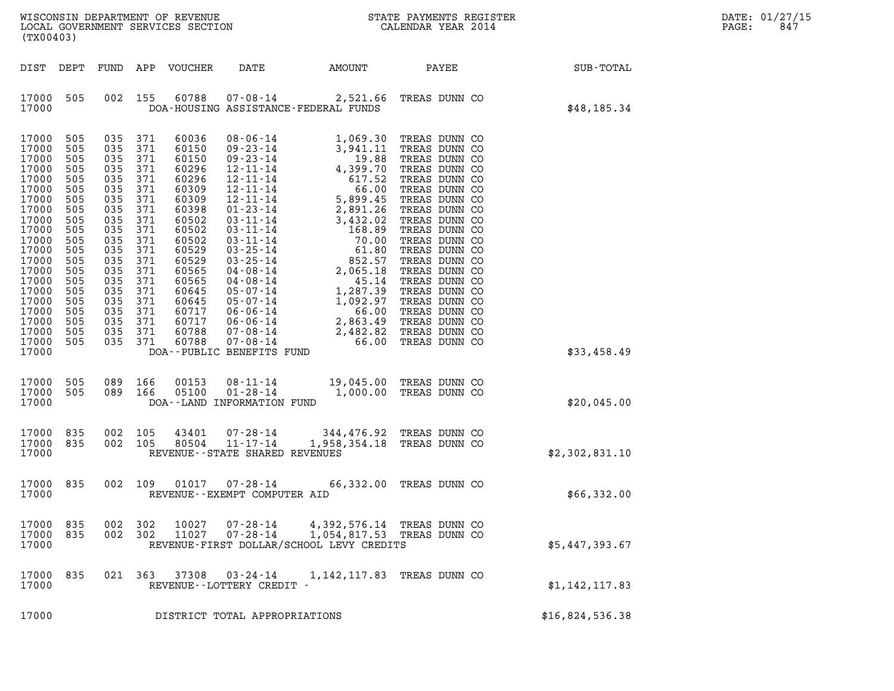WISCONSIN DEPARTMENT OF REVENUE
LOCAL GOVERNMENT SERVICES SECTION
(TX00403)

STATE PAYMENTS REGISTER
CALENDAR YEAR 2014

DATE: 01/27/15
PAGE: 847

| DIST | DEPT | FUND | APP | VOUCHER | DATE | AMOUNT | PAYEE | SUB-TOTAL |
|---|---|---|---|---|---|---|---|---|
| 17000 | 505 | 002 | 155 | 60788 | 07-08-14 | 2,521.66 | TREAS DUNN CO | |
| 17000 | | | | | DOA-HOUSING ASSISTANCE-FEDERAL FUNDS | | | $48,185.34 |
| 17000 | 505 | 035 | 371 | 60036 | 08-06-14 | 1,069.30 | TREAS DUNN CO | |
| 17000 | 505 | 035 | 371 | 60150 | 09-23-14 | 3,941.11 | TREAS DUNN CO | |
| 17000 | 505 | 035 | 371 | 60150 | 09-23-14 | 19.88 | TREAS DUNN CO | |
| 17000 | 505 | 035 | 371 | 60296 | 12-11-14 | 4,399.70 | TREAS DUNN CO | |
| 17000 | 505 | 035 | 371 | 60296 | 12-11-14 | 617.52 | TREAS DUNN CO | |
| 17000 | 505 | 035 | 371 | 60309 | 12-11-14 | 66.00 | TREAS DUNN CO | |
| 17000 | 505 | 035 | 371 | 60309 | 12-11-14 | 5,899.45 | TREAS DUNN CO | |
| 17000 | 505 | 035 | 371 | 60398 | 01-23-14 | 2,891.26 | TREAS DUNN CO | |
| 17000 | 505 | 035 | 371 | 60502 | 03-11-14 | 3,432.02 | TREAS DUNN CO | |
| 17000 | 505 | 035 | 371 | 60502 | 03-11-14 | 168.89 | TREAS DUNN CO | |
| 17000 | 505 | 035 | 371 | 60502 | 03-11-14 | 70.00 | TREAS DUNN CO | |
| 17000 | 505 | 035 | 371 | 60529 | 03-25-14 | 61.80 | TREAS DUNN CO | |
| 17000 | 505 | 035 | 371 | 60529 | 03-25-14 | 852.57 | TREAS DUNN CO | |
| 17000 | 505 | 035 | 371 | 60565 | 04-08-14 | 2,065.18 | TREAS DUNN CO | |
| 17000 | 505 | 035 | 371 | 60565 | 04-08-14 | 45.14 | TREAS DUNN CO | |
| 17000 | 505 | 035 | 371 | 60645 | 05-07-14 | 1,287.39 | TREAS DUNN CO | |
| 17000 | 505 | 035 | 371 | 60645 | 05-07-14 | 1,092.97 | TREAS DUNN CO | |
| 17000 | 505 | 035 | 371 | 60717 | 06-06-14 | 66.00 | TREAS DUNN CO | |
| 17000 | 505 | 035 | 371 | 60717 | 06-06-14 | 2,863.49 | TREAS DUNN CO | |
| 17000 | 505 | 035 | 371 | 60788 | 07-08-14 | 2,482.82 | TREAS DUNN CO | |
| 17000 | 505 | 035 | 371 | 60788 | 07-08-14 | 66.00 | TREAS DUNN CO | |
| 17000 | | | | | DOA--PUBLIC BENEFITS FUND | | | $33,458.49 |
| 17000 | 505 | 089 | 166 | 00153 | 08-11-14 | 19,045.00 | TREAS DUNN CO | |
| 17000 | 505 | 089 | 166 | 05100 | 01-28-14 | 1,000.00 | TREAS DUNN CO | |
| 17000 | | | | | DOA--LAND INFORMATION FUND | | | $20,045.00 |
| 17000 | 835 | 002 | 105 | 43401 | 07-28-14 | 344,476.92 | TREAS DUNN CO | |
| 17000 | 835 | 002 | 105 | 80504 | 11-17-14 | 1,958,354.18 | TREAS DUNN CO | |
| 17000 | | | | | REVENUE--STATE SHARED REVENUES | | | $2,302,831.10 |
| 17000 | 835 | 002 | 109 | 01017 | 07-28-14 | 66,332.00 | TREAS DUNN CO | |
| 17000 | | | | | REVENUE--EXEMPT COMPUTER AID | | | $66,332.00 |
| 17000 | 835 | 002 | 302 | 10027 | 07-28-14 | 4,392,576.14 | TREAS DUNN CO | |
| 17000 | 835 | 002 | 302 | 11027 | 07-28-14 | 1,054,817.53 | TREAS DUNN CO | |
| 17000 | | | | | REVENUE-FIRST DOLLAR/SCHOOL LEVY CREDITS | | | $5,447,393.67 |
| 17000 | 835 | 021 | 363 | 37308 | 03-24-14 | 1,142,117.83 | TREAS DUNN CO | |
| 17000 | | | | | REVENUE--LOTTERY CREDIT - | | | $1,142,117.83 |
| 17000 | | | | | DISTRICT TOTAL APPROPRIATIONS | | | $16,824,536.38 |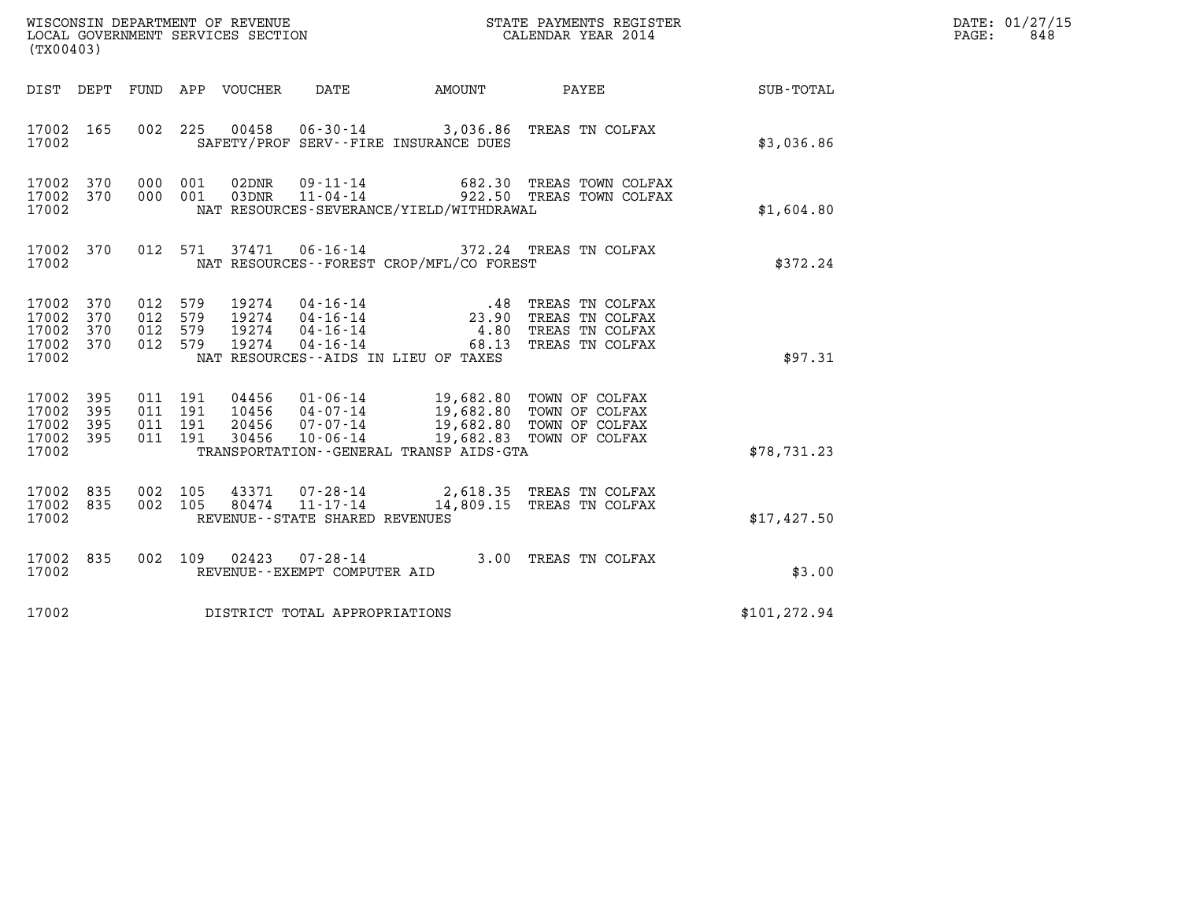WISCONSIN DEPARTMENT OF REVENUE
LOCAL GOVERNMENT SERVICES SECTION
(TX00403)

STATE PAYMENTS REGISTER
CALENDAR YEAR 2014

DATE: 01/27/15
PAGE: 848

| DIST | DEPT | FUND | APP | VOUCHER | DATE | AMOUNT | PAYEE | SUB-TOTAL |
|---|---|---|---|---|---|---|---|---|
| 17002 | 165 | 002 | 225 | 00458 | 06-30-14 | 3,036.86 | TREAS TN COLFAX | |
| 17002 | | | | | SAFETY/PROF SERV--FIRE INSURANCE DUES | | | $3,036.86 |
| 17002 | 370 | 000 | 001 | 02DNR | 09-11-14 | 682.30 | TREAS TOWN COLFAX | |
| 17002 | 370 | 000 | 001 | 03DNR | 11-04-14 | 922.50 | TREAS TOWN COLFAX | |
| 17002 | | | | | NAT RESOURCES-SEVERANCE/YIELD/WITHDRAWAL | | | $1,604.80 |
| 17002 | 370 | 012 | 571 | 37471 | 06-16-14 | 372.24 | TREAS TN COLFAX | |
| 17002 | | | | | NAT RESOURCES--FOREST CROP/MFL/CO FOREST | | | $372.24 |
| 17002 | 370 | 012 | 579 | 19274 | 04-16-14 | .48 | TREAS TN COLFAX | |
| 17002 | 370 | 012 | 579 | 19274 | 04-16-14 | 23.90 | TREAS TN COLFAX | |
| 17002 | 370 | 012 | 579 | 19274 | 04-16-14 | 4.80 | TREAS TN COLFAX | |
| 17002 | 370 | 012 | 579 | 19274 | 04-16-14 | 68.13 | TREAS TN COLFAX | |
| 17002 | | | | | NAT RESOURCES--AIDS IN LIEU OF TAXES | | | $97.31 |
| 17002 | 395 | 011 | 191 | 04456 | 01-06-14 | 19,682.80 | TOWN OF COLFAX | |
| 17002 | 395 | 011 | 191 | 10456 | 04-07-14 | 19,682.80 | TOWN OF COLFAX | |
| 17002 | 395 | 011 | 191 | 20456 | 07-07-14 | 19,682.80 | TOWN OF COLFAX | |
| 17002 | 395 | 011 | 191 | 30456 | 10-06-14 | 19,682.83 | TOWN OF COLFAX | |
| 17002 | | | | | TRANSPORTATION--GENERAL TRANSP AIDS-GTA | | | $78,731.23 |
| 17002 | 835 | 002 | 105 | 43371 | 07-28-14 | 2,618.35 | TREAS TN COLFAX | |
| 17002 | 835 | 002 | 105 | 80474 | 11-17-14 | 14,809.15 | TREAS TN COLFAX | |
| 17002 | | | | | REVENUE--STATE SHARED REVENUES | | | $17,427.50 |
| 17002 | 835 | 002 | 109 | 02423 | 07-28-14 | 3.00 | TREAS TN COLFAX | |
| 17002 | | | | | REVENUE--EXEMPT COMPUTER AID | | | $3.00 |
| 17002 | | | | | DISTRICT TOTAL APPROPRIATIONS | | | $101,272.94 |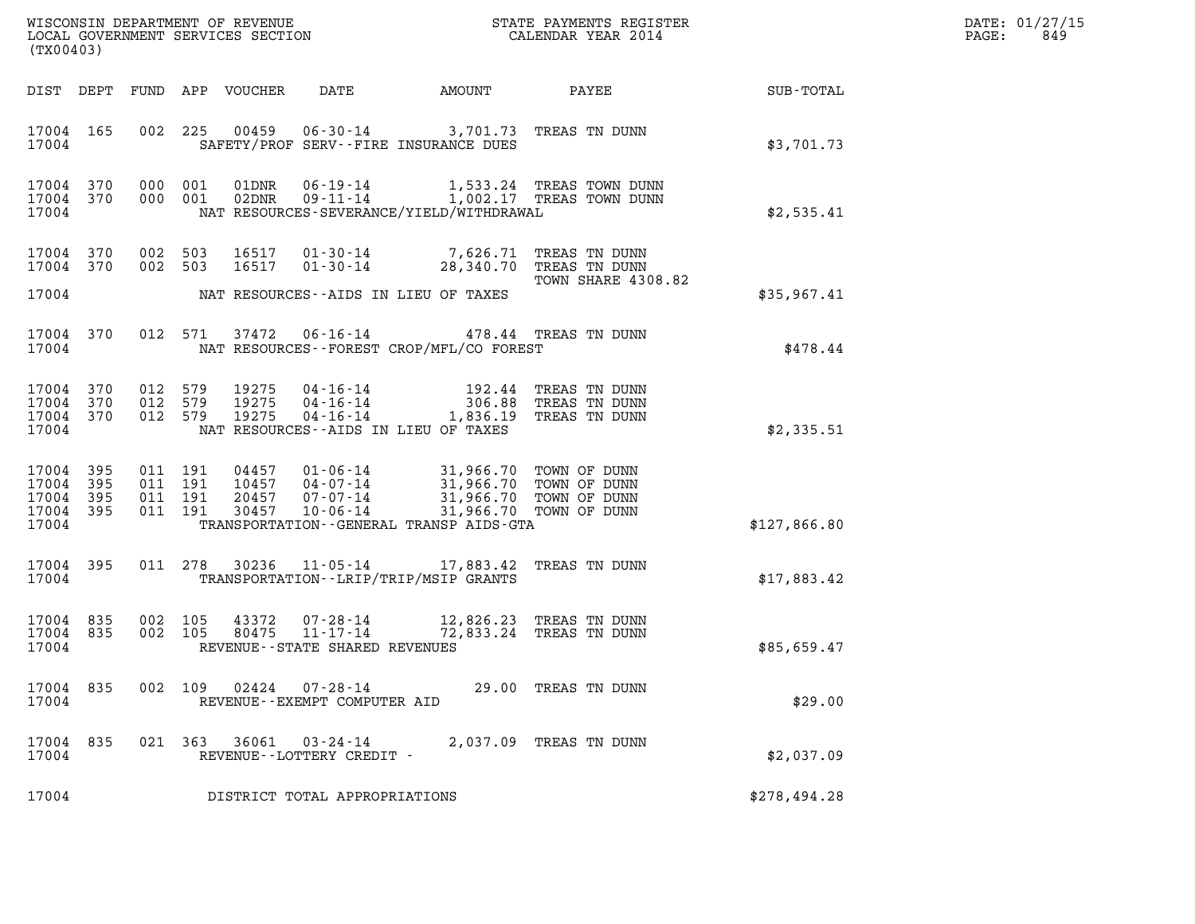WISCONSIN DEPARTMENT OF REVENUE
LOCAL GOVERNMENT SERVICES SECTION
(TX00403)

STATE PAYMENTS REGISTER
CALENDAR YEAR 2014

DATE: 01/27/15
PAGE: 849

| DIST | DEPT | FUND | APP | VOUCHER | DATE | AMOUNT | PAYEE | SUB-TOTAL |
|---|---|---|---|---|---|---|---|---|
| 17004 | 165 | 002 | 225 | 00459 | 06-30-14 | 3,701.73 | TREAS TN DUNN | |
| 17004 | | | | | SAFETY/PROF SERV--FIRE INSURANCE DUES | | | $3,701.73 |
| 17004 | 370 | 000 | 001 | 01DNR | 06-19-14 | 1,533.24 | TREAS TOWN DUNN | |
| 17004 | 370 | 000 | 001 | 02DNR | 09-11-14 | 1,002.17 | TREAS TOWN DUNN | |
| 17004 | | | | | NAT RESOURCES-SEVERANCE/YIELD/WITHDRAWAL | | | $2,535.41 |
| 17004 | 370 | 002 | 503 | 16517 | 01-30-14 | 7,626.71 | TREAS TN DUNN | |
| 17004 | 370 | 002 | 503 | 16517 | 01-30-14 | 28,340.70 | TREAS TN DUNN TOWN SHARE 4308.82 | |
| 17004 | | | | | NAT RESOURCES--AIDS IN LIEU OF TAXES | | | $35,967.41 |
| 17004 | 370 | 012 | 571 | 37472 | 06-16-14 | 478.44 | TREAS TN DUNN | |
| 17004 | | | | | NAT RESOURCES--FOREST CROP/MFL/CO FOREST | | | $478.44 |
| 17004 | 370 | 012 | 579 | 19275 | 04-16-14 | 192.44 | TREAS TN DUNN | |
| 17004 | 370 | 012 | 579 | 19275 | 04-16-14 | 306.88 | TREAS TN DUNN | |
| 17004 | 370 | 012 | 579 | 19275 | 04-16-14 | 1,836.19 | TREAS TN DUNN | |
| 17004 | | | | | NAT RESOURCES--AIDS IN LIEU OF TAXES | | | $2,335.51 |
| 17004 | 395 | 011 | 191 | 04457 | 01-06-14 | 31,966.70 | TOWN OF DUNN | |
| 17004 | 395 | 011 | 191 | 10457 | 04-07-14 | 31,966.70 | TOWN OF DUNN | |
| 17004 | 395 | 011 | 191 | 20457 | 07-07-14 | 31,966.70 | TOWN OF DUNN | |
| 17004 | 395 | 011 | 191 | 30457 | 10-06-14 | 31,966.70 | TOWN OF DUNN | |
| 17004 | | | | | TRANSPORTATION--GENERAL TRANSP AIDS-GTA | | | $127,866.80 |
| 17004 | 395 | 011 | 278 | 30236 | 11-05-14 | 17,883.42 | TREAS TN DUNN | |
| 17004 | | | | | TRANSPORTATION--LRIP/TRIP/MSIP GRANTS | | | $17,883.42 |
| 17004 | 835 | 002 | 105 | 43372 | 07-28-14 | 12,826.23 | TREAS TN DUNN | |
| 17004 | 835 | 002 | 105 | 80475 | 11-17-14 | 72,833.24 | TREAS TN DUNN | |
| 17004 | | | | | REVENUE--STATE SHARED REVENUES | | | $85,659.47 |
| 17004 | 835 | 002 | 109 | 02424 | 07-28-14 | 29.00 | TREAS TN DUNN | |
| 17004 | | | | | REVENUE--EXEMPT COMPUTER AID | | | $29.00 |
| 17004 | 835 | 021 | 363 | 36061 | 03-24-14 | 2,037.09 | TREAS TN DUNN | |
| 17004 | | | | | REVENUE--LOTTERY CREDIT - | | | $2,037.09 |
| 17004 | | | | | DISTRICT TOTAL APPROPRIATIONS | | | $278,494.28 |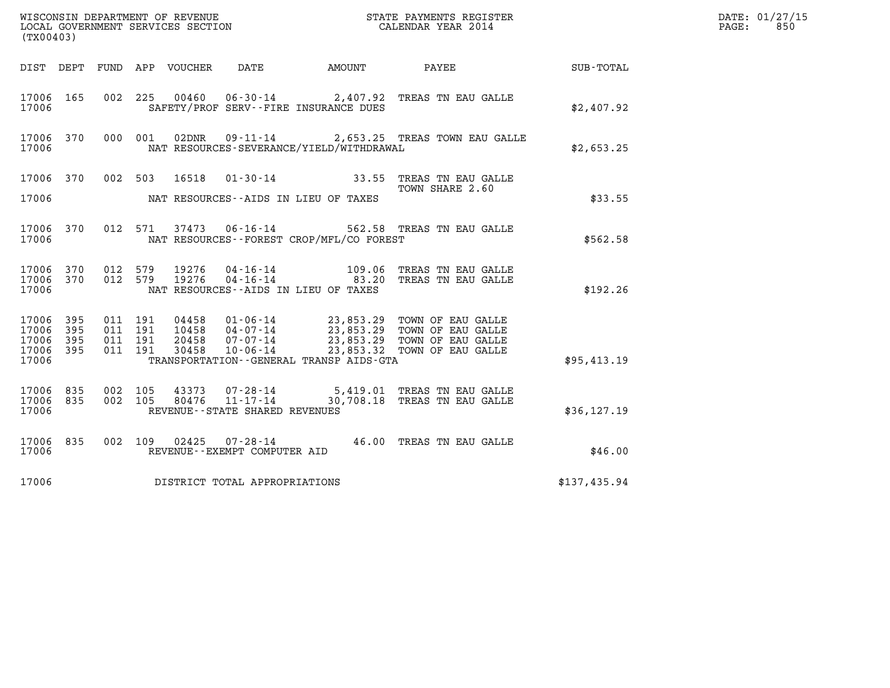WISCONSIN DEPARTMENT OF REVENUE
LOCAL GOVERNMENT SERVICES SECTION
(TX00403)

STATE PAYMENTS REGISTER
CALENDAR YEAR 2014

DATE: 01/27/15
PAGE: 850

| DIST | DEPT | FUND | APP | VOUCHER | DATE | AMOUNT | PAYEE | SUB-TOTAL |
|---|---|---|---|---|---|---|---|---|
| 17006 | 165 | 002 | 225 | 00460 | 06-30-14 | 2,407.92 | TREAS TN EAU GALLE | |
| 17006 | | | | | SAFETY/PROF SERV--FIRE INSURANCE DUES | | | $2,407.92 |
| 17006 | 370 | 000 | 001 | 02DNR | 09-11-14 | 2,653.25 | TREAS TOWN EAU GALLE | |
| 17006 | | | | | NAT RESOURCES-SEVERANCE/YIELD/WITHDRAWAL | | | $2,653.25 |
| 17006 | 370 | 002 | 503 | 16518 | 01-30-14 | 33.55 | TREAS TN EAU GALLE TOWN SHARE 2.60 | |
| 17006 | | | | | NAT RESOURCES--AIDS IN LIEU OF TAXES | | | $33.55 |
| 17006 | 370 | 012 | 571 | 37473 | 06-16-14 | 562.58 | TREAS TN EAU GALLE | |
| 17006 | | | | | NAT RESOURCES--FOREST CROP/MFL/CO FOREST | | | $562.58 |
| 17006 | 370 | 012 | 579 | 19276 | 04-16-14 | 109.06 | TREAS TN EAU GALLE | |
| 17006 | 370 | 012 | 579 | 19276 | 04-16-14 | 83.20 | TREAS TN EAU GALLE | |
| 17006 | | | | | NAT RESOURCES--AIDS IN LIEU OF TAXES | | | $192.26 |
| 17006 | 395 | 011 | 191 | 04458 | 01-06-14 | 23,853.29 | TOWN OF EAU GALLE | |
| 17006 | 395 | 011 | 191 | 10458 | 04-07-14 | 23,853.29 | TOWN OF EAU GALLE | |
| 17006 | 395 | 011 | 191 | 20458 | 07-07-14 | 23,853.29 | TOWN OF EAU GALLE | |
| 17006 | 395 | 011 | 191 | 30458 | 10-06-14 | 23,853.32 | TOWN OF EAU GALLE | |
| 17006 | | | | | TRANSPORTATION--GENERAL TRANSP AIDS-GTA | | | $95,413.19 |
| 17006 | 835 | 002 | 105 | 43373 | 07-28-14 | 5,419.01 | TREAS TN EAU GALLE | |
| 17006 | 835 | 002 | 105 | 80476 | 11-17-14 | 30,708.18 | TREAS TN EAU GALLE | |
| 17006 | | | | | REVENUE--STATE SHARED REVENUES | | | $36,127.19 |
| 17006 | 835 | 002 | 109 | 02425 | 07-28-14 | 46.00 | TREAS TN EAU GALLE | |
| 17006 | | | | | REVENUE--EXEMPT COMPUTER AID | | | $46.00 |
| 17006 | | | | | DISTRICT TOTAL APPROPRIATIONS | | | $137,435.94 |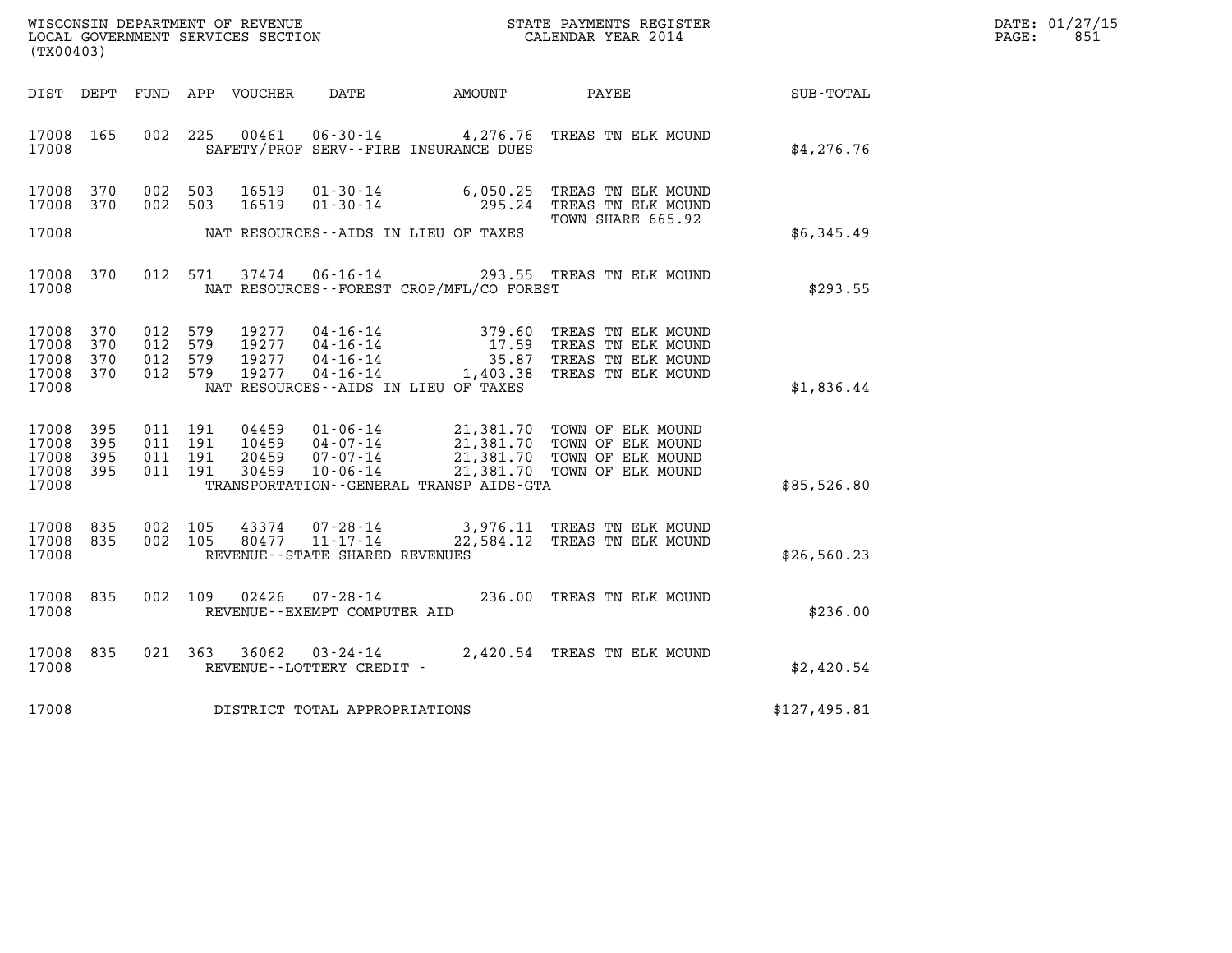WISCONSIN DEPARTMENT OF REVENUE
LOCAL GOVERNMENT SERVICES SECTION
(TX00403)

STATE PAYMENTS REGISTER
CALENDAR YEAR 2014

DATE: 01/27/15
PAGE: 851

| DIST | DEPT | FUND | APP | VOUCHER | DATE | AMOUNT | PAYEE | SUB-TOTAL |
|---|---|---|---|---|---|---|---|---|
| 17008 | 165 | 002 | 225 | 00461 | 06-30-14 | 4,276.76 | TREAS TN ELK MOUND | |
| 17008 | | | | | SAFETY/PROF SERV--FIRE INSURANCE DUES | | | $4,276.76 |
| 17008 | 370 | 002 | 503 | 16519 | 01-30-14 | 6,050.25 | TREAS TN ELK MOUND | |
| 17008 | 370 | 002 | 503 | 16519 | 01-30-14 | 295.24 | TREAS TN ELK MOUND TOWN SHARE 665.92 | |
| 17008 | | | | | NAT RESOURCES--AIDS IN LIEU OF TAXES | | | $6,345.49 |
| 17008 | 370 | 012 | 571 | 37474 | 06-16-14 | 293.55 | TREAS TN ELK MOUND | |
| 17008 | | | | | NAT RESOURCES--FOREST CROP/MFL/CO FOREST | | | $293.55 |
| 17008 | 370 | 012 | 579 | 19277 | 04-16-14 | 379.60 | TREAS TN ELK MOUND | |
| 17008 | 370 | 012 | 579 | 19277 | 04-16-14 | 17.59 | TREAS TN ELK MOUND | |
| 17008 | 370 | 012 | 579 | 19277 | 04-16-14 | 35.87 | TREAS TN ELK MOUND | |
| 17008 | 370 | 012 | 579 | 19277 | 04-16-14 | 1,403.38 | TREAS TN ELK MOUND | |
| 17008 | | | | | NAT RESOURCES--AIDS IN LIEU OF TAXES | | | $1,836.44 |
| 17008 | 395 | 011 | 191 | 04459 | 01-06-14 | 21,381.70 | TOWN OF ELK MOUND | |
| 17008 | 395 | 011 | 191 | 10459 | 04-07-14 | 21,381.70 | TOWN OF ELK MOUND | |
| 17008 | 395 | 011 | 191 | 20459 | 07-07-14 | 21,381.70 | TOWN OF ELK MOUND | |
| 17008 | 395 | 011 | 191 | 30459 | 10-06-14 | 21,381.70 | TOWN OF ELK MOUND | |
| 17008 | | | | | TRANSPORTATION--GENERAL TRANSP AIDS-GTA | | | $85,526.80 |
| 17008 | 835 | 002 | 105 | 43374 | 07-28-14 | 3,976.11 | TREAS TN ELK MOUND | |
| 17008 | 835 | 002 | 105 | 80477 | 11-17-14 | 22,584.12 | TREAS TN ELK MOUND | |
| 17008 | | | | | REVENUE--STATE SHARED REVENUES | | | $26,560.23 |
| 17008 | 835 | 002 | 109 | 02426 | 07-28-14 | 236.00 | TREAS TN ELK MOUND | |
| 17008 | | | | | REVENUE--EXEMPT COMPUTER AID | | | $236.00 |
| 17008 | 835 | 021 | 363 | 36062 | 03-24-14 | 2,420.54 | TREAS TN ELK MOUND | |
| 17008 | | | | | REVENUE--LOTTERY CREDIT - | | | $2,420.54 |
| 17008 | | | | | DISTRICT TOTAL APPROPRIATIONS | | | $127,495.81 |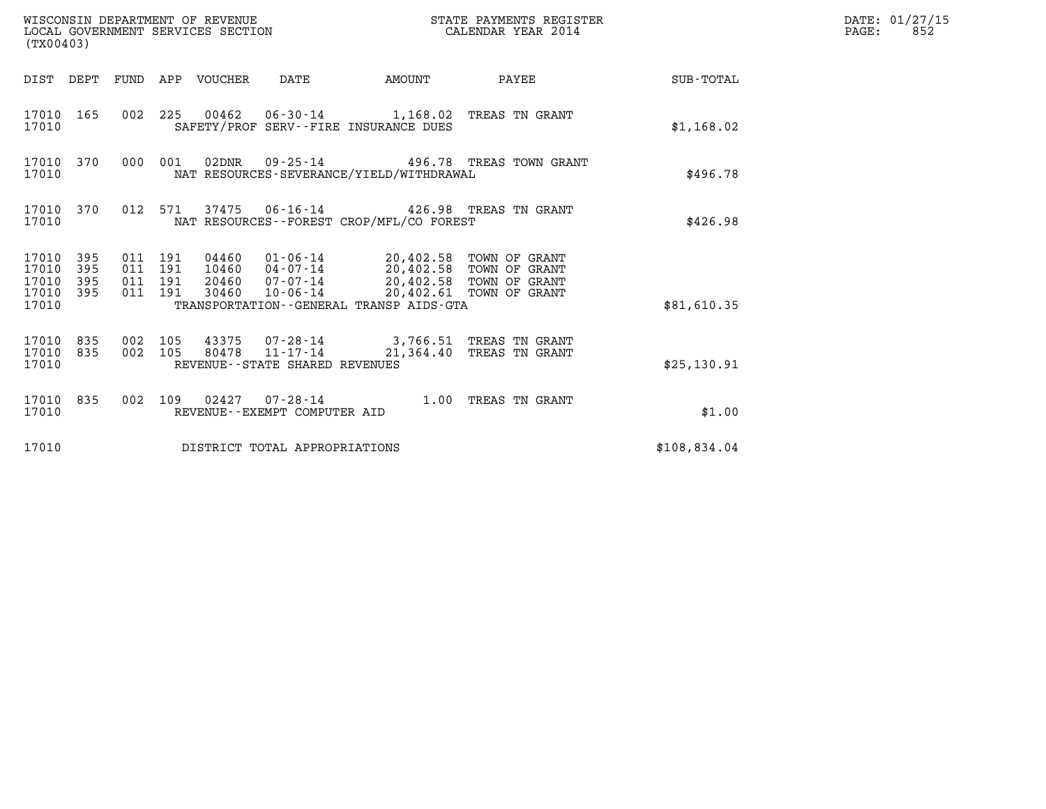WISCONSIN DEPARTMENT OF REVENUE
LOCAL GOVERNMENT SERVICES SECTION
(TX00403)

STATE PAYMENTS REGISTER
CALENDAR YEAR 2014

DATE: 01/27/15
PAGE: 852

| DIST | DEPT | FUND | APP | VOUCHER | DATE | AMOUNT | PAYEE | SUB-TOTAL |
|---|---|---|---|---|---|---|---|---|
| 17010 | 165 | 002 | 225 | 00462 | 06-30-14 | 1,168.02 | TREAS TN GRANT | |
| 17010 | | | | SAFETY/PROF SERV--FIRE INSURANCE DUES | | | | $1,168.02 |
| 17010 | 370 | 000 | 001 | 02DNR | 09-25-14 | 496.78 | TREAS TOWN GRANT | |
| 17010 | | | | NAT RESOURCES-SEVERANCE/YIELD/WITHDRAWAL | | | | $496.78 |
| 17010 | 370 | 012 | 571 | 37475 | 06-16-14 | 426.98 | TREAS TN GRANT | |
| 17010 | | | | NAT RESOURCES--FOREST CROP/MFL/CO FOREST | | | | $426.98 |
| 17010 | 395 | 011 | 191 | 04460 | 01-06-14 | 20,402.58 | TOWN OF GRANT | |
| 17010 | 395 | 011 | 191 | 10460 | 04-07-14 | 20,402.58 | TOWN OF GRANT | |
| 17010 | 395 | 011 | 191 | 20460 | 07-07-14 | 20,402.58 | TOWN OF GRANT | |
| 17010 | 395 | 011 | 191 | 30460 | 10-06-14 | 20,402.61 | TOWN OF GRANT | |
| 17010 | | | | TRANSPORTATION--GENERAL TRANSP AIDS-GTA | | | | $81,610.35 |
| 17010 | 835 | 002 | 105 | 43375 | 07-28-14 | 3,766.51 | TREAS TN GRANT | |
| 17010 | 835 | 002 | 105 | 80478 | 11-17-14 | 21,364.40 | TREAS TN GRANT | |
| 17010 | | | | REVENUE--STATE SHARED REVENUES | | | | $25,130.91 |
| 17010 | 835 | 002 | 109 | 02427 | 07-28-14 | 1.00 | TREAS TN GRANT | |
| 17010 | | | | REVENUE--EXEMPT COMPUTER AID | | | | $1.00 |
| 17010 | | | | DISTRICT TOTAL APPROPRIATIONS | | | | $108,834.04 |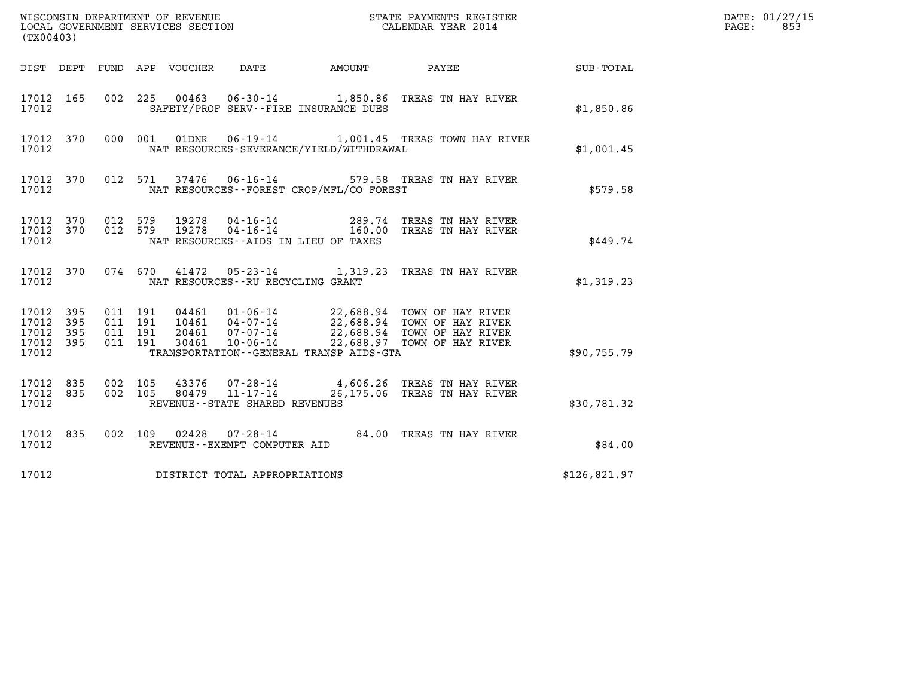WISCONSIN DEPARTMENT OF REVENUE
LOCAL GOVERNMENT SERVICES SECTION
(TX00403)

STATE PAYMENTS REGISTER
CALENDAR YEAR 2014

DATE: 01/27/15
PAGE: 853

| DIST | DEPT | FUND | APP | VOUCHER | DATE | AMOUNT | PAYEE | SUB-TOTAL |
|---|---|---|---|---|---|---|---|---|
| 17012 | 165 | 002 | 225 | 00463 | 06-30-14 | 1,850.86 | TREAS TN HAY RIVER | |
| 17012 | | | | | SAFETY/PROF SERV--FIRE INSURANCE DUES | | | $1,850.86 |
| 17012 | 370 | 000 | 001 | 01DNR | 06-19-14 | 1,001.45 | TREAS TOWN HAY RIVER | |
| 17012 | | | | | NAT RESOURCES-SEVERANCE/YIELD/WITHDRAWAL | | | $1,001.45 |
| 17012 | 370 | 012 | 571 | 37476 | 06-16-14 | 579.58 | TREAS TN HAY RIVER | |
| 17012 | | | | | NAT RESOURCES--FOREST CROP/MFL/CO FOREST | | | $579.58 |
| 17012 | 370 | 012 | 579 | 19278 | 04-16-14 | 289.74 | TREAS TN HAY RIVER | |
| 17012 | 370 | 012 | 579 | 19278 | 04-16-14 | 160.00 | TREAS TN HAY RIVER | |
| 17012 | | | | | NAT RESOURCES--AIDS IN LIEU OF TAXES | | | $449.74 |
| 17012 | 370 | 074 | 670 | 41472 | 05-23-14 | 1,319.23 | TREAS TN HAY RIVER | |
| 17012 | | | | | NAT RESOURCES--RU RECYCLING GRANT | | | $1,319.23 |
| 17012 | 395 | 011 | 191 | 04461 | 01-06-14 | 22,688.94 | TOWN OF HAY RIVER | |
| 17012 | 395 | 011 | 191 | 10461 | 04-07-14 | 22,688.94 | TOWN OF HAY RIVER | |
| 17012 | 395 | 011 | 191 | 20461 | 07-07-14 | 22,688.94 | TOWN OF HAY RIVER | |
| 17012 | 395 | 011 | 191 | 30461 | 10-06-14 | 22,688.97 | TOWN OF HAY RIVER | |
| 17012 | | | | | TRANSPORTATION--GENERAL TRANSP AIDS-GTA | | | $90,755.79 |
| 17012 | 835 | 002 | 105 | 43376 | 07-28-14 | 4,606.26 | TREAS TN HAY RIVER | |
| 17012 | 835 | 002 | 105 | 80479 | 11-17-14 | 26,175.06 | TREAS TN HAY RIVER | |
| 17012 | | | | | REVENUE--STATE SHARED REVENUES | | | $30,781.32 |
| 17012 | 835 | 002 | 109 | 02428 | 07-28-14 | 84.00 | TREAS TN HAY RIVER | |
| 17012 | | | | | REVENUE--EXEMPT COMPUTER AID | | | $84.00 |
| 17012 | | | | | DISTRICT TOTAL APPROPRIATIONS | | | $126,821.97 |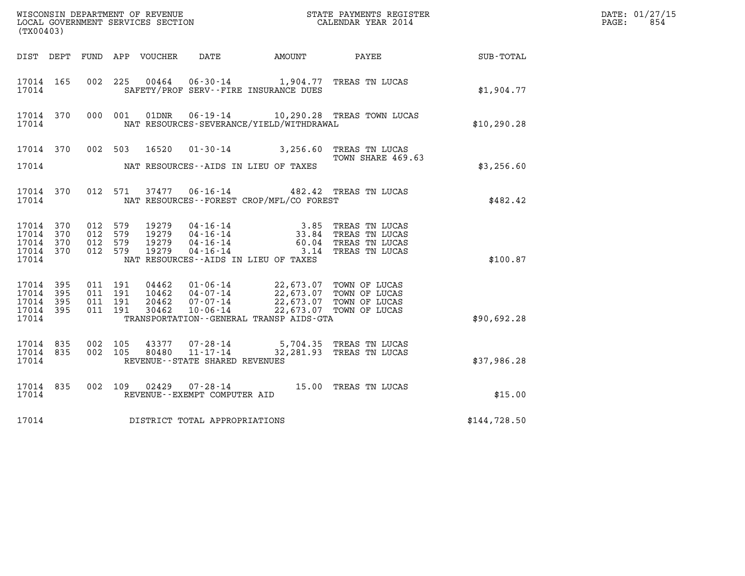WISCONSIN DEPARTMENT OF REVENUE
LOCAL GOVERNMENT SERVICES SECTION
(TX00403)

STATE PAYMENTS REGISTER
CALENDAR YEAR 2014

DATE: 01/27/15
PAGE: 854

| DIST | DEPT | FUND | APP | VOUCHER | DATE | AMOUNT | PAYEE | SUB-TOTAL |
|---|---|---|---|---|---|---|---|---|
| 17014 | 165 | 002 | 225 | 00464 | 06-30-14 | 1,904.77 | TREAS TN LUCAS | |
| 17014 | | | | | SAFETY/PROF SERV--FIRE INSURANCE DUES | | | $1,904.77 |
| 17014 | 370 | 000 | 001 | 01DNR | 06-19-14 | 10,290.28 | TREAS TOWN LUCAS | |
| 17014 | | | | | NAT RESOURCES-SEVERANCE/YIELD/WITHDRAWAL | | | $10,290.28 |
| 17014 | 370 | 002 | 503 | 16520 | 01-30-14 | 3,256.60 | TREAS TN LUCAS TOWN SHARE 469.63 | |
| 17014 | | | | | NAT RESOURCES--AIDS IN LIEU OF TAXES | | | $3,256.60 |
| 17014 | 370 | 012 | 571 | 37477 | 06-16-14 | 482.42 | TREAS TN LUCAS | |
| 17014 | | | | | NAT RESOURCES--FOREST CROP/MFL/CO FOREST | | | $482.42 |
| 17014 | 370 | 012 | 579 | 19279 | 04-16-14 | 3.85 | TREAS TN LUCAS | |
| 17014 | 370 | 012 | 579 | 19279 | 04-16-14 | 33.84 | TREAS TN LUCAS | |
| 17014 | 370 | 012 | 579 | 19279 | 04-16-14 | 60.04 | TREAS TN LUCAS | |
| 17014 | 370 | 012 | 579 | 19279 | 04-16-14 | 3.14 | TREAS TN LUCAS | |
| 17014 | | | | | NAT RESOURCES--AIDS IN LIEU OF TAXES | | | $100.87 |
| 17014 | 395 | 011 | 191 | 04462 | 01-06-14 | 22,673.07 | TOWN OF LUCAS | |
| 17014 | 395 | 011 | 191 | 10462 | 04-07-14 | 22,673.07 | TOWN OF LUCAS | |
| 17014 | 395 | 011 | 191 | 20462 | 07-07-14 | 22,673.07 | TOWN OF LUCAS | |
| 17014 | 395 | 011 | 191 | 30462 | 10-06-14 | 22,673.07 | TOWN OF LUCAS | |
| 17014 | | | | | TRANSPORTATION--GENERAL TRANSP AIDS-GTA | | | $90,692.28 |
| 17014 | 835 | 002 | 105 | 43377 | 07-28-14 | 5,704.35 | TREAS TN LUCAS | |
| 17014 | 835 | 002 | 105 | 80480 | 11-17-14 | 32,281.93 | TREAS TN LUCAS | |
| 17014 | | | | | REVENUE--STATE SHARED REVENUES | | | $37,986.28 |
| 17014 | 835 | 002 | 109 | 02429 | 07-28-14 | 15.00 | TREAS TN LUCAS | |
| 17014 | | | | | REVENUE--EXEMPT COMPUTER AID | | | $15.00 |
| 17014 | | | | | DISTRICT TOTAL APPROPRIATIONS | | | $144,728.50 |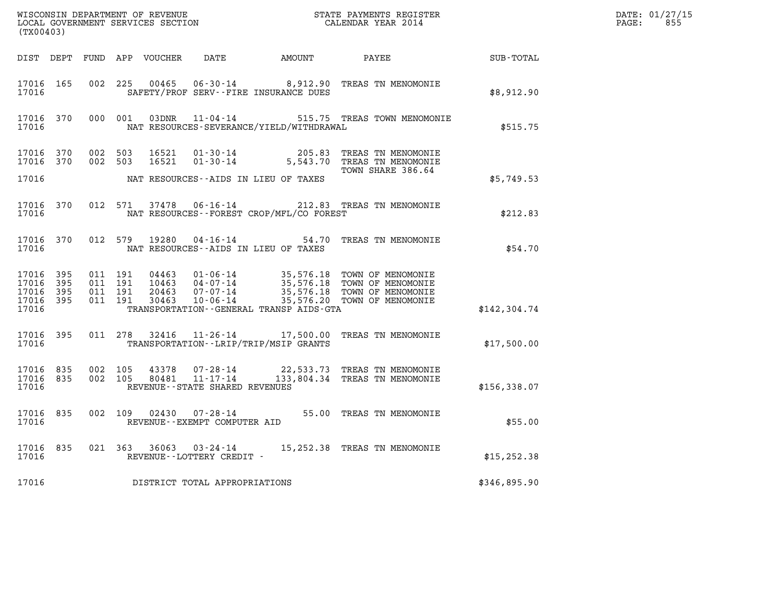WISCONSIN DEPARTMENT OF REVENUE
LOCAL GOVERNMENT SERVICES SECTION
(TX00403)

STATE PAYMENTS REGISTER
CALENDAR YEAR 2014

DATE: 01/27/15

| DIST | DEPT | FUND | APP | VOUCHER | DATE | AMOUNT | PAYEE | SUB-TOTAL |
|---|---|---|---|---|---|---|---|---|
| 17016 | 165 | 002 | 225 | 00465 | 06-30-14 | 8,912.90 | TREAS TN MENOMONIE | |
| 17016 | | | | | SAFETY/PROF SERV--FIRE INSURANCE DUES | | | $8,912.90 |
| 17016 | 370 | 000 | 001 | 03DNR | 11-04-14 | 515.75 | TREAS TOWN MENOMONIE | |
| 17016 | | | | | NAT RESOURCES-SEVERANCE/YIELD/WITHDRAWAL | | | $515.75 |
| 17016 | 370 | 002 | 503 | 16521 | 01-30-14 | 205.83 | TREAS TN MENOMONIE | |
| 17016 | 370 | 002 | 503 | 16521 | 01-30-14 | 5,543.70 | TREAS TN MENOMONIE TOWN SHARE 386.64 | |
| 17016 | | | | | NAT RESOURCES--AIDS IN LIEU OF TAXES | | | $5,749.53 |
| 17016 | 370 | 012 | 571 | 37478 | 06-16-14 | 212.83 | TREAS TN MENOMONIE | |
| 17016 | | | | | NAT RESOURCES--FOREST CROP/MFL/CO FOREST | | | $212.83 |
| 17016 | 370 | 012 | 579 | 19280 | 04-16-14 | 54.70 | TREAS TN MENOMONIE | |
| 17016 | | | | | NAT RESOURCES--AIDS IN LIEU OF TAXES | | | $54.70 |
| 17016 | 395 | 011 | 191 | 04463 | 01-06-14 | 35,576.18 | TOWN OF MENOMONIE | |
| 17016 | 395 | 011 | 191 | 10463 | 04-07-14 | 35,576.18 | TOWN OF MENOMONIE | |
| 17016 | 395 | 011 | 191 | 20463 | 07-07-14 | 35,576.18 | TOWN OF MENOMONIE | |
| 17016 | 395 | 011 | 191 | 30463 | 10-06-14 | 35,576.20 | TOWN OF MENOMONIE | |
| 17016 | | | | | TRANSPORTATION--GENERAL TRANSP AIDS-GTA | | | $142,304.74 |
| 17016 | 395 | 011 | 278 | 32416 | 11-26-14 | 17,500.00 | TREAS TN MENOMONIE | |
| 17016 | | | | | TRANSPORTATION--LRIP/TRIP/MSIP GRANTS | | | $17,500.00 |
| 17016 | 835 | 002 | 105 | 43378 | 07-28-14 | 22,533.73 | TREAS TN MENOMONIE | |
| 17016 | 835 | 002 | 105 | 80481 | 11-17-14 | 133,804.34 | TREAS TN MENOMONIE | |
| 17016 | | | | | REVENUE--STATE SHARED REVENUES | | | $156,338.07 |
| 17016 | 835 | 002 | 109 | 02430 | 07-28-14 | 55.00 | TREAS TN MENOMONIE | |
| 17016 | | | | | REVENUE--EXEMPT COMPUTER AID | | | $55.00 |
| 17016 | 835 | 021 | 363 | 36063 | 03-24-14 | 15,252.38 | TREAS TN MENOMONIE | |
| 17016 | | | | | REVENUE--LOTTERY CREDIT - | | | $15,252.38 |
| 17016 | | | | | DISTRICT TOTAL APPROPRIATIONS | | | $346,895.90 |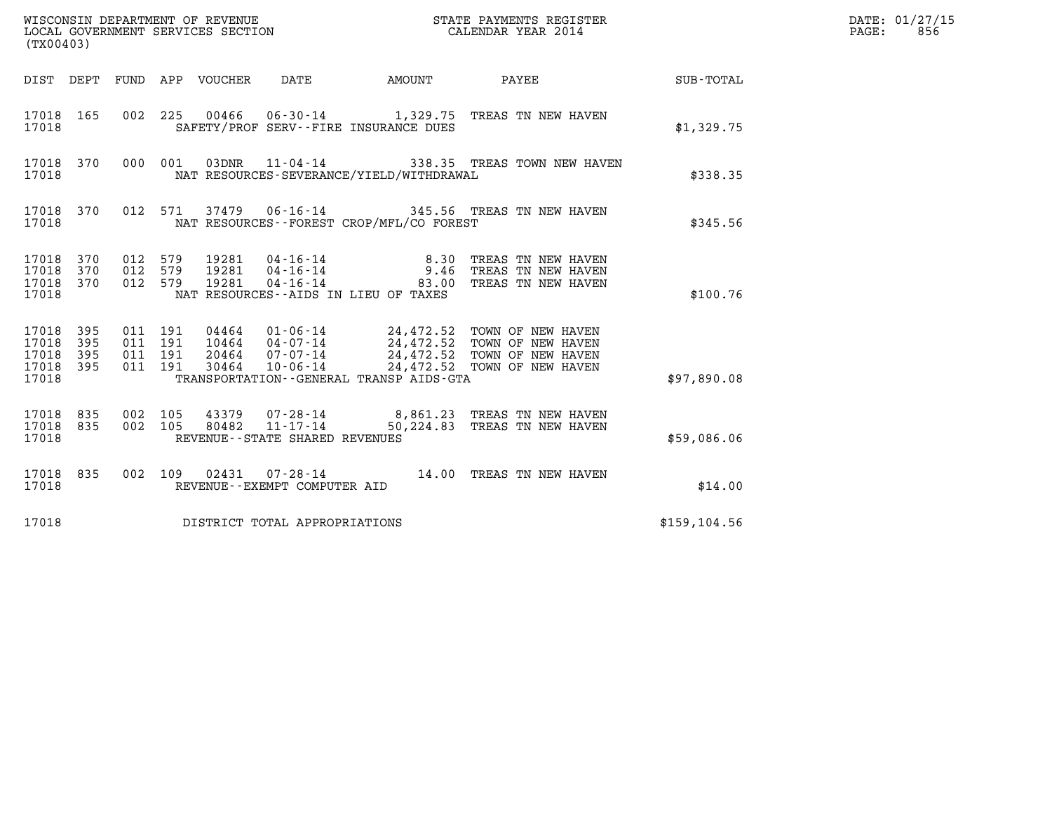WISCONSIN DEPARTMENT OF REVENUE
LOCAL GOVERNMENT SERVICES SECTION
(TX00403)

STATE PAYMENTS REGISTER
CALENDAR YEAR 2014

DATE: 01/27/15
PAGE: 856

| DIST | DEPT | FUND | APP | VOUCHER | DATE | AMOUNT | PAYEE | SUB-TOTAL |
|---|---|---|---|---|---|---|---|---|
| 17018 | 165 | 002 | 225 | 00466 | 06-30-14 | 1,329.75 | TREAS TN NEW HAVEN | |
| 17018 | | | | | SAFETY/PROF SERV--FIRE INSURANCE DUES | | | $1,329.75 |
| 17018 | 370 | 000 | 001 | 03DNR | 11-04-14 | 338.35 | TREAS TOWN NEW HAVEN | |
| 17018 | | | | | NAT RESOURCES-SEVERANCE/YIELD/WITHDRAWAL | | | $338.35 |
| 17018 | 370 | 012 | 571 | 37479 | 06-16-14 | 345.56 | TREAS TN NEW HAVEN | |
| 17018 | | | | | NAT RESOURCES--FOREST CROP/MFL/CO FOREST | | | $345.56 |
| 17018 | 370 | 012 | 579 | 19281 | 04-16-14 | 8.30 | TREAS TN NEW HAVEN | |
| 17018 | 370 | 012 | 579 | 19281 | 04-16-14 | 9.46 | TREAS TN NEW HAVEN | |
| 17018 | 370 | 012 | 579 | 19281 | 04-16-14 | 83.00 | TREAS TN NEW HAVEN | |
| 17018 | | | | | NAT RESOURCES--AIDS IN LIEU OF TAXES | | | $100.76 |
| 17018 | 395 | 011 | 191 | 04464 | 01-06-14 | 24,472.52 | TOWN OF NEW HAVEN | |
| 17018 | 395 | 011 | 191 | 10464 | 04-07-14 | 24,472.52 | TOWN OF NEW HAVEN | |
| 17018 | 395 | 011 | 191 | 20464 | 07-07-14 | 24,472.52 | TOWN OF NEW HAVEN | |
| 17018 | 395 | 011 | 191 | 30464 | 10-06-14 | 24,472.52 | TOWN OF NEW HAVEN | |
| 17018 | | | | | TRANSPORTATION--GENERAL TRANSP AIDS-GTA | | | $97,890.08 |
| 17018 | 835 | 002 | 105 | 43379 | 07-28-14 | 8,861.23 | TREAS TN NEW HAVEN | |
| 17018 | 835 | 002 | 105 | 80482 | 11-17-14 | 50,224.83 | TREAS TN NEW HAVEN | |
| 17018 | | | | | REVENUE--STATE SHARED REVENUES | | | $59,086.06 |
| 17018 | 835 | 002 | 109 | 02431 | 07-28-14 | 14.00 | TREAS TN NEW HAVEN | |
| 17018 | | | | | REVENUE--EXEMPT COMPUTER AID | | | $14.00 |
| 17018 | | | | | DISTRICT TOTAL APPROPRIATIONS | | | $159,104.56 |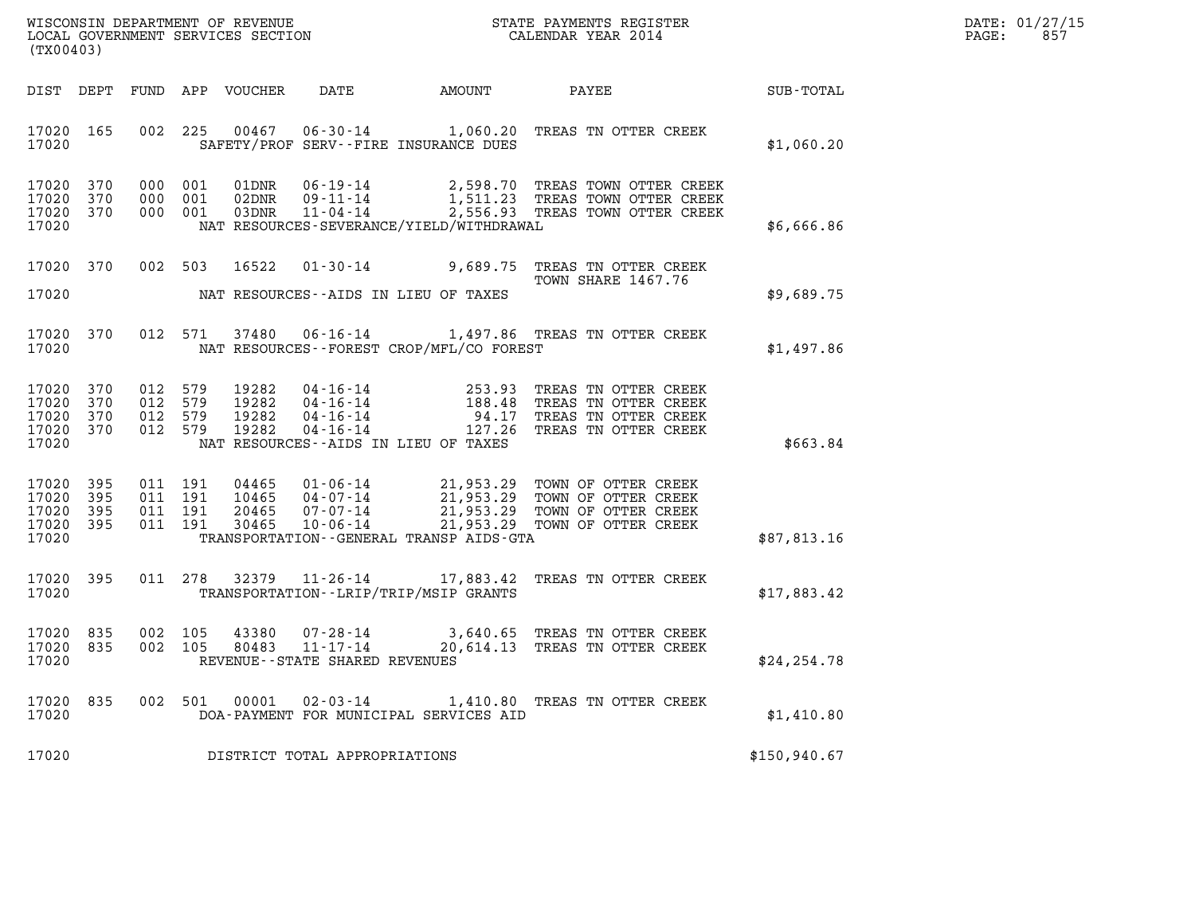WISCONSIN DEPARTMENT OF REVENUE
LOCAL GOVERNMENT SERVICES SECTION
(TX00403)

STATE PAYMENTS REGISTER
CALENDAR YEAR 2014

DATE: 01/27/15
PAGE: 857

| DIST | DEPT | FUND | APP | VOUCHER | DATE | AMOUNT | PAYEE | SUB-TOTAL |
|---|---|---|---|---|---|---|---|---|
| 17020 | 165 | 002 | 225 | 00467 | 06-30-14 | 1,060.20 | TREAS TN OTTER CREEK | |
| 17020 | | | | SAFETY/PROF SERV--FIRE INSURANCE DUES | | | | $1,060.20 |
| 17020 | 370 | 000 | 001 | 01DNR | 06-19-14 | 2,598.70 | TREAS TOWN OTTER CREEK | |
| 17020 | 370 | 000 | 001 | 02DNR | 09-11-14 | 1,511.23 | TREAS TOWN OTTER CREEK | |
| 17020 | 370 | 000 | 001 | 03DNR | 11-04-14 | 2,556.93 | TREAS TOWN OTTER CREEK | |
| 17020 | | | | NAT RESOURCES-SEVERANCE/YIELD/WITHDRAWAL | | | | $6,666.86 |
| 17020 | 370 | 002 | 503 | 16522 | 01-30-14 | 9,689.75 | TREAS TN OTTER CREEK TOWN SHARE 1467.76 | |
| 17020 | | | | NAT RESOURCES--AIDS IN LIEU OF TAXES | | | | $9,689.75 |
| 17020 | 370 | 012 | 571 | 37480 | 06-16-14 | 1,497.86 | TREAS TN OTTER CREEK | |
| 17020 | | | | NAT RESOURCES--FOREST CROP/MFL/CO FOREST | | | | $1,497.86 |
| 17020 | 370 | 012 | 579 | 19282 | 04-16-14 | 253.93 | TREAS TN OTTER CREEK | |
| 17020 | 370 | 012 | 579 | 19282 | 04-16-14 | 188.48 | TREAS TN OTTER CREEK | |
| 17020 | 370 | 012 | 579 | 19282 | 04-16-14 | 94.17 | TREAS TN OTTER CREEK | |
| 17020 | 370 | 012 | 579 | 19282 | 04-16-14 | 127.26 | TREAS TN OTTER CREEK | |
| 17020 | | | | NAT RESOURCES--AIDS IN LIEU OF TAXES | | | | $663.84 |
| 17020 | 395 | 011 | 191 | 04465 | 01-06-14 | 21,953.29 | TOWN OF OTTER CREEK | |
| 17020 | 395 | 011 | 191 | 10465 | 04-07-14 | 21,953.29 | TOWN OF OTTER CREEK | |
| 17020 | 395 | 011 | 191 | 20465 | 07-07-14 | 21,953.29 | TOWN OF OTTER CREEK | |
| 17020 | 395 | 011 | 191 | 30465 | 10-06-14 | 21,953.29 | TOWN OF OTTER CREEK | |
| 17020 | | | | TRANSPORTATION--GENERAL TRANSP AIDS-GTA | | | | $87,813.16 |
| 17020 | 395 | 011 | 278 | 32379 | 11-26-14 | 17,883.42 | TREAS TN OTTER CREEK | |
| 17020 | | | | TRANSPORTATION--LRIP/TRIP/MSIP GRANTS | | | | $17,883.42 |
| 17020 | 835 | 002 | 105 | 43380 | 07-28-14 | 3,640.65 | TREAS TN OTTER CREEK | |
| 17020 | 835 | 002 | 105 | 80483 | 11-17-14 | 20,614.13 | TREAS TN OTTER CREEK | |
| 17020 | | | | REVENUE--STATE SHARED REVENUES | | | | $24,254.78 |
| 17020 | 835 | 002 | 501 | 00001 | 02-03-14 | 1,410.80 | TREAS TN OTTER CREEK | |
| 17020 | | | | DOA-PAYMENT FOR MUNICIPAL SERVICES AID | | | | $1,410.80 |
| 17020 | | | | DISTRICT TOTAL APPROPRIATIONS | | | | $150,940.67 |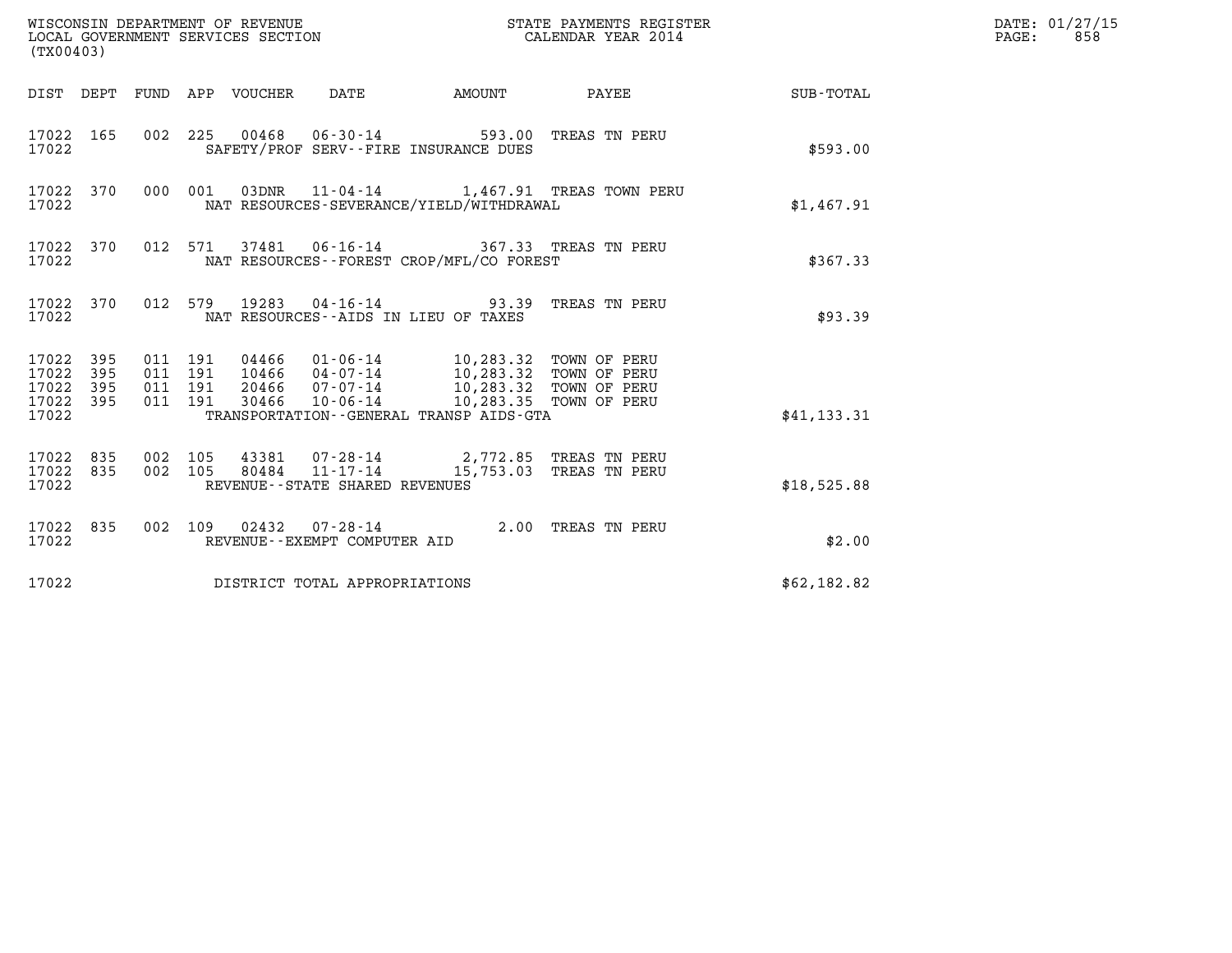WISCONSIN DEPARTMENT OF REVENUE
LOCAL GOVERNMENT SERVICES SECTION
(TX00403)

STATE PAYMENTS REGISTER
CALENDAR YEAR 2014

DATE: 01/27/15
PAGE: 858

| DIST | DEPT | FUND | APP | VOUCHER | DATE | AMOUNT | PAYEE | SUB-TOTAL |
|---|---|---|---|---|---|---|---|---|
| 17022 | 165 | 002 | 225 | 00468 | 06-30-14 | 593.00 | TREAS TN PERU | |
| 17022 | | | | SAFETY/PROF SERV--FIRE INSURANCE DUES | | | | $593.00 |
| 17022 | 370 | 000 | 001 | 03DNR | 11-04-14 | 1,467.91 | TREAS TOWN PERU | |
| 17022 | | | | NAT RESOURCES-SEVERANCE/YIELD/WITHDRAWAL | | | | $1,467.91 |
| 17022 | 370 | 012 | 571 | 37481 | 06-16-14 | 367.33 | TREAS TN PERU | |
| 17022 | | | | NAT RESOURCES--FOREST CROP/MFL/CO FOREST | | | | $367.33 |
| 17022 | 370 | 012 | 579 | 19283 | 04-16-14 | 93.39 | TREAS TN PERU | |
| 17022 | | | | NAT RESOURCES--AIDS IN LIEU OF TAXES | | | | $93.39 |
| 17022 | 395 | 011 | 191 | 04466 | 01-06-14 | 10,283.32 | TOWN OF PERU | |
| 17022 | 395 | 011 | 191 | 10466 | 04-07-14 | 10,283.32 | TOWN OF PERU | |
| 17022 | 395 | 011 | 191 | 20466 | 07-07-14 | 10,283.32 | TOWN OF PERU | |
| 17022 | 395 | 011 | 191 | 30466 | 10-06-14 | 10,283.35 | TOWN OF PERU | |
| 17022 | | | | TRANSPORTATION--GENERAL TRANSP AIDS-GTA | | | | $41,133.31 |
| 17022 | 835 | 002 | 105 | 43381 | 07-28-14 | 2,772.85 | TREAS TN PERU | |
| 17022 | 835 | 002 | 105 | 80484 | 11-17-14 | 15,753.03 | TREAS TN PERU | |
| 17022 | | | | REVENUE--STATE SHARED REVENUES | | | | $18,525.88 |
| 17022 | 835 | 002 | 109 | 02432 | 07-28-14 | 2.00 | TREAS TN PERU | |
| 17022 | | | | REVENUE--EXEMPT COMPUTER AID | | | | $2.00 |
| 17022 | | | | DISTRICT TOTAL APPROPRIATIONS | | | | $62,182.82 |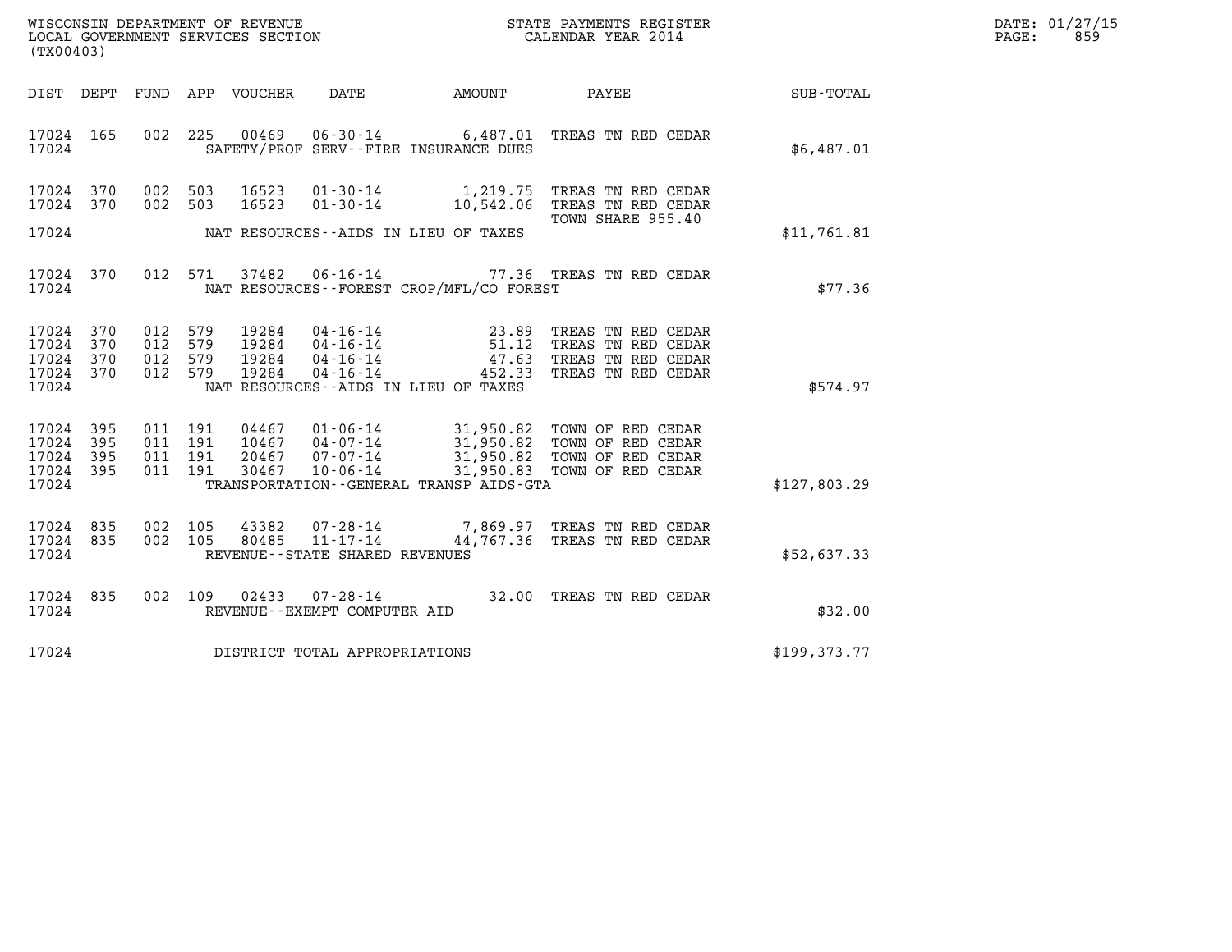WISCONSIN DEPARTMENT OF REVENUE
LOCAL GOVERNMENT SERVICES SECTION
(TX00403)

STATE PAYMENTS REGISTER
CALENDAR YEAR 2014

DATE: 01/27/15
PAGE: 859

| DIST | DEPT | FUND | APP | VOUCHER | DATE | AMOUNT | PAYEE | SUB-TOTAL |
|---|---|---|---|---|---|---|---|---|
| 17024 | 165 | 002 | 225 | 00469 | 06-30-14 | 6,487.01 | TREAS TN RED CEDAR | |
| 17024 | | | | | SAFETY/PROF SERV--FIRE INSURANCE DUES | | | $6,487.01 |
| 17024 | 370 | 002 | 503 | 16523 | 01-30-14 | 1,219.75 | TREAS TN RED CEDAR | |
| 17024 | 370 | 002 | 503 | 16523 | 01-30-14 | 10,542.06 | TREAS TN RED CEDAR TOWN SHARE 955.40 | |
| 17024 | | | | | NAT RESOURCES--AIDS IN LIEU OF TAXES | | | $11,761.81 |
| 17024 | 370 | 012 | 571 | 37482 | 06-16-14 | 77.36 | TREAS TN RED CEDAR | |
| 17024 | | | | | NAT RESOURCES--FOREST CROP/MFL/CO FOREST | | | $77.36 |
| 17024 | 370 | 012 | 579 | 19284 | 04-16-14 | 23.89 | TREAS TN RED CEDAR | |
| 17024 | 370 | 012 | 579 | 19284 | 04-16-14 | 51.12 | TREAS TN RED CEDAR | |
| 17024 | 370 | 012 | 579 | 19284 | 04-16-14 | 47.63 | TREAS TN RED CEDAR | |
| 17024 | 370 | 012 | 579 | 19284 | 04-16-14 | 452.33 | TREAS TN RED CEDAR | |
| 17024 | | | | | NAT RESOURCES--AIDS IN LIEU OF TAXES | | | $574.97 |
| 17024 | 395 | 011 | 191 | 04467 | 01-06-14 | 31,950.82 | TOWN OF RED CEDAR | |
| 17024 | 395 | 011 | 191 | 10467 | 04-07-14 | 31,950.82 | TOWN OF RED CEDAR | |
| 17024 | 395 | 011 | 191 | 20467 | 07-07-14 | 31,950.82 | TOWN OF RED CEDAR | |
| 17024 | 395 | 011 | 191 | 30467 | 10-06-14 | 31,950.83 | TOWN OF RED CEDAR | |
| 17024 | | | | | TRANSPORTATION--GENERAL TRANSP AIDS-GTA | | | $127,803.29 |
| 17024 | 835 | 002 | 105 | 43382 | 07-28-14 | 7,869.97 | TREAS TN RED CEDAR | |
| 17024 | 835 | 002 | 105 | 80485 | 11-17-14 | 44,767.36 | TREAS TN RED CEDAR | |
| 17024 | | | | | REVENUE--STATE SHARED REVENUES | | | $52,637.33 |
| 17024 | 835 | 002 | 109 | 02433 | 07-28-14 | 32.00 | TREAS TN RED CEDAR | |
| 17024 | | | | | REVENUE--EXEMPT COMPUTER AID | | | $32.00 |
| 17024 | | | | | DISTRICT TOTAL APPROPRIATIONS | | | $199,373.77 |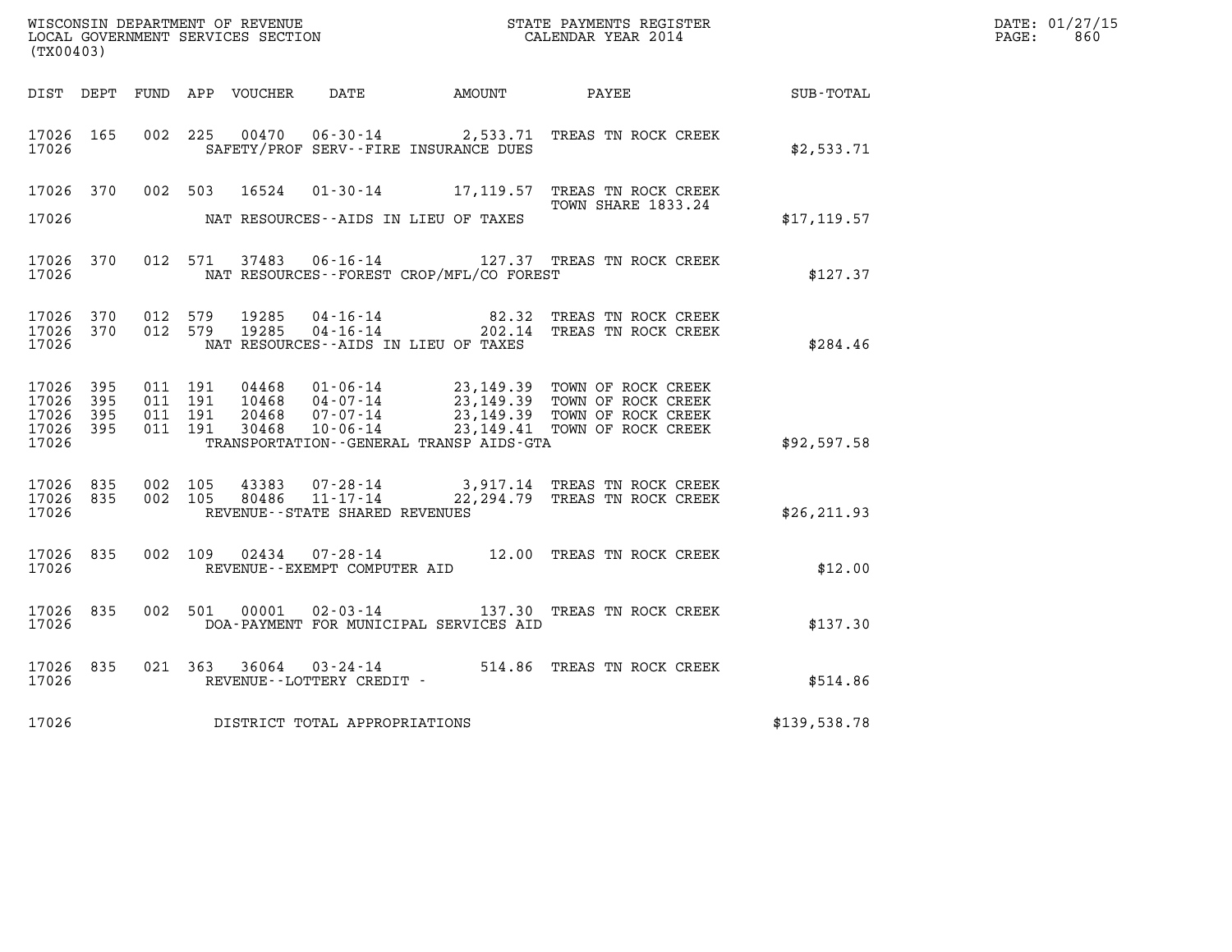WISCONSIN DEPARTMENT OF REVENUE
LOCAL GOVERNMENT SERVICES SECTION
(TX00403)

STATE PAYMENTS REGISTER
CALENDAR YEAR 2014

DATE: 01/27/15
PAGE: 860

| DIST | DEPT | FUND | APP | VOUCHER | DATE | AMOUNT | PAYEE | SUB-TOTAL |
|---|---|---|---|---|---|---|---|---|
| 17026 | 165 | 002 | 225 | 00470 | 06-30-14 | 2,533.71 | TREAS TN ROCK CREEK | |
| 17026 | | | | | SAFETY/PROF SERV--FIRE INSURANCE DUES | | | $2,533.71 |
| 17026 | 370 | 002 | 503 | 16524 | 01-30-14 | 17,119.57 | TREAS TN ROCK CREEK TOWN SHARE 1833.24 | |
| 17026 | | | | | NAT RESOURCES--AIDS IN LIEU OF TAXES | | | $17,119.57 |
| 17026 | 370 | 012 | 571 | 37483 | 06-16-14 | 127.37 | TREAS TN ROCK CREEK | |
| 17026 | | | | | NAT RESOURCES--FOREST CROP/MFL/CO FOREST | | | $127.37 |
| 17026 | 370 | 012 | 579 | 19285 | 04-16-14 | 82.32 | TREAS TN ROCK CREEK | |
| 17026 | 370 | 012 | 579 | 19285 | 04-16-14 | 202.14 | TREAS TN ROCK CREEK | |
| 17026 | | | | | NAT RESOURCES--AIDS IN LIEU OF TAXES | | | $284.46 |
| 17026 | 395 | 011 | 191 | 04468 | 01-06-14 | 23,149.39 | TOWN OF ROCK CREEK | |
| 17026 | 395 | 011 | 191 | 10468 | 04-07-14 | 23,149.39 | TOWN OF ROCK CREEK | |
| 17026 | 395 | 011 | 191 | 20468 | 07-07-14 | 23,149.39 | TOWN OF ROCK CREEK | |
| 17026 | 395 | 011 | 191 | 30468 | 10-06-14 | 23,149.41 | TOWN OF ROCK CREEK | |
| 17026 | | | | | TRANSPORTATION--GENERAL TRANSP AIDS-GTA | | | $92,597.58 |
| 17026 | 835 | 002 | 105 | 43383 | 07-28-14 | 3,917.14 | TREAS TN ROCK CREEK | |
| 17026 | 835 | 002 | 105 | 80486 | 11-17-14 | 22,294.79 | TREAS TN ROCK CREEK | |
| 17026 | | | | | REVENUE--STATE SHARED REVENUES | | | $26,211.93 |
| 17026 | 835 | 002 | 109 | 02434 | 07-28-14 | 12.00 | TREAS TN ROCK CREEK | |
| 17026 | | | | | REVENUE--EXEMPT COMPUTER AID | | | $12.00 |
| 17026 | 835 | 002 | 501 | 00001 | 02-03-14 | 137.30 | TREAS TN ROCK CREEK | |
| 17026 | | | | | DOA-PAYMENT FOR MUNICIPAL SERVICES AID | | | $137.30 |
| 17026 | 835 | 021 | 363 | 36064 | 03-24-14 | 514.86 | TREAS TN ROCK CREEK | |
| 17026 | | | | | REVENUE--LOTTERY CREDIT - | | | $514.86 |
| 17026 | | | | | DISTRICT TOTAL APPROPRIATIONS | | | $139,538.78 |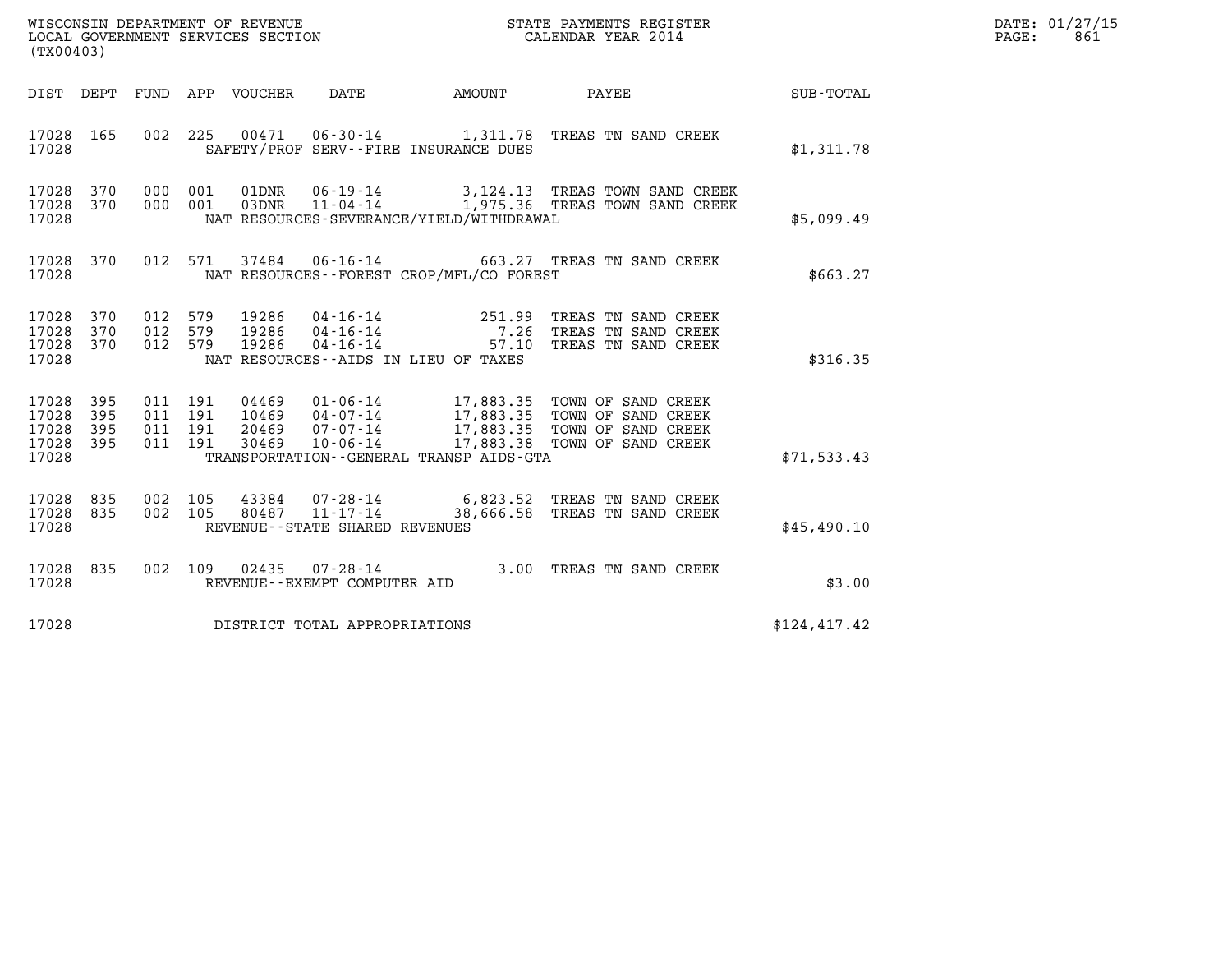WISCONSIN DEPARTMENT OF REVENUE
LOCAL GOVERNMENT SERVICES SECTION
(TX00403)

STATE PAYMENTS REGISTER
CALENDAR YEAR 2014

DATE: 01/27/15
PAGE: 861

| DIST | DEPT | FUND | APP | VOUCHER | DATE | AMOUNT | PAYEE | SUB-TOTAL |
|---|---|---|---|---|---|---|---|---|
| 17028 | 165 | 002 | 225 | 00471 | 06-30-14 | 1,311.78 | TREAS TN SAND CREEK | |
| 17028 | | | | | SAFETY/PROF SERV--FIRE INSURANCE DUES | | | $1,311.78 |
| 17028 | 370 | 000 | 001 | 01DNR | 06-19-14 | 3,124.13 | TREAS TOWN SAND CREEK | |
| 17028 | 370 | 000 | 001 | 03DNR | 11-04-14 | 1,975.36 | TREAS TOWN SAND CREEK | |
| 17028 | | | | | NAT RESOURCES-SEVERANCE/YIELD/WITHDRAWAL | | | $5,099.49 |
| 17028 | 370 | 012 | 571 | 37484 | 06-16-14 | 663.27 | TREAS TN SAND CREEK | |
| 17028 | | | | | NAT RESOURCES--FOREST CROP/MFL/CO FOREST | | | $663.27 |
| 17028 | 370 | 012 | 579 | 19286 | 04-16-14 | 251.99 | TREAS TN SAND CREEK | |
| 17028 | 370 | 012 | 579 | 19286 | 04-16-14 | 7.26 | TREAS TN SAND CREEK | |
| 17028 | 370 | 012 | 579 | 19286 | 04-16-14 | 57.10 | TREAS TN SAND CREEK | |
| 17028 | | | | | NAT RESOURCES--AIDS IN LIEU OF TAXES | | | $316.35 |
| 17028 | 395 | 011 | 191 | 04469 | 01-06-14 | 17,883.35 | TOWN OF SAND CREEK | |
| 17028 | 395 | 011 | 191 | 10469 | 04-07-14 | 17,883.35 | TOWN OF SAND CREEK | |
| 17028 | 395 | 011 | 191 | 20469 | 07-07-14 | 17,883.35 | TOWN OF SAND CREEK | |
| 17028 | 395 | 011 | 191 | 30469 | 10-06-14 | 17,883.38 | TOWN OF SAND CREEK | |
| 17028 | | | | | TRANSPORTATION--GENERAL TRANSP AIDS-GTA | | | $71,533.43 |
| 17028 | 835 | 002 | 105 | 43384 | 07-28-14 | 6,823.52 | TREAS TN SAND CREEK | |
| 17028 | 835 | 002 | 105 | 80487 | 11-17-14 | 38,666.58 | TREAS TN SAND CREEK | |
| 17028 | | | | | REVENUE--STATE SHARED REVENUES | | | $45,490.10 |
| 17028 | 835 | 002 | 109 | 02435 | 07-28-14 | 3.00 | TREAS TN SAND CREEK | |
| 17028 | | | | | REVENUE--EXEMPT COMPUTER AID | | | $3.00 |
| 17028 | | | | | DISTRICT TOTAL APPROPRIATIONS | | | $124,417.42 |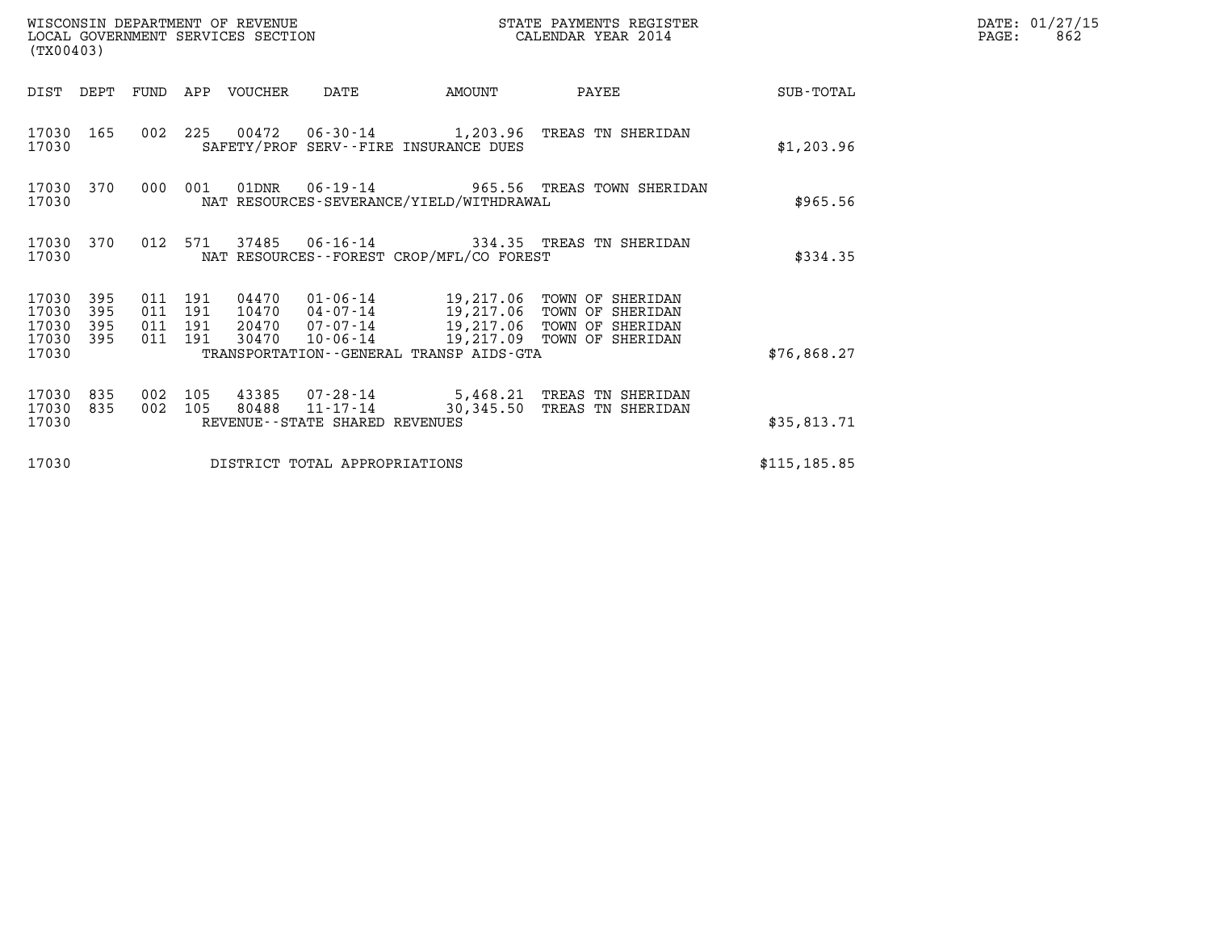WISCONSIN DEPARTMENT OF REVENUE
LOCAL GOVERNMENT SERVICES SECTION
(TX00403)

STATE PAYMENTS REGISTER
CALENDAR YEAR 2014

DATE: 01/27/15
PAGE: 862

| DIST | DEPT | FUND | APP | VOUCHER | DATE | AMOUNT | PAYEE | SUB-TOTAL |
|---|---|---|---|---|---|---|---|---|
| 17030 | 165 | 002 | 225 | 00472 | 06-30-14 | 1,203.96 | TREAS TN SHERIDAN | |
| 17030 | | | | | SAFETY/PROF SERV--FIRE INSURANCE DUES | | | $1,203.96 |
| 17030 | 370 | 000 | 001 | 01DNR | 06-19-14 | 965.56 | TREAS TOWN SHERIDAN | |
| 17030 | | | | | NAT RESOURCES-SEVERANCE/YIELD/WITHDRAWAL | | | $965.56 |
| 17030 | 370 | 012 | 571 | 37485 | 06-16-14 | 334.35 | TREAS TN SHERIDAN | |
| 17030 | | | | | NAT RESOURCES--FOREST CROP/MFL/CO FOREST | | | $334.35 |
| 17030 | 395 | 011 | 191 | 04470 | 01-06-14 | 19,217.06 | TOWN OF SHERIDAN | |
| 17030 | 395 | 011 | 191 | 10470 | 04-07-14 | 19,217.06 | TOWN OF SHERIDAN | |
| 17030 | 395 | 011 | 191 | 20470 | 07-07-14 | 19,217.06 | TOWN OF SHERIDAN | |
| 17030 | 395 | 011 | 191 | 30470 | 10-06-14 | 19,217.09 | TOWN OF SHERIDAN | |
| 17030 | | | | | TRANSPORTATION--GENERAL TRANSP AIDS-GTA | | | $76,868.27 |
| 17030 | 835 | 002 | 105 | 43385 | 07-28-14 | 5,468.21 | TREAS TN SHERIDAN | |
| 17030 | 835 | 002 | 105 | 80488 | 11-17-14 | 30,345.50 | TREAS TN SHERIDAN | |
| 17030 | | | | | REVENUE--STATE SHARED REVENUES | | | $35,813.71 |
| 17030 | | | | | DISTRICT TOTAL APPROPRIATIONS | | | $115,185.85 |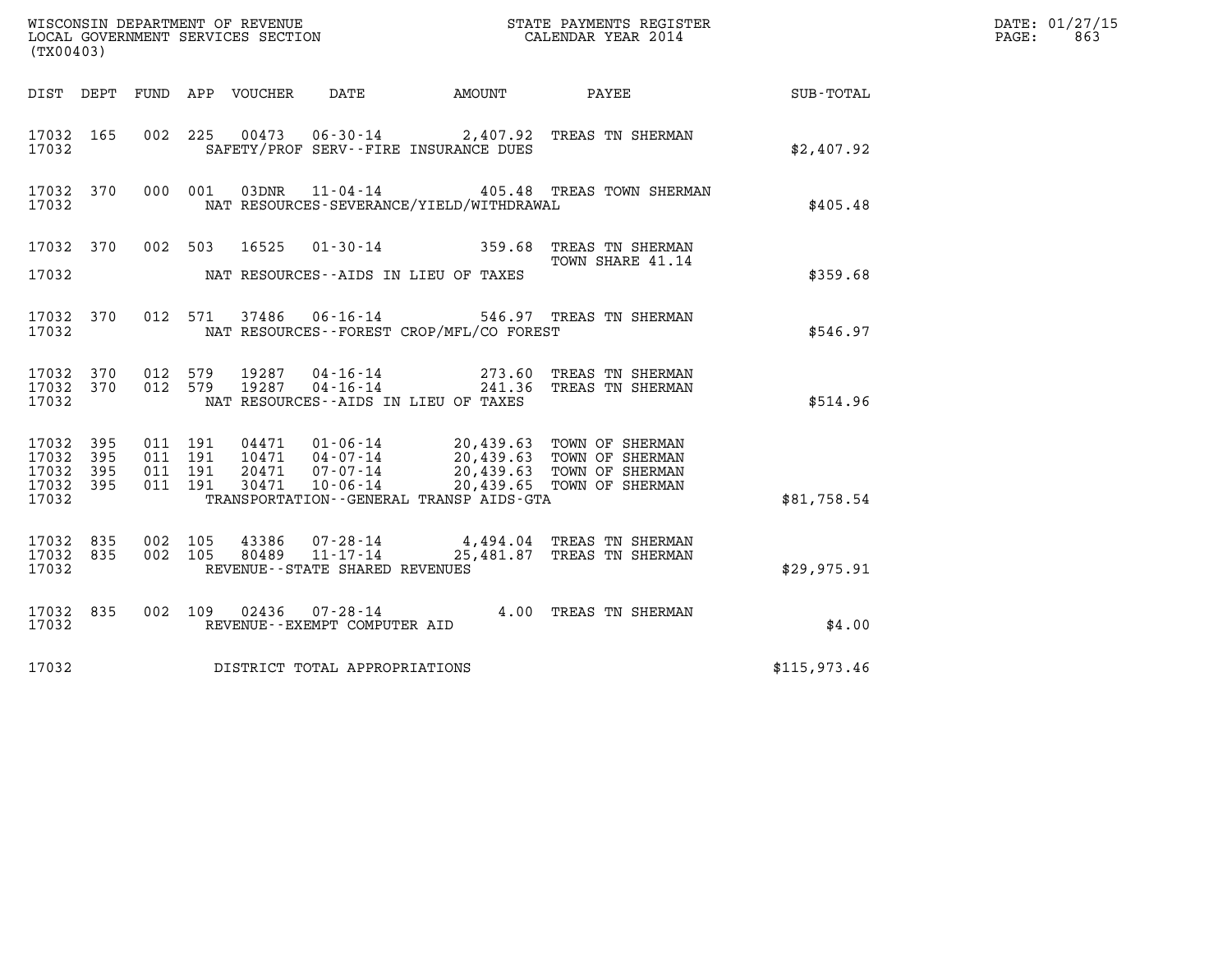WISCONSIN DEPARTMENT OF REVENUE
LOCAL GOVERNMENT SERVICES SECTION
(TX00403)

STATE PAYMENTS REGISTER
CALENDAR YEAR 2014

DATE: 01/27/15
PAGE: 863

| DIST | DEPT | FUND | APP | VOUCHER | DATE | AMOUNT | PAYEE | SUB-TOTAL |
|---|---|---|---|---|---|---|---|---|
| 17032 | 165 | 002 | 225 | 00473 | 06-30-14 | 2,407.92 | TREAS TN SHERMAN | |
| 17032 | | | | SAFETY/PROF SERV--FIRE INSURANCE DUES | | | | $2,407.92 |
| 17032 | 370 | 000 | 001 | 03DNR | 11-04-14 | 405.48 | TREAS TOWN SHERMAN | |
| 17032 | | | | NAT RESOURCES-SEVERANCE/YIELD/WITHDRAWAL | | | | $405.48 |
| 17032 | 370 | 002 | 503 | 16525 | 01-30-14 | 359.68 | TREAS TN SHERMAN TOWN SHARE 41.14 | |
| 17032 | | | | NAT RESOURCES--AIDS IN LIEU OF TAXES | | | | $359.68 |
| 17032 | 370 | 012 | 571 | 37486 | 06-16-14 | 546.97 | TREAS TN SHERMAN | |
| 17032 | | | | NAT RESOURCES--FOREST CROP/MFL/CO FOREST | | | | $546.97 |
| 17032 | 370 | 012 | 579 | 19287 | 04-16-14 | 273.60 | TREAS TN SHERMAN | |
| 17032 | 370 | 012 | 579 | 19287 | 04-16-14 | 241.36 | TREAS TN SHERMAN | |
| 17032 | | | | NAT RESOURCES--AIDS IN LIEU OF TAXES | | | | $514.96 |
| 17032 | 395 | 011 | 191 | 04471 | 01-06-14 | 20,439.63 | TOWN OF SHERMAN | |
| 17032 | 395 | 011 | 191 | 10471 | 04-07-14 | 20,439.63 | TOWN OF SHERMAN | |
| 17032 | 395 | 011 | 191 | 20471 | 07-07-14 | 20,439.63 | TOWN OF SHERMAN | |
| 17032 | 395 | 011 | 191 | 30471 | 10-06-14 | 20,439.65 | TOWN OF SHERMAN | |
| 17032 | | | | TRANSPORTATION--GENERAL TRANSP AIDS-GTA | | | | $81,758.54 |
| 17032 | 835 | 002 | 105 | 43386 | 07-28-14 | 4,494.04 | TREAS TN SHERMAN | |
| 17032 | 835 | 002 | 105 | 80489 | 11-17-14 | 25,481.87 | TREAS TN SHERMAN | |
| 17032 | | | | REVENUE--STATE SHARED REVENUES | | | | $29,975.91 |
| 17032 | 835 | 002 | 109 | 02436 | 07-28-14 | 4.00 | TREAS TN SHERMAN | |
| 17032 | | | | REVENUE--EXEMPT COMPUTER AID | | | | $4.00 |
| 17032 | | | | DISTRICT TOTAL APPROPRIATIONS | | | | $115,973.46 |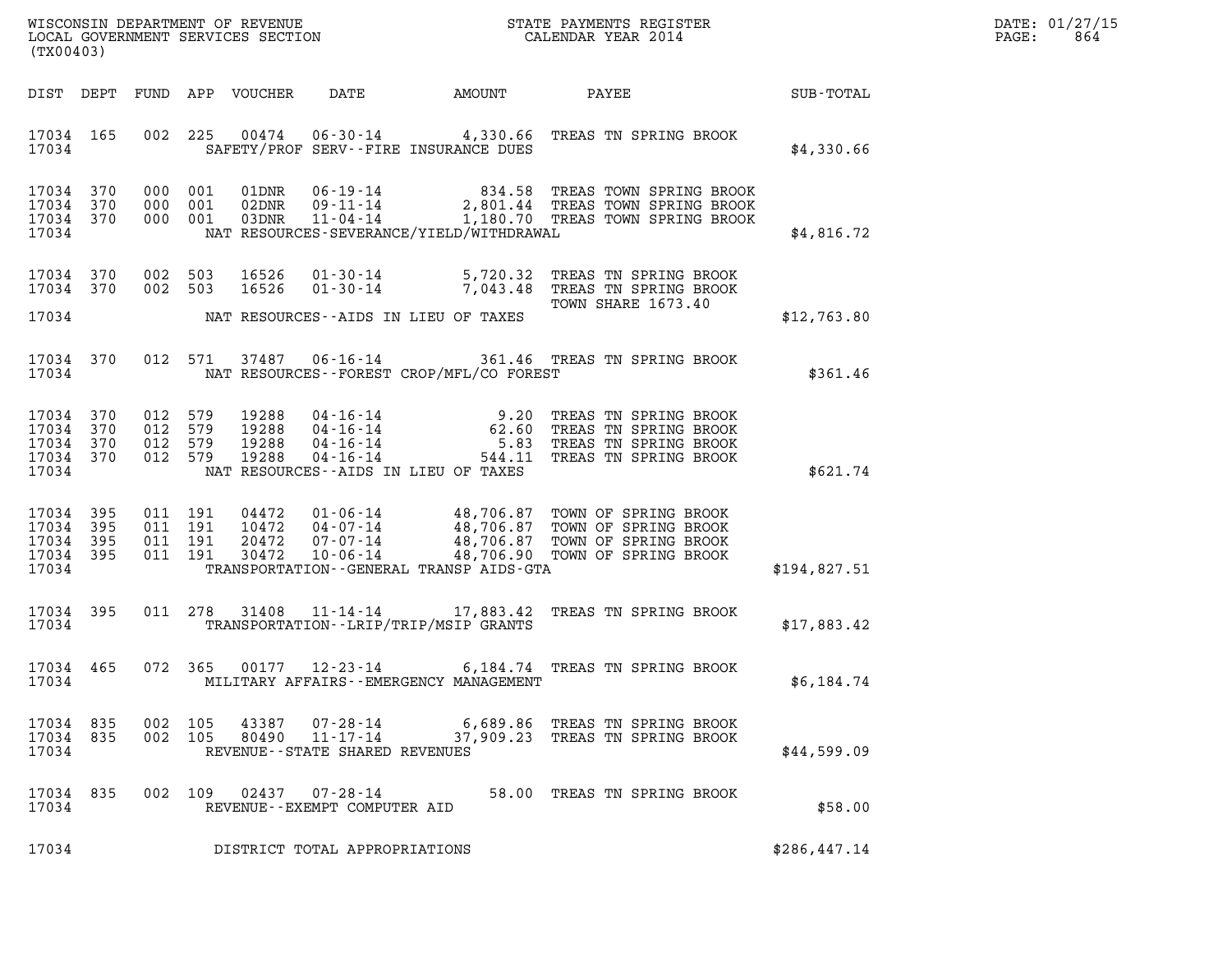WISCONSIN DEPARTMENT OF REVENUE
LOCAL GOVERNMENT SERVICES SECTION
(TX00403)

STATE PAYMENTS REGISTER
CALENDAR YEAR 2014

DATE: 01/27/15
PAGE: 864

| DIST | DEPT | FUND | APP | VOUCHER | DATE | AMOUNT | PAYEE | SUB-TOTAL |
|---|---|---|---|---|---|---|---|---|
| 17034 | 165 | 002 | 225 | 00474 | 06-30-14 | 4,330.66 | TREAS TN SPRING BROOK | |
| 17034 | | | | SAFETY/PROF SERV--FIRE INSURANCE DUES | | | | $4,330.66 |
| 17034 | 370 | 000 | 001 | 01DNR | 06-19-14 | 834.58 | TREAS TOWN SPRING BROOK | |
| 17034 | 370 | 000 | 001 | 02DNR | 09-11-14 | 2,801.44 | TREAS TOWN SPRING BROOK | |
| 17034 | 370 | 000 | 001 | 03DNR | 11-04-14 | 1,180.70 | TREAS TOWN SPRING BROOK | |
| 17034 | | | | NAT RESOURCES-SEVERANCE/YIELD/WITHDRAWAL | | | | $4,816.72 |
| 17034 | 370 | 002 | 503 | 16526 | 01-30-14 | 5,720.32 | TREAS TN SPRING BROOK | |
| 17034 | 370 | 002 | 503 | 16526 | 01-30-14 | 7,043.48 | TREAS TN SPRING BROOK TOWN SHARE 1673.40 | |
| 17034 | | | | NAT RESOURCES--AIDS IN LIEU OF TAXES | | | | $12,763.80 |
| 17034 | 370 | 012 | 571 | 37487 | 06-16-14 | 361.46 | TREAS TN SPRING BROOK | |
| 17034 | | | | NAT RESOURCES--FOREST CROP/MFL/CO FOREST | | | | $361.46 |
| 17034 | 370 | 012 | 579 | 19288 | 04-16-14 | 9.20 | TREAS TN SPRING BROOK | |
| 17034 | 370 | 012 | 579 | 19288 | 04-16-14 | 62.60 | TREAS TN SPRING BROOK | |
| 17034 | 370 | 012 | 579 | 19288 | 04-16-14 | 5.83 | TREAS TN SPRING BROOK | |
| 17034 | 370 | 012 | 579 | 19288 | 04-16-14 | 544.11 | TREAS TN SPRING BROOK | |
| 17034 | | | | NAT RESOURCES--AIDS IN LIEU OF TAXES | | | | $621.74 |
| 17034 | 395 | 011 | 191 | 04472 | 01-06-14 | 48,706.87 | TOWN OF SPRING BROOK | |
| 17034 | 395 | 011 | 191 | 10472 | 04-07-14 | 48,706.87 | TOWN OF SPRING BROOK | |
| 17034 | 395 | 011 | 191 | 20472 | 07-07-14 | 48,706.87 | TOWN OF SPRING BROOK | |
| 17034 | 395 | 011 | 191 | 30472 | 10-06-14 | 48,706.90 | TOWN OF SPRING BROOK | |
| 17034 | | | | TRANSPORTATION--GENERAL TRANSP AIDS-GTA | | | | $194,827.51 |
| 17034 | 395 | 011 | 278 | 31408 | 11-14-14 | 17,883.42 | TREAS TN SPRING BROOK | |
| 17034 | | | | TRANSPORTATION--LRIP/TRIP/MSIP GRANTS | | | | $17,883.42 |
| 17034 | 465 | 072 | 365 | 00177 | 12-23-14 | 6,184.74 | TREAS TN SPRING BROOK | |
| 17034 | | | | MILITARY AFFAIRS--EMERGENCY MANAGEMENT | | | | $6,184.74 |
| 17034 | 835 | 002 | 105 | 43387 | 07-28-14 | 6,689.86 | TREAS TN SPRING BROOK | |
| 17034 | 835 | 002 | 105 | 80490 | 11-17-14 | 37,909.23 | TREAS TN SPRING BROOK | |
| 17034 | | | | REVENUE--STATE SHARED REVENUES | | | | $44,599.09 |
| 17034 | 835 | 002 | 109 | 02437 | 07-28-14 | 58.00 | TREAS TN SPRING BROOK | |
| 17034 | | | | REVENUE--EXEMPT COMPUTER AID | | | | $58.00 |
| 17034 | | | | DISTRICT TOTAL APPROPRIATIONS | | | | $286,447.14 |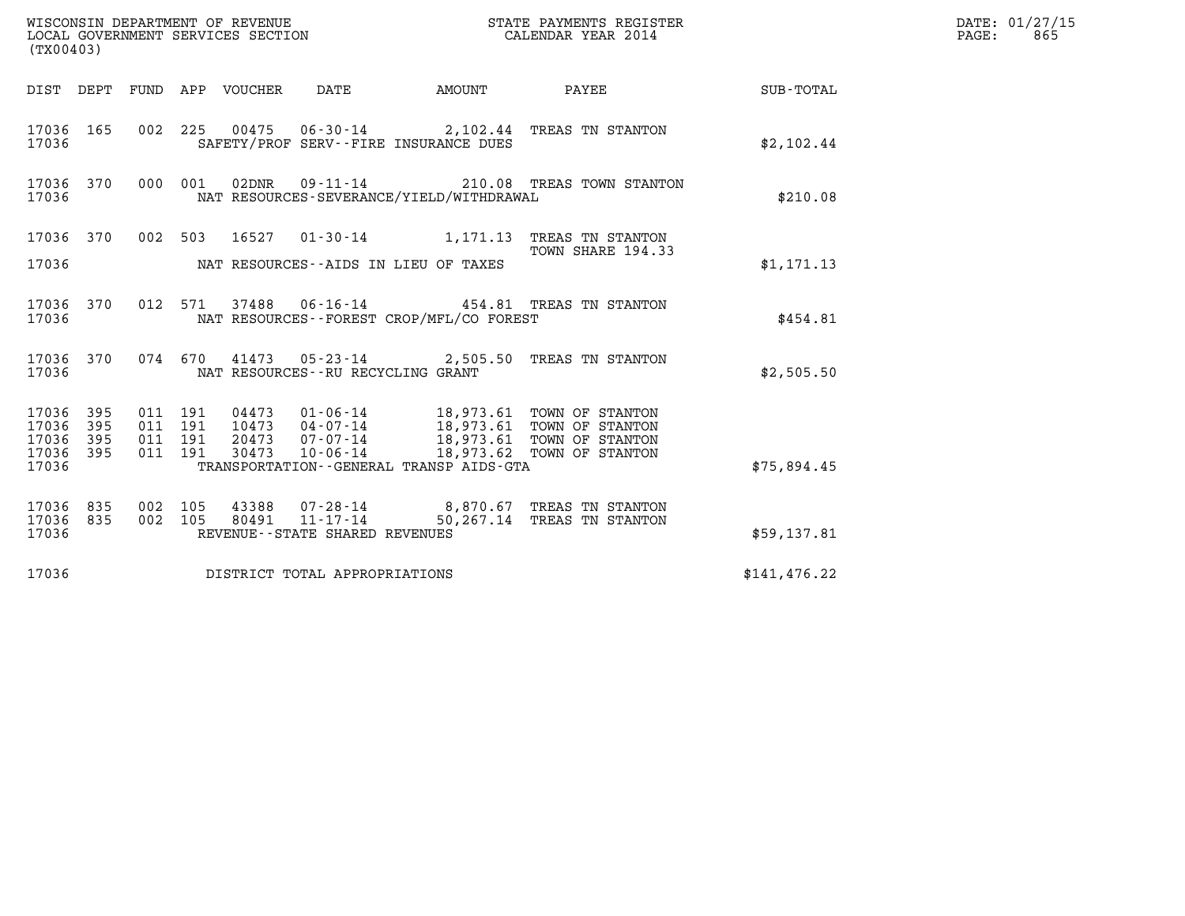WISCONSIN DEPARTMENT OF REVENUE
LOCAL GOVERNMENT SERVICES SECTION
(TX00403)

STATE PAYMENTS REGISTER
CALENDAR YEAR 2014

| DIST | DEPT | FUND | APP | VOUCHER | DATE | AMOUNT | PAYEE | SUB-TOTAL |
|---|---|---|---|---|---|---|---|---|
| 17036 | 165 | 002 | 225 | 00475 | 06-30-14 | 2,102.44 | TREAS TN STANTON | |
| 17036 | | | | SAFETY/PROF SERV--FIRE INSURANCE DUES | | | | $2,102.44 |
| 17036 | 370 | 000 | 001 | 02DNR | 09-11-14 | 210.08 | TREAS TOWN STANTON | |
| 17036 | | | | NAT RESOURCES-SEVERANCE/YIELD/WITHDRAWAL | | | | $210.08 |
| 17036 | 370 | 002 | 503 | 16527 | 01-30-14 | 1,171.13 | TREAS TN STANTON TOWN SHARE 194.33 | |
| 17036 | | | | NAT RESOURCES--AIDS IN LIEU OF TAXES | | | | $1,171.13 |
| 17036 | 370 | 012 | 571 | 37488 | 06-16-14 | 454.81 | TREAS TN STANTON | |
| 17036 | | | | NAT RESOURCES--FOREST CROP/MFL/CO FOREST | | | | $454.81 |
| 17036 | 370 | 074 | 670 | 41473 | 05-23-14 | 2,505.50 | TREAS TN STANTON | |
| 17036 | | | | NAT RESOURCES--RU RECYCLING GRANT | | | | $2,505.50 |
| 17036 | 395 | 011 | 191 | 04473 | 01-06-14 | 18,973.61 | TOWN OF STANTON | |
| 17036 | 395 | 011 | 191 | 10473 | 04-07-14 | 18,973.61 | TOWN OF STANTON | |
| 17036 | 395 | 011 | 191 | 20473 | 07-07-14 | 18,973.61 | TOWN OF STANTON | |
| 17036 | 395 | 011 | 191 | 30473 | 10-06-14 | 18,973.62 | TOWN OF STANTON | |
| 17036 | | | | TRANSPORTATION--GENERAL TRANSP AIDS-GTA | | | | $75,894.45 |
| 17036 | 835 | 002 | 105 | 43388 | 07-28-14 | 8,870.67 | TREAS TN STANTON | |
| 17036 | 835 | 002 | 105 | 80491 | 11-17-14 | 50,267.14 | TREAS TN STANTON | |
| 17036 | | | | REVENUE--STATE SHARED REVENUES | | | | $59,137.81 |
| 17036 | | | | DISTRICT TOTAL APPROPRIATIONS | | | | $141,476.22 |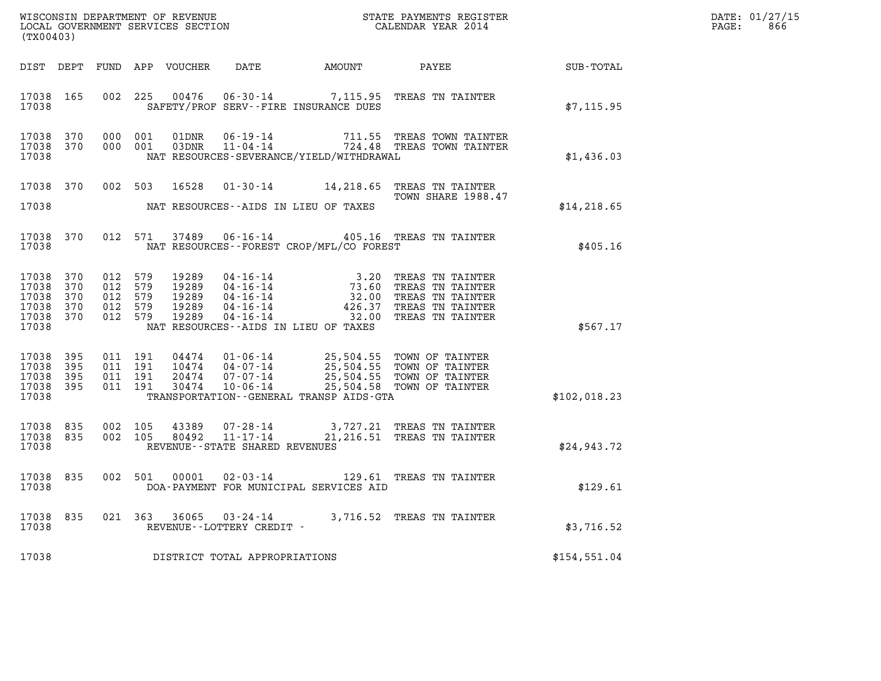WISCONSIN DEPARTMENT OF REVENUE
LOCAL GOVERNMENT SERVICES SECTION
(TX00403)

STATE PAYMENTS REGISTER
CALENDAR YEAR 2014

DATE: 01/27/15

| DIST | DEPT | FUND | APP | VOUCHER | DATE | AMOUNT | PAYEE | SUB-TOTAL |
|---|---|---|---|---|---|---|---|---|
| 17038 | 165 | 002 | 225 | 00476 | 06-30-14 | 7,115.95 | TREAS TN TAINTER | |
| 17038 | | | | | SAFETY/PROF SERV--FIRE INSURANCE DUES | | | $7,115.95 |
| 17038 | 370 | 000 | 001 | 01DNR | 06-19-14 | 711.55 | TREAS TOWN TAINTER | |
| 17038 | 370 | 000 | 001 | 03DNR | 11-04-14 | 724.48 | TREAS TOWN TAINTER | |
| 17038 | | | | | NAT RESOURCES-SEVERANCE/YIELD/WITHDRAWAL | | | $1,436.03 |
| 17038 | 370 | 002 | 503 | 16528 | 01-30-14 | 14,218.65 | TREAS TN TAINTER TOWN SHARE 1988.47 | |
| 17038 | | | | | NAT RESOURCES--AIDS IN LIEU OF TAXES | | | $14,218.65 |
| 17038 | 370 | 012 | 571 | 37489 | 06-16-14 | 405.16 | TREAS TN TAINTER | |
| 17038 | | | | | NAT RESOURCES--FOREST CROP/MFL/CO FOREST | | | $405.16 |
| 17038 | 370 | 012 | 579 | 19289 | 04-16-14 | 3.20 | TREAS TN TAINTER | |
| 17038 | 370 | 012 | 579 | 19289 | 04-16-14 | 73.60 | TREAS TN TAINTER | |
| 17038 | 370 | 012 | 579 | 19289 | 04-16-14 | 32.00 | TREAS TN TAINTER | |
| 17038 | 370 | 012 | 579 | 19289 | 04-16-14 | 426.37 | TREAS TN TAINTER | |
| 17038 | 370 | 012 | 579 | 19289 | 04-16-14 | 32.00 | TREAS TN TAINTER | |
| 17038 | | | | | NAT RESOURCES--AIDS IN LIEU OF TAXES | | | $567.17 |
| 17038 | 395 | 011 | 191 | 04474 | 01-06-14 | 25,504.55 | TOWN OF TAINTER | |
| 17038 | 395 | 011 | 191 | 10474 | 04-07-14 | 25,504.55 | TOWN OF TAINTER | |
| 17038 | 395 | 011 | 191 | 20474 | 07-07-14 | 25,504.55 | TOWN OF TAINTER | |
| 17038 | 395 | 011 | 191 | 30474 | 10-06-14 | 25,504.58 | TOWN OF TAINTER | |
| 17038 | | | | | TRANSPORTATION--GENERAL TRANSP AIDS-GTA | | | $102,018.23 |
| 17038 | 835 | 002 | 105 | 43389 | 07-28-14 | 3,727.21 | TREAS TN TAINTER | |
| 17038 | 835 | 002 | 105 | 80492 | 11-17-14 | 21,216.51 | TREAS TN TAINTER | |
| 17038 | | | | | REVENUE--STATE SHARED REVENUES | | | $24,943.72 |
| 17038 | 835 | 002 | 501 | 00001 | 02-03-14 | 129.61 | TREAS TN TAINTER | |
| 17038 | | | | | DOA-PAYMENT FOR MUNICIPAL SERVICES AID | | | $129.61 |
| 17038 | 835 | 021 | 363 | 36065 | 03-24-14 | 3,716.52 | TREAS TN TAINTER | |
| 17038 | | | | | REVENUE--LOTTERY CREDIT - | | | $3,716.52 |
| 17038 | | | | | DISTRICT TOTAL APPROPRIATIONS | | | $154,551.04 |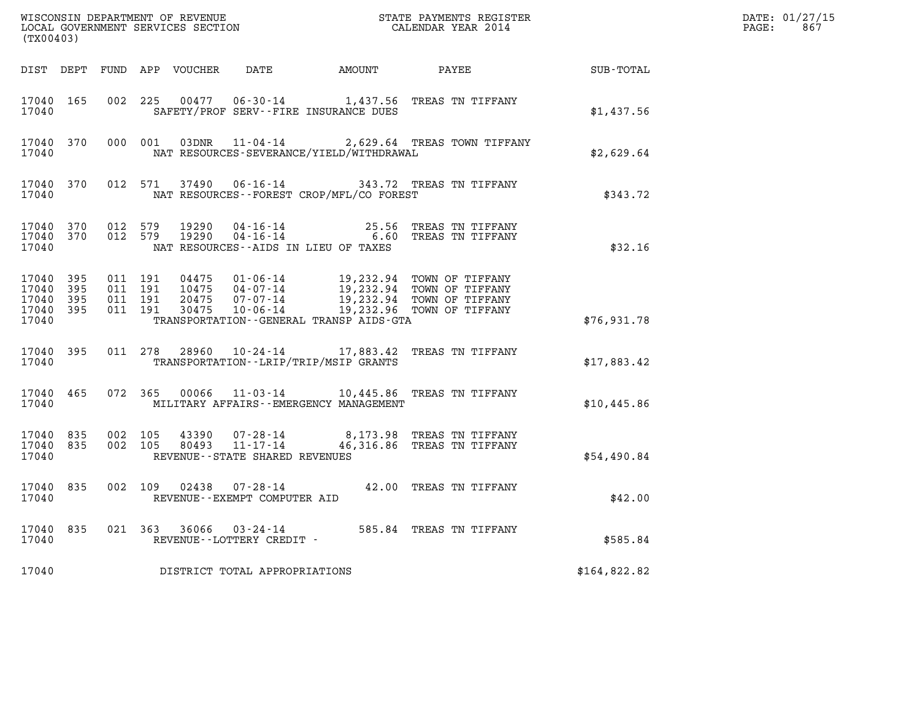WISCONSIN DEPARTMENT OF REVENUE
LOCAL GOVERNMENT SERVICES SECTION
(TX00403)

STATE PAYMENTS REGISTER
CALENDAR YEAR 2014

DATE: 01/27/15
PAGE: 867

| DIST | DEPT | FUND | APP | VOUCHER | DATE | AMOUNT | PAYEE | SUB-TOTAL |
|---|---|---|---|---|---|---|---|---|
| 17040 | 165 | 002 | 225 | 00477 | 06-30-14 | 1,437.56 | TREAS TN TIFFANY | |
| 17040 | | | | SAFETY/PROF SERV--FIRE INSURANCE DUES | | | | $1,437.56 |
| 17040 | 370 | 000 | 001 | 03DNR | 11-04-14 | 2,629.64 | TREAS TOWN TIFFANY | |
| 17040 | | | | NAT RESOURCES-SEVERANCE/YIELD/WITHDRAWAL | | | | $2,629.64 |
| 17040 | 370 | 012 | 571 | 37490 | 06-16-14 | 343.72 | TREAS TN TIFFANY | |
| 17040 | | | | NAT RESOURCES--FOREST CROP/MFL/CO FOREST | | | | $343.72 |
| 17040 | 370 | 012 | 579 | 19290 | 04-16-14 | 25.56 | TREAS TN TIFFANY | |
| 17040 | 370 | 012 | 579 | 19290 | 04-16-14 | 6.60 | TREAS TN TIFFANY | |
| 17040 | | | | NAT RESOURCES--AIDS IN LIEU OF TAXES | | | | $32.16 |
| 17040 | 395 | 011 | 191 | 04475 | 01-06-14 | 19,232.94 | TOWN OF TIFFANY | |
| 17040 | 395 | 011 | 191 | 10475 | 04-07-14 | 19,232.94 | TOWN OF TIFFANY | |
| 17040 | 395 | 011 | 191 | 20475 | 07-07-14 | 19,232.94 | TOWN OF TIFFANY | |
| 17040 | 395 | 011 | 191 | 30475 | 10-06-14 | 19,232.96 | TOWN OF TIFFANY | |
| 17040 | | | | TRANSPORTATION--GENERAL TRANSP AIDS-GTA | | | | $76,931.78 |
| 17040 | 395 | 011 | 278 | 28960 | 10-24-14 | 17,883.42 | TREAS TN TIFFANY | |
| 17040 | | | | TRANSPORTATION--LRIP/TRIP/MSIP GRANTS | | | | $17,883.42 |
| 17040 | 465 | 072 | 365 | 00066 | 11-03-14 | 10,445.86 | TREAS TN TIFFANY | |
| 17040 | | | | MILITARY AFFAIRS--EMERGENCY MANAGEMENT | | | | $10,445.86 |
| 17040 | 835 | 002 | 105 | 43390 | 07-28-14 | 8,173.98 | TREAS TN TIFFANY | |
| 17040 | 835 | 002 | 105 | 80493 | 11-17-14 | 46,316.86 | TREAS TN TIFFANY | |
| 17040 | | | | REVENUE--STATE SHARED REVENUES | | | | $54,490.84 |
| 17040 | 835 | 002 | 109 | 02438 | 07-28-14 | 42.00 | TREAS TN TIFFANY | |
| 17040 | | | | REVENUE--EXEMPT COMPUTER AID | | | | $42.00 |
| 17040 | 835 | 021 | 363 | 36066 | 03-24-14 | 585.84 | TREAS TN TIFFANY | |
| 17040 | | | | REVENUE--LOTTERY CREDIT - | | | | $585.84 |
| 17040 | | | | DISTRICT TOTAL APPROPRIATIONS | | | | $164,822.82 |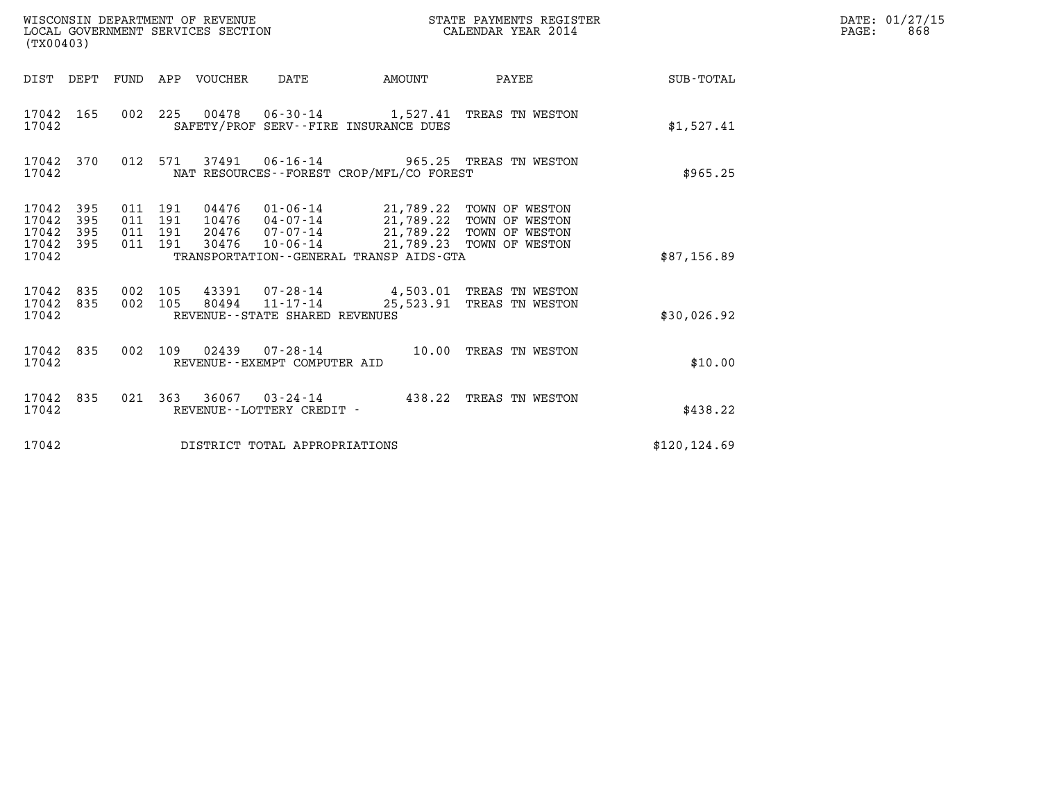WISCONSIN DEPARTMENT OF REVENUE
LOCAL GOVERNMENT SERVICES SECTION
(TX00403)

STATE PAYMENTS REGISTER
CALENDAR YEAR 2014

DATE: 01/27/15

| DIST | DEPT | FUND | APP | VOUCHER | DATE | AMOUNT | PAYEE | SUB-TOTAL |
|---|---|---|---|---|---|---|---|---|
| 17042 | 165 | 002 | 225 | 00478 | 06-30-14 | 1,527.41 | TREAS TN WESTON | |
| 17042 | | | | SAFETY/PROF SERV--FIRE INSURANCE DUES | | | | $1,527.41 |
| 17042 | 370 | 012 | 571 | 37491 | 06-16-14 | 965.25 | TREAS TN WESTON | |
| 17042 | | | | NAT RESOURCES--FOREST CROP/MFL/CO FOREST | | | | $965.25 |
| 17042 | 395 | 011 | 191 | 04476 | 01-06-14 | 21,789.22 | TOWN OF WESTON | |
| 17042 | 395 | 011 | 191 | 10476 | 04-07-14 | 21,789.22 | TOWN OF WESTON | |
| 17042 | 395 | 011 | 191 | 20476 | 07-07-14 | 21,789.22 | TOWN OF WESTON | |
| 17042 | 395 | 011 | 191 | 30476 | 10-06-14 | 21,789.23 | TOWN OF WESTON | |
| 17042 | | | | TRANSPORTATION--GENERAL TRANSP AIDS-GTA | | | | $87,156.89 |
| 17042 | 835 | 002 | 105 | 43391 | 07-28-14 | 4,503.01 | TREAS TN WESTON | |
| 17042 | 835 | 002 | 105 | 80494 | 11-17-14 | 25,523.91 | TREAS TN WESTON | |
| 17042 | | | | REVENUE--STATE SHARED REVENUES | | | | $30,026.92 |
| 17042 | 835 | 002 | 109 | 02439 | 07-28-14 | 10.00 | TREAS TN WESTON | |
| 17042 | | | | REVENUE--EXEMPT COMPUTER AID | | | | $10.00 |
| 17042 | 835 | 021 | 363 | 36067 | 03-24-14 | 438.22 | TREAS TN WESTON | |
| 17042 | | | | REVENUE--LOTTERY CREDIT - | | | | $438.22 |
| 17042 | | | | DISTRICT TOTAL APPROPRIATIONS | | | | $120,124.69 |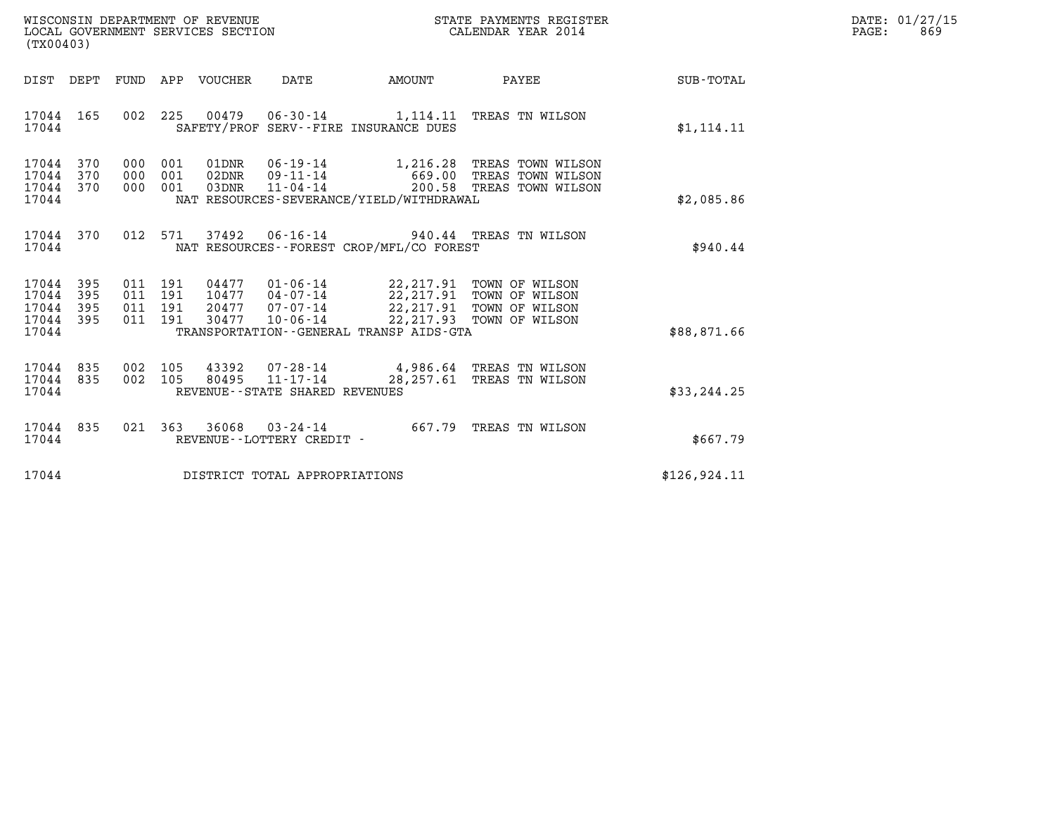WISCONSIN DEPARTMENT OF REVENUE
LOCAL GOVERNMENT SERVICES SECTION
(TX00403)

STATE PAYMENTS REGISTER
CALENDAR YEAR 2014

DATE: 01/27/15
PAGE: 869

| DIST | DEPT | FUND | APP | VOUCHER | DATE | AMOUNT | PAYEE | SUB-TOTAL |
|---|---|---|---|---|---|---|---|---|
| 17044 | 165 | 002 | 225 | 00479 | 06-30-14 | 1,114.11 | TREAS TN WILSON | |
| 17044 | | | | | SAFETY/PROF SERV--FIRE INSURANCE DUES | | | $1,114.11 |
| 17044 | 370 | 000 | 001 | 01DNR | 06-19-14 | 1,216.28 | TREAS TOWN WILSON | |
| 17044 | 370 | 000 | 001 | 02DNR | 09-11-14 | 669.00 | TREAS TOWN WILSON | |
| 17044 | 370 | 000 | 001 | 03DNR | 11-04-14 | 200.58 | TREAS TOWN WILSON | |
| 17044 | | | | | NAT RESOURCES-SEVERANCE/YIELD/WITHDRAWAL | | | $2,085.86 |
| 17044 | 370 | 012 | 571 | 37492 | 06-16-14 | 940.44 | TREAS TN WILSON | |
| 17044 | | | | | NAT RESOURCES--FOREST CROP/MFL/CO FOREST | | | $940.44 |
| 17044 | 395 | 011 | 191 | 04477 | 01-06-14 | 22,217.91 | TOWN OF WILSON | |
| 17044 | 395 | 011 | 191 | 10477 | 04-07-14 | 22,217.91 | TOWN OF WILSON | |
| 17044 | 395 | 011 | 191 | 20477 | 07-07-14 | 22,217.91 | TOWN OF WILSON | |
| 17044 | 395 | 011 | 191 | 30477 | 10-06-14 | 22,217.93 | TOWN OF WILSON | |
| 17044 | | | | | TRANSPORTATION--GENERAL TRANSP AIDS-GTA | | | $88,871.66 |
| 17044 | 835 | 002 | 105 | 43392 | 07-28-14 | 4,986.64 | TREAS TN WILSON | |
| 17044 | 835 | 002 | 105 | 80495 | 11-17-14 | 28,257.61 | TREAS TN WILSON | |
| 17044 | | | | | REVENUE--STATE SHARED REVENUES | | | $33,244.25 |
| 17044 | 835 | 021 | 363 | 36068 | 03-24-14 | 667.79 | TREAS TN WILSON | |
| 17044 | | | | | REVENUE--LOTTERY CREDIT - | | | $667.79 |
| 17044 | | | | | DISTRICT TOTAL APPROPRIATIONS | | | $126,924.11 |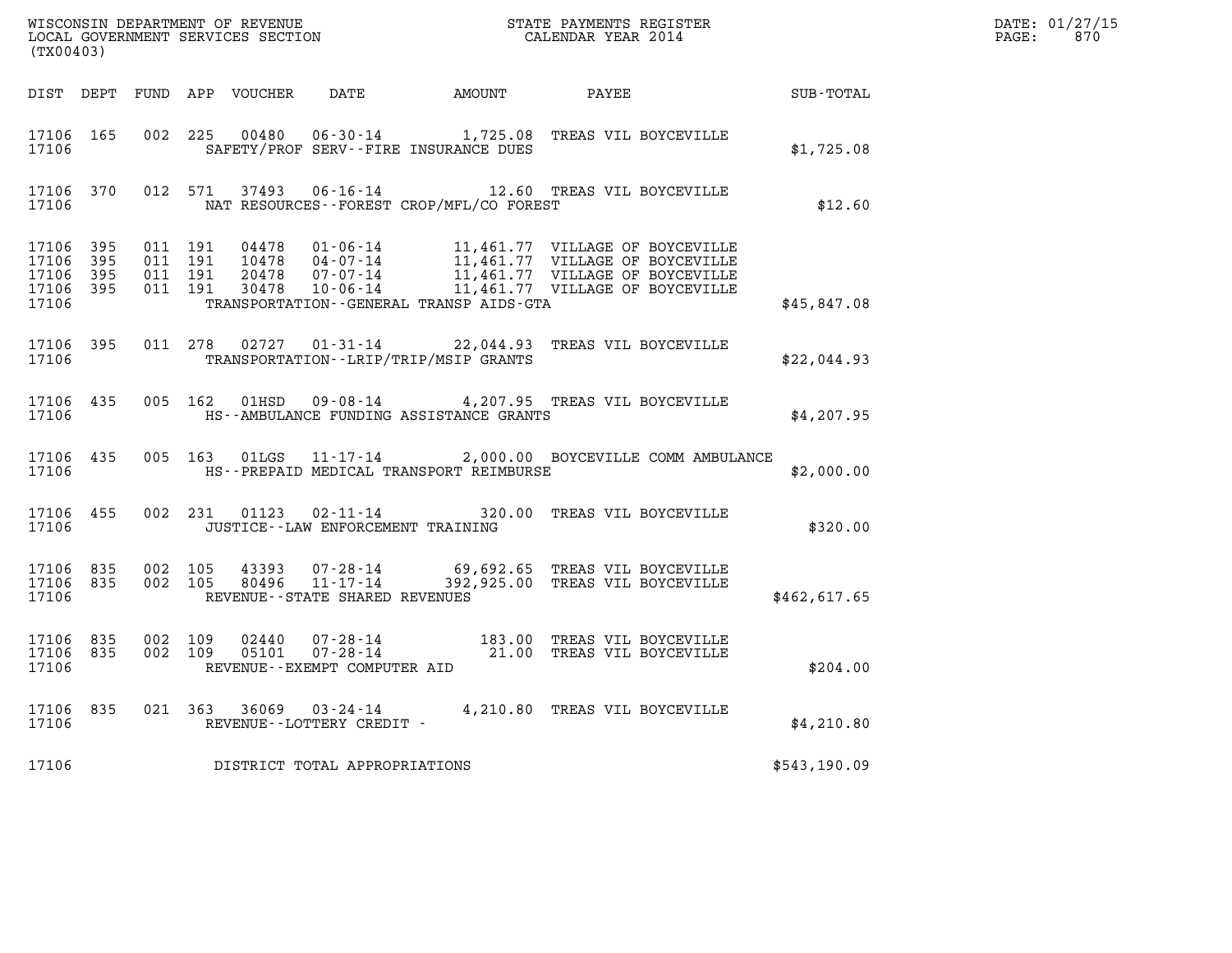WISCONSIN DEPARTMENT OF REVENUE
LOCAL GOVERNMENT SERVICES SECTION
(TX00403)

STATE PAYMENTS REGISTER
CALENDAR YEAR 2014

DATE: 01/27/15
PAGE: 870

| DIST | DEPT | FUND | APP | VOUCHER | DATE | AMOUNT | PAYEE | SUB-TOTAL |
|---|---|---|---|---|---|---|---|---|
| 17106 | 165 | 002 | 225 | 00480 | 06-30-14 | 1,725.08 | TREAS VIL BOYCEVILLE | |
| 17106 | | | | | SAFETY/PROF SERV--FIRE INSURANCE DUES | | | $1,725.08 |
| 17106 | 370 | 012 | 571 | 37493 | 06-16-14 | 12.60 | TREAS VIL BOYCEVILLE | |
| 17106 | | | | | NAT RESOURCES--FOREST CROP/MFL/CO FOREST | | | $12.60 |
| 17106 | 395 | 011 | 191 | 04478 | 01-06-14 | 11,461.77 | VILLAGE OF BOYCEVILLE | |
| 17106 | 395 | 011 | 191 | 10478 | 04-07-14 | 11,461.77 | VILLAGE OF BOYCEVILLE | |
| 17106 | 395 | 011 | 191 | 20478 | 07-07-14 | 11,461.77 | VILLAGE OF BOYCEVILLE | |
| 17106 | 395 | 011 | 191 | 30478 | 10-06-14 | 11,461.77 | VILLAGE OF BOYCEVILLE | |
| 17106 | | | | | TRANSPORTATION--GENERAL TRANSP AIDS-GTA | | | $45,847.08 |
| 17106 | 395 | 011 | 278 | 02727 | 01-31-14 | 22,044.93 | TREAS VIL BOYCEVILLE | |
| 17106 | | | | | TRANSPORTATION--LRIP/TRIP/MSIP GRANTS | | | $22,044.93 |
| 17106 | 435 | 005 | 162 | 01HSD | 09-08-14 | 4,207.95 | TREAS VIL BOYCEVILLE | |
| 17106 | | | | | HS--AMBULANCE FUNDING ASSISTANCE GRANTS | | | $4,207.95 |
| 17106 | 435 | 005 | 163 | 01LGS | 11-17-14 | 2,000.00 | BOYCEVILLE COMM AMBULANCE | |
| 17106 | | | | | HS--PREPAID MEDICAL TRANSPORT REIMBURSE | | | $2,000.00 |
| 17106 | 455 | 002 | 231 | 01123 | 02-11-14 | 320.00 | TREAS VIL BOYCEVILLE | |
| 17106 | | | | | JUSTICE--LAW ENFORCEMENT TRAINING | | | $320.00 |
| 17106 | 835 | 002 | 105 | 43393 | 07-28-14 | 69,692.65 | TREAS VIL BOYCEVILLE | |
| 17106 | 835 | 002 | 105 | 80496 | 11-17-14 | 392,925.00 | TREAS VIL BOYCEVILLE | |
| 17106 | | | | | REVENUE--STATE SHARED REVENUES | | | $462,617.65 |
| 17106 | 835 | 002 | 109 | 02440 | 07-28-14 | 183.00 | TREAS VIL BOYCEVILLE | |
| 17106 | 835 | 002 | 109 | 05101 | 07-28-14 | 21.00 | TREAS VIL BOYCEVILLE | |
| 17106 | | | | | REVENUE--EXEMPT COMPUTER AID | | | $204.00 |
| 17106 | 835 | 021 | 363 | 36069 | 03-24-14 | 4,210.80 | TREAS VIL BOYCEVILLE | |
| 17106 | | | | | REVENUE--LOTTERY CREDIT - | | | $4,210.80 |
| 17106 | | | | | DISTRICT TOTAL APPROPRIATIONS | | | $543,190.09 |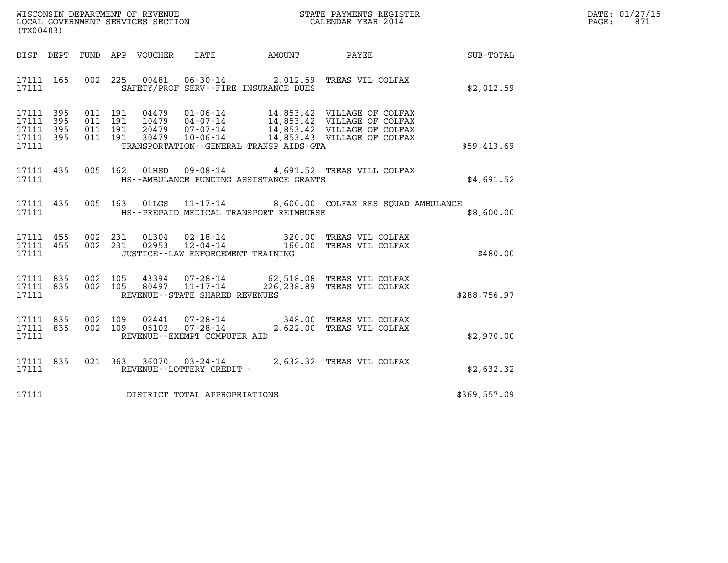WISCONSIN DEPARTMENT OF REVENUE
LOCAL GOVERNMENT SERVICES SECTION
(TX00403)

STATE PAYMENTS REGISTER
CALENDAR YEAR 2014

DATE: 01/27/15
PAGE: 871

| DIST | DEPT | FUND | APP | VOUCHER | DATE | AMOUNT | PAYEE | SUB-TOTAL |
|---|---|---|---|---|---|---|---|---|
| 17111 | 165 | 002 | 225 | 00481 | 06-30-14 | 2,012.59 | TREAS VIL COLFAX | |
| 17111 | | | | SAFETY/PROF SERV--FIRE INSURANCE DUES | | | | $2,012.59 |
| 17111 | 395 | 011 | 191 | 04479 | 01-06-14 | 14,853.42 | VILLAGE OF COLFAX | |
| 17111 | 395 | 011 | 191 | 10479 | 04-07-14 | 14,853.42 | VILLAGE OF COLFAX | |
| 17111 | 395 | 011 | 191 | 20479 | 07-07-14 | 14,853.42 | VILLAGE OF COLFAX | |
| 17111 | 395 | 011 | 191 | 30479 | 10-06-14 | 14,853.43 | VILLAGE OF COLFAX | |
| 17111 | | | | TRANSPORTATION--GENERAL TRANSP AIDS-GTA | | | | $59,413.69 |
| 17111 | 435 | 005 | 162 | 01HSD | 09-08-14 | 4,691.52 | TREAS VILL COLFAX | |
| 17111 | | | | HS--AMBULANCE FUNDING ASSISTANCE GRANTS | | | | $4,691.52 |
| 17111 | 435 | 005 | 163 | 01LGS | 11-17-14 | 8,600.00 | COLFAX RES SQUAD AMBULANCE | |
| 17111 | | | | HS--PREPAID MEDICAL TRANSPORT REIMBURSE | | | | $8,600.00 |
| 17111 | 455 | 002 | 231 | 01304 | 02-18-14 | 320.00 | TREAS VIL COLFAX | |
| 17111 | 455 | 002 | 231 | 02953 | 12-04-14 | 160.00 | TREAS VIL COLFAX | |
| 17111 | | | | JUSTICE--LAW ENFORCEMENT TRAINING | | | | $480.00 |
| 17111 | 835 | 002 | 105 | 43394 | 07-28-14 | 62,518.08 | TREAS VIL COLFAX | |
| 17111 | 835 | 002 | 105 | 80497 | 11-17-14 | 226,238.89 | TREAS VIL COLFAX | |
| 17111 | | | | REVENUE--STATE SHARED REVENUES | | | | $288,756.97 |
| 17111 | 835 | 002 | 109 | 02441 | 07-28-14 | 348.00 | TREAS VIL COLFAX | |
| 17111 | 835 | 002 | 109 | 05102 | 07-28-14 | 2,622.00 | TREAS VIL COLFAX | |
| 17111 | | | | REVENUE--EXEMPT COMPUTER AID | | | | $2,970.00 |
| 17111 | 835 | 021 | 363 | 36070 | 03-24-14 | 2,632.32 | TREAS VIL COLFAX | |
| 17111 | | | | REVENUE--LOTTERY CREDIT - | | | | $2,632.32 |
| 17111 | | | | DISTRICT TOTAL APPROPRIATIONS | | | | $369,557.09 |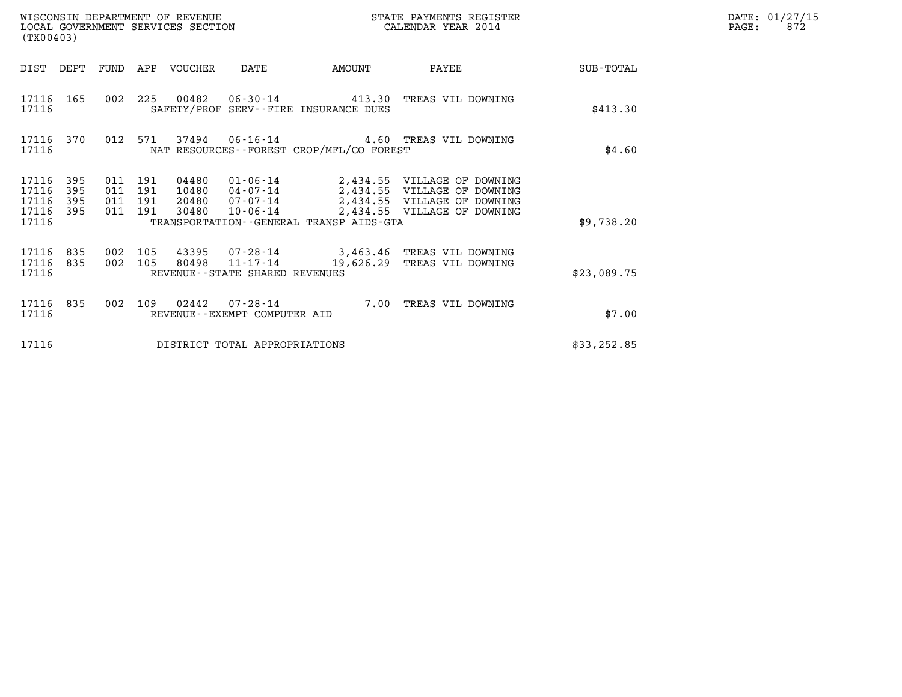WISCONSIN DEPARTMENT OF REVENUE
LOCAL GOVERNMENT SERVICES SECTION
(TX00403)

STATE PAYMENTS REGISTER
CALENDAR YEAR 2014

| DIST | DEPT | FUND | APP | VOUCHER | DATE | AMOUNT | PAYEE | SUB-TOTAL |
|---|---|---|---|---|---|---|---|---|
| 17116 | 165 | 002 | 225 | 00482 | 06-30-14 | 413.30 | TREAS VIL DOWNING | |
| 17116 | | | | SAFETY/PROF SERV--FIRE INSURANCE DUES | | | | $413.30 |
| 17116 | 370 | 012 | 571 | 37494 | 06-16-14 | 4.60 | TREAS VIL DOWNING | |
| 17116 | | | | NAT RESOURCES--FOREST CROP/MFL/CO FOREST | | | | $4.60 |
| 17116 | 395 | 011 | 191 | 04480 | 01-06-14 | 2,434.55 | VILLAGE OF DOWNING | |
| 17116 | 395 | 011 | 191 | 10480 | 04-07-14 | 2,434.55 | VILLAGE OF DOWNING | |
| 17116 | 395 | 011 | 191 | 20480 | 07-07-14 | 2,434.55 | VILLAGE OF DOWNING | |
| 17116 | 395 | 011 | 191 | 30480 | 10-06-14 | 2,434.55 | VILLAGE OF DOWNING | |
| 17116 | | | | TRANSPORTATION--GENERAL TRANSP AIDS-GTA | | | | $9,738.20 |
| 17116 | 835 | 002 | 105 | 43395 | 07-28-14 | 3,463.46 | TREAS VIL DOWNING | |
| 17116 | 835 | 002 | 105 | 80498 | 11-17-14 | 19,626.29 | TREAS VIL DOWNING | |
| 17116 | | | | REVENUE--STATE SHARED REVENUES | | | | $23,089.75 |
| 17116 | 835 | 002 | 109 | 02442 | 07-28-14 | 7.00 | TREAS VIL DOWNING | |
| 17116 | | | | REVENUE--EXEMPT COMPUTER AID | | | | $7.00 |
| 17116 | | | | DISTRICT TOTAL APPROPRIATIONS | | | | $33,252.85 |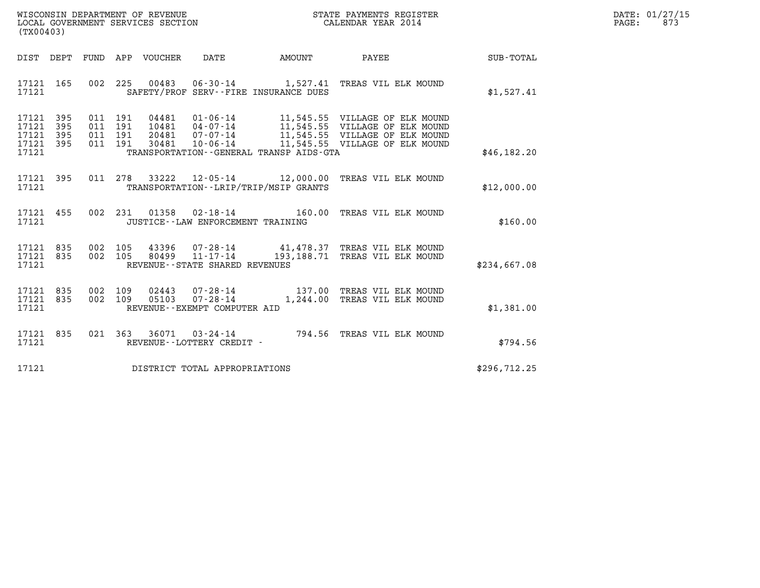WISCONSIN DEPARTMENT OF REVENUE
LOCAL GOVERNMENT SERVICES SECTION
(TX00403)

STATE PAYMENTS REGISTER
CALENDAR YEAR 2014

DATE: 01/27/15

| DIST | DEPT | FUND | APP | VOUCHER | DATE | AMOUNT | PAYEE | SUB-TOTAL |
|---|---|---|---|---|---|---|---|---|
| 17121 | 165 | 002 | 225 | 00483 | 06-30-14 | 1,527.41 | TREAS VIL ELK MOUND | |
| 17121 | | | | SAFETY/PROF SERV--FIRE INSURANCE DUES | | | | $1,527.41 |
| 17121 | 395 | 011 | 191 | 04481 | 01-06-14 | 11,545.55 | VILLAGE OF ELK MOUND | |
| 17121 | 395 | 011 | 191 | 10481 | 04-07-14 | 11,545.55 | VILLAGE OF ELK MOUND | |
| 17121 | 395 | 011 | 191 | 20481 | 07-07-14 | 11,545.55 | VILLAGE OF ELK MOUND | |
| 17121 | 395 | 011 | 191 | 30481 | 10-06-14 | 11,545.55 | VILLAGE OF ELK MOUND | |
| 17121 | | | | TRANSPORTATION--GENERAL TRANSP AIDS-GTA | | | | $46,182.20 |
| 17121 | 395 | 011 | 278 | 33222 | 12-05-14 | 12,000.00 | TREAS VIL ELK MOUND | |
| 17121 | | | | TRANSPORTATION--LRIP/TRIP/MSIP GRANTS | | | | $12,000.00 |
| 17121 | 455 | 002 | 231 | 01358 | 02-18-14 | 160.00 | TREAS VIL ELK MOUND | |
| 17121 | | | | JUSTICE--LAW ENFORCEMENT TRAINING | | | | $160.00 |
| 17121 | 835 | 002 | 105 | 43396 | 07-28-14 | 41,478.37 | TREAS VIL ELK MOUND | |
| 17121 | 835 | 002 | 105 | 80499 | 11-17-14 | 193,188.71 | TREAS VIL ELK MOUND | |
| 17121 | | | | REVENUE--STATE SHARED REVENUES | | | | $234,667.08 |
| 17121 | 835 | 002 | 109 | 02443 | 07-28-14 | 137.00 | TREAS VIL ELK MOUND | |
| 17121 | 835 | 002 | 109 | 05103 | 07-28-14 | 1,244.00 | TREAS VIL ELK MOUND | |
| 17121 | | | | REVENUE--EXEMPT COMPUTER AID | | | | $1,381.00 |
| 17121 | 835 | 021 | 363 | 36071 | 03-24-14 | 794.56 | TREAS VIL ELK MOUND | |
| 17121 | | | | REVENUE--LOTTERY CREDIT - | | | | $794.56 |
| 17121 | | | | DISTRICT TOTAL APPROPRIATIONS | | | | $296,712.25 |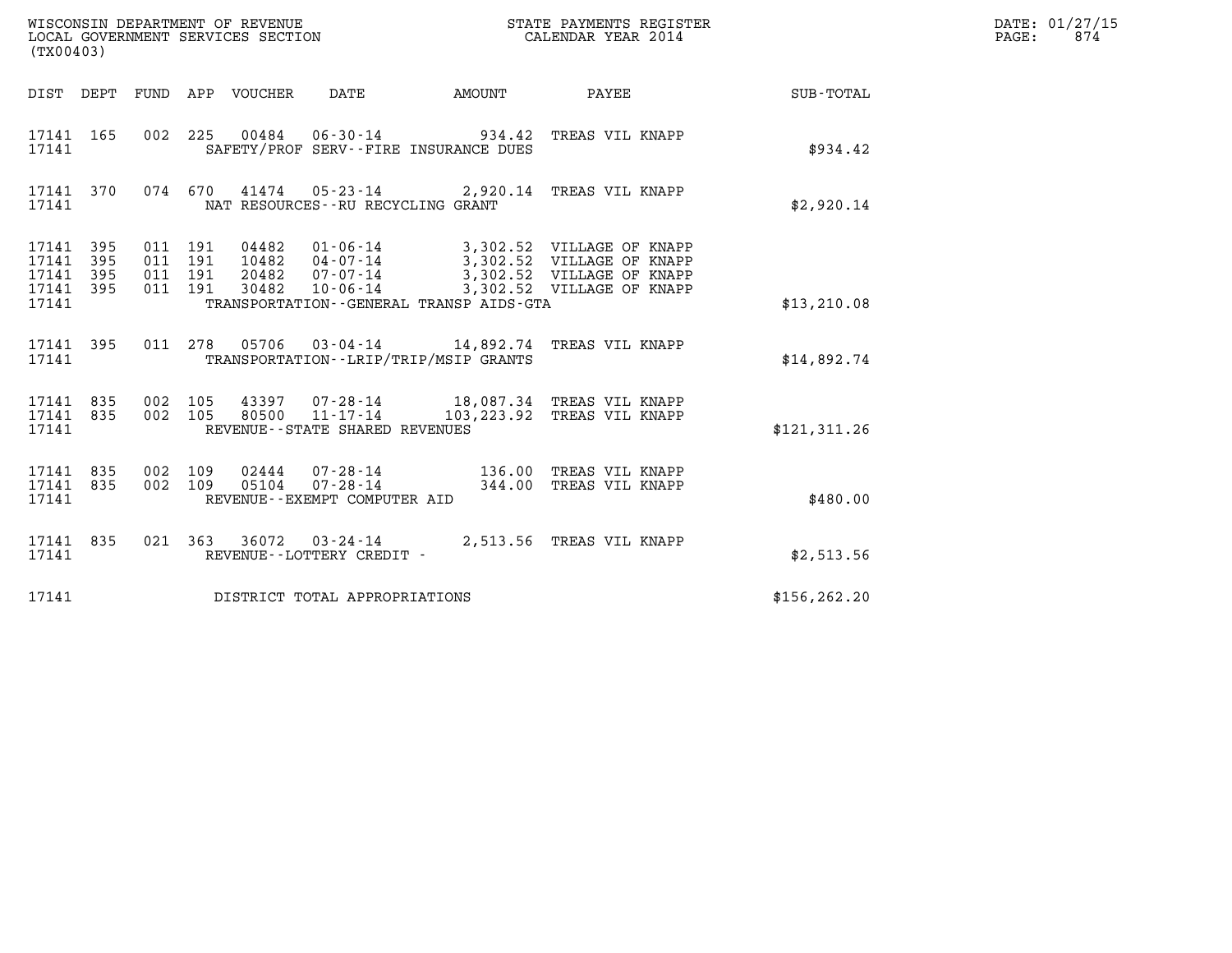WISCONSIN DEPARTMENT OF REVENUE
LOCAL GOVERNMENT SERVICES SECTION
(TX00403)

STATE PAYMENTS REGISTER
CALENDAR YEAR 2014

DATE: 01/27/15
PAGE: 874

| DIST | DEPT | FUND | APP | VOUCHER | DATE | AMOUNT | PAYEE | SUB-TOTAL |
|---|---|---|---|---|---|---|---|---|
| 17141 | 165 | 002 | 225 | 00484 | 06-30-14 | 934.42 | TREAS VIL KNAPP | |
| 17141 | | | | | SAFETY/PROF SERV--FIRE INSURANCE DUES | | | $934.42 |
| 17141 | 370 | 074 | 670 | 41474 | 05-23-14 | 2,920.14 | TREAS VIL KNAPP | |
| 17141 | | | | | NAT RESOURCES--RU RECYCLING GRANT | | | $2,920.14 |
| 17141 | 395 | 011 | 191 | 04482 | 01-06-14 | 3,302.52 | VILLAGE OF KNAPP | |
| 17141 | 395 | 011 | 191 | 10482 | 04-07-14 | 3,302.52 | VILLAGE OF KNAPP | |
| 17141 | 395 | 011 | 191 | 20482 | 07-07-14 | 3,302.52 | VILLAGE OF KNAPP | |
| 17141 | 395 | 011 | 191 | 30482 | 10-06-14 | 3,302.52 | VILLAGE OF KNAPP | |
| 17141 | | | | | TRANSPORTATION--GENERAL TRANSP AIDS-GTA | | | $13,210.08 |
| 17141 | 395 | 011 | 278 | 05706 | 03-04-14 | 14,892.74 | TREAS VIL KNAPP | |
| 17141 | | | | | TRANSPORTATION--LRIP/TRIP/MSIP GRANTS | | | $14,892.74 |
| 17141 | 835 | 002 | 105 | 43397 | 07-28-14 | 18,087.34 | TREAS VIL KNAPP | |
| 17141 | 835 | 002 | 105 | 80500 | 11-17-14 | 103,223.92 | TREAS VIL KNAPP | |
| 17141 | | | | | REVENUE--STATE SHARED REVENUES | | | $121,311.26 |
| 17141 | 835 | 002 | 109 | 02444 | 07-28-14 | 136.00 | TREAS VIL KNAPP | |
| 17141 | 835 | 002 | 109 | 05104 | 07-28-14 | 344.00 | TREAS VIL KNAPP | |
| 17141 | | | | | REVENUE--EXEMPT COMPUTER AID | | | $480.00 |
| 17141 | 835 | 021 | 363 | 36072 | 03-24-14 | 2,513.56 | TREAS VIL KNAPP | |
| 17141 | | | | | REVENUE--LOTTERY CREDIT - | | | $2,513.56 |
| 17141 | | | | | DISTRICT TOTAL APPROPRIATIONS | | | $156,262.20 |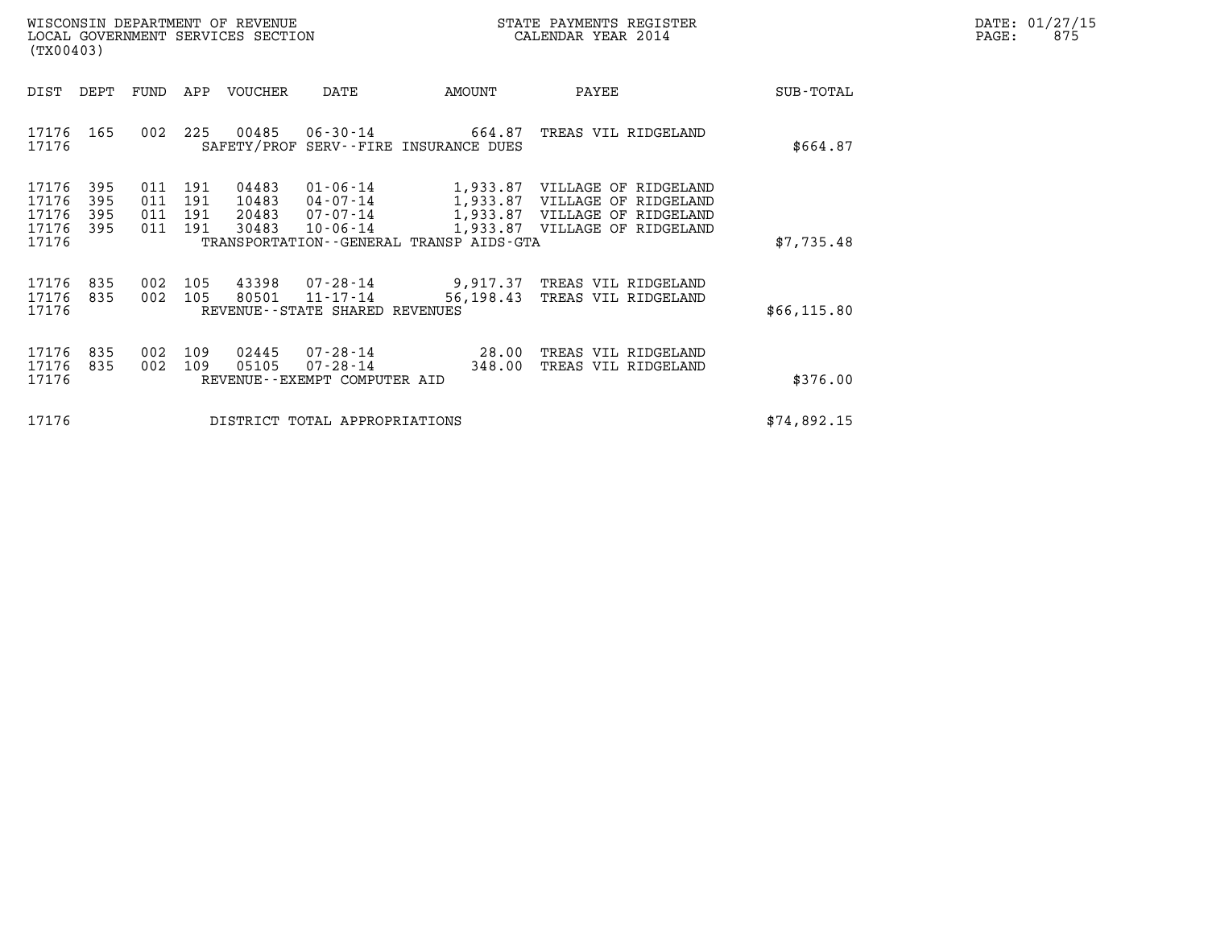WISCONSIN DEPARTMENT OF REVENUE
LOCAL GOVERNMENT SERVICES SECTION
(TX00403)

STATE PAYMENTS REGISTER
CALENDAR YEAR 2014

DATE: 01/27/15
PAGE: 875

| DIST | DEPT | FUND | APP | VOUCHER | DATE | AMOUNT | PAYEE | SUB-TOTAL |
|---|---|---|---|---|---|---|---|---|
| 17176 | 165 | 002 | 225 | 00485 | 06-30-14 | 664.87 | TREAS VIL RIDGELAND | |
| 17176 | | | | | SAFETY/PROF SERV--FIRE INSURANCE DUES | | | $664.87 |
| 17176 | 395 | 011 | 191 | 04483 | 01-06-14 | 1,933.87 | VILLAGE OF RIDGELAND | |
| 17176 | 395 | 011 | 191 | 10483 | 04-07-14 | 1,933.87 | VILLAGE OF RIDGELAND | |
| 17176 | 395 | 011 | 191 | 20483 | 07-07-14 | 1,933.87 | VILLAGE OF RIDGELAND | |
| 17176 | 395 | 011 | 191 | 30483 | 10-06-14 | 1,933.87 | VILLAGE OF RIDGELAND | |
| 17176 | | | | | TRANSPORTATION--GENERAL TRANSP AIDS-GTA | | | $7,735.48 |
| 17176 | 835 | 002 | 105 | 43398 | 07-28-14 | 9,917.37 | TREAS VIL RIDGELAND | |
| 17176 | 835 | 002 | 105 | 80501 | 11-17-14 | 56,198.43 | TREAS VIL RIDGELAND | |
| 17176 | | | | | REVENUE--STATE SHARED REVENUES | | | $66,115.80 |
| 17176 | 835 | 002 | 109 | 02445 | 07-28-14 | 28.00 | TREAS VIL RIDGELAND | |
| 17176 | 835 | 002 | 109 | 05105 | 07-28-14 | 348.00 | TREAS VIL RIDGELAND | |
| 17176 | | | | | REVENUE--EXEMPT COMPUTER AID | | | $376.00 |
| 17176 | | | | | DISTRICT TOTAL APPROPRIATIONS | | | $74,892.15 |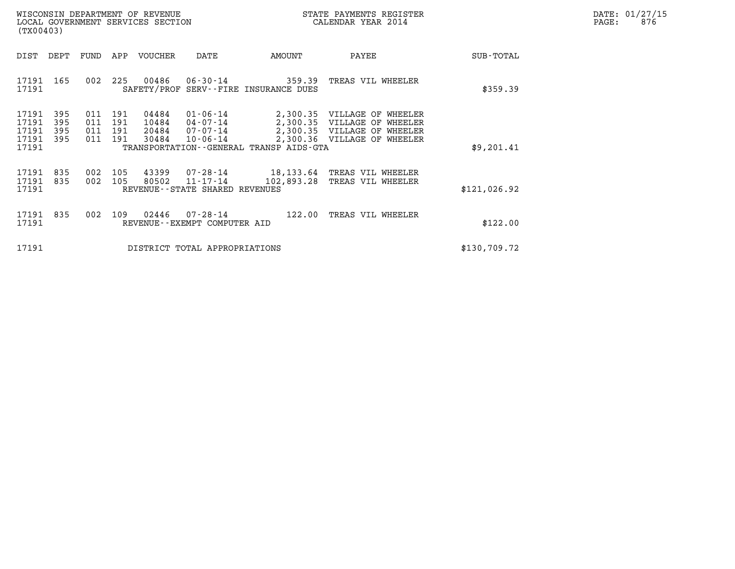WISCONSIN DEPARTMENT OF REVENUE
LOCAL GOVERNMENT SERVICES SECTION
(TX00403)

STATE PAYMENTS REGISTER
CALENDAR YEAR 2014

DATE: 01/27/15
PAGE: 876

| DIST | DEPT | FUND | APP | VOUCHER | DATE | AMOUNT | PAYEE | SUB-TOTAL |
|---|---|---|---|---|---|---|---|---|
| 17191 | 165 | 002 | 225 | 00486 | 06-30-14 | 359.39 | TREAS VIL WHEELER | |
| 17191 | | | | SAFETY/PROF SERV--FIRE INSURANCE DUES | | | | $359.39 |
| 17191 | 395 | 011 | 191 | 04484 | 01-06-14 | 2,300.35 | VILLAGE OF WHEELER | |
| 17191 | 395 | 011 | 191 | 10484 | 04-07-14 | 2,300.35 | VILLAGE OF WHEELER | |
| 17191 | 395 | 011 | 191 | 20484 | 07-07-14 | 2,300.35 | VILLAGE OF WHEELER | |
| 17191 | 395 | 011 | 191 | 30484 | 10-06-14 | 2,300.36 | VILLAGE OF WHEELER | |
| 17191 | | | | TRANSPORTATION--GENERAL TRANSP AIDS-GTA | | | | $9,201.41 |
| 17191 | 835 | 002 | 105 | 43399 | 07-28-14 | 18,133.64 | TREAS VIL WHEELER | |
| 17191 | 835 | 002 | 105 | 80502 | 11-17-14 | 102,893.28 | TREAS VIL WHEELER | |
| 17191 | | | | REVENUE--STATE SHARED REVENUES | | | | $121,026.92 |
| 17191 | 835 | 002 | 109 | 02446 | 07-28-14 | 122.00 | TREAS VIL WHEELER | |
| 17191 | | | | REVENUE--EXEMPT COMPUTER AID | | | | $122.00 |
| 17191 | | | | DISTRICT TOTAL APPROPRIATIONS | | | | $130,709.72 |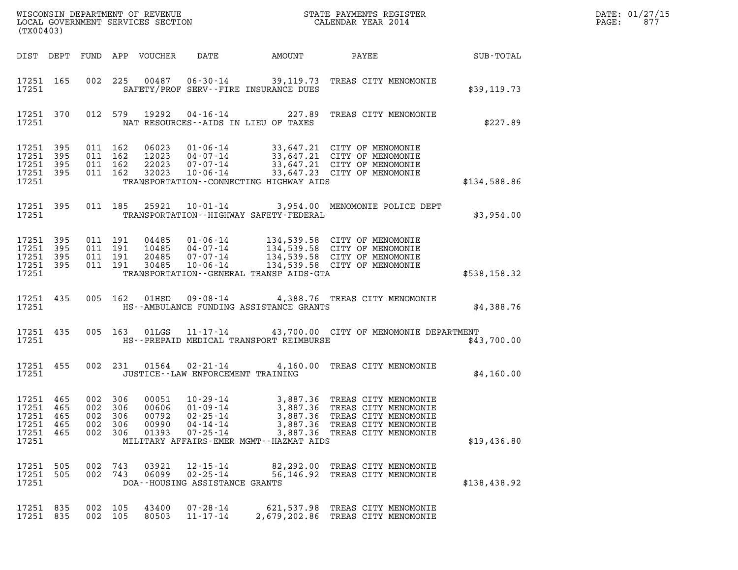WISCONSIN DEPARTMENT OF REVENUE
LOCAL GOVERNMENT SERVICES SECTION
(TX00403)

STATE PAYMENTS REGISTER
CALENDAR YEAR 2014

DATE: 01/27/15

| DIST | DEPT | FUND | APP | VOUCHER | DATE | AMOUNT | PAYEE | SUB-TOTAL |
|---|---|---|---|---|---|---|---|---|
| 17251 | 165 | 002 | 225 | 00487 | 06-30-14 | 39,119.73 | TREAS CITY MENOMONIE | |
| 17251 | | | | | SAFETY/PROF SERV--FIRE INSURANCE DUES | | | $39,119.73 |
| 17251 | 370 | 012 | 579 | 19292 | 04-16-14 | 227.89 | TREAS CITY MENOMONIE | |
| 17251 | | | | | NAT RESOURCES--AIDS IN LIEU OF TAXES | | | $227.89 |
| 17251 | 395 | 011 | 162 | 06023 | 01-06-14 | 33,647.21 | CITY OF MENOMONIE | |
| 17251 | 395 | 011 | 162 | 12023 | 04-07-14 | 33,647.21 | CITY OF MENOMONIE | |
| 17251 | 395 | 011 | 162 | 22023 | 07-07-14 | 33,647.21 | CITY OF MENOMONIE | |
| 17251 | 395 | 011 | 162 | 32023 | 10-06-14 | 33,647.23 | CITY OF MENOMONIE | |
| 17251 | | | | | TRANSPORTATION--CONNECTING HIGHWAY AIDS | | | $134,588.86 |
| 17251 | 395 | 011 | 185 | 25921 | 10-01-14 | 3,954.00 | MENOMONIE POLICE DEPT | |
| 17251 | | | | | TRANSPORTATION--HIGHWAY SAFETY-FEDERAL | | | $3,954.00 |
| 17251 | 395 | 011 | 191 | 04485 | 01-06-14 | 134,539.58 | CITY OF MENOMONIE | |
| 17251 | 395 | 011 | 191 | 10485 | 04-07-14 | 134,539.58 | CITY OF MENOMONIE | |
| 17251 | 395 | 011 | 191 | 20485 | 07-07-14 | 134,539.58 | CITY OF MENOMONIE | |
| 17251 | 395 | 011 | 191 | 30485 | 10-06-14 | 134,539.58 | CITY OF MENOMONIE | |
| 17251 | | | | | TRANSPORTATION--GENERAL TRANSP AIDS-GTA | | | $538,158.32 |
| 17251 | 435 | 005 | 162 | 01HSD | 09-08-14 | 4,388.76 | TREAS CITY MENOMONIE | |
| 17251 | | | | | HS--AMBULANCE FUNDING ASSISTANCE GRANTS | | | $4,388.76 |
| 17251 | 435 | 005 | 163 | 01LGS | 11-17-14 | 43,700.00 | CITY OF MENOMONIE DEPARTMENT | |
| 17251 | | | | | HS--PREPAID MEDICAL TRANSPORT REIMBURSE | | | $43,700.00 |
| 17251 | 455 | 002 | 231 | 01564 | 02-21-14 | 4,160.00 | TREAS CITY MENOMONIE | |
| 17251 | | | | | JUSTICE--LAW ENFORCEMENT TRAINING | | | $4,160.00 |
| 17251 | 465 | 002 | 306 | 00051 | 10-29-14 | 3,887.36 | TREAS CITY MENOMONIE | |
| 17251 | 465 | 002 | 306 | 00606 | 01-09-14 | 3,887.36 | TREAS CITY MENOMONIE | |
| 17251 | 465 | 002 | 306 | 00792 | 02-25-14 | 3,887.36 | TREAS CITY MENOMONIE | |
| 17251 | 465 | 002 | 306 | 00990 | 04-14-14 | 3,887.36 | TREAS CITY MENOMONIE | |
| 17251 | 465 | 002 | 306 | 01393 | 07-25-14 | 3,887.36 | TREAS CITY MENOMONIE | |
| 17251 | | | | | MILITARY AFFAIRS-EMER MGMT--HAZMAT AIDS | | | $19,436.80 |
| 17251 | 505 | 002 | 743 | 03921 | 12-15-14 | 82,292.00 | TREAS CITY MENOMONIE | |
| 17251 | 505 | 002 | 743 | 06099 | 02-25-14 | 56,146.92 | TREAS CITY MENOMONIE | |
| 17251 | | | | | DOA--HOUSING ASSISTANCE GRANTS | | | $138,438.92 |
| 17251 | 835 | 002 | 105 | 43400 | 07-28-14 | 621,537.98 | TREAS CITY MENOMONIE | |
| 17251 | 835 | 002 | 105 | 80503 | 11-17-14 | 2,679,202.86 | TREAS CITY MENOMONIE | |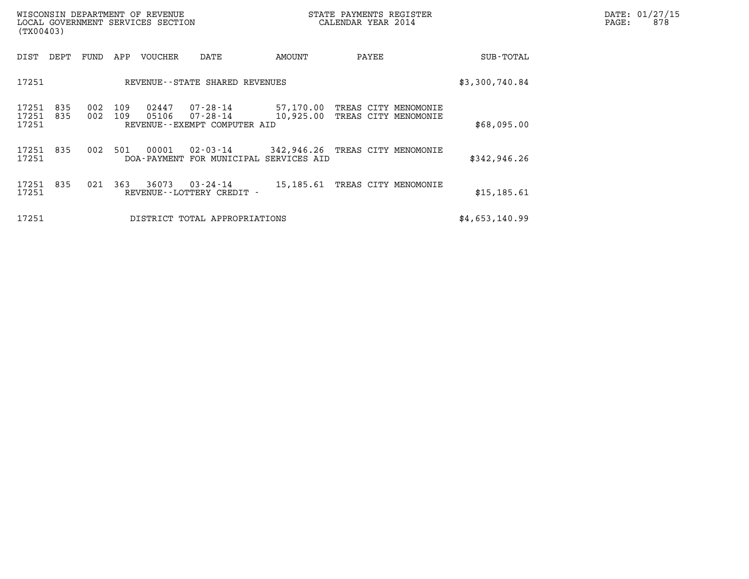WISCONSIN DEPARTMENT OF REVENUE
LOCAL GOVERNMENT SERVICES SECTION
(TX00403)

STATE PAYMENTS REGISTER
CALENDAR YEAR 2014

DATE: 01/27/15
PAGE: 878

| DIST | DEPT | FUND | APP | VOUCHER | DATE | AMOUNT | PAYEE | SUB-TOTAL |
|---|---|---|---|---|---|---|---|---|
| 17251 | | | | REVENUE--STATE SHARED REVENUES | | | | $3,300,740.84 |
| 17251 | 835 | 002 | 109 | 02447 | 07-28-14 | 57,170.00 | TREAS CITY MENOMONIE | |
| 17251 | 835 | 002 | 109 | 05106 | 07-28-14 | 10,925.00 | TREAS CITY MENOMONIE | |
| 17251 | | | | REVENUE--EXEMPT COMPUTER AID | | | | $68,095.00 |
| 17251 | 835 | 002 | 501 | 00001 | 02-03-14 | 342,946.26 | TREAS CITY MENOMONIE | |
| 17251 | | | | DOA-PAYMENT FOR MUNICIPAL SERVICES AID | | | | $342,946.26 |
| 17251 | 835 | 021 | 363 | 36073 | 03-24-14 | 15,185.61 | TREAS CITY MENOMONIE | |
| 17251 | | | | REVENUE--LOTTERY CREDIT - | | | | $15,185.61 |
| 17251 | | | | DISTRICT TOTAL APPROPRIATIONS | | | | $4,653,140.99 |